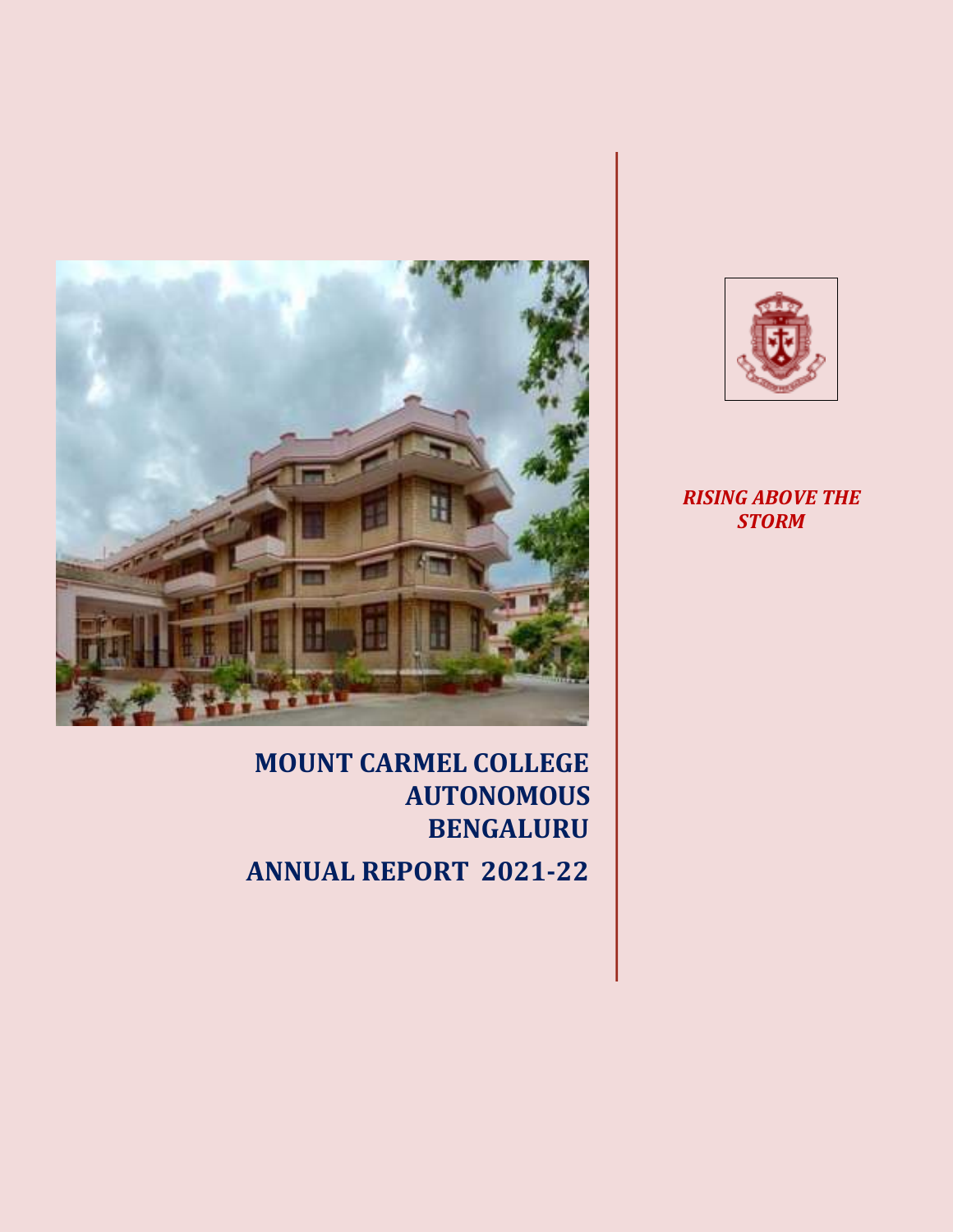*RISING ABOVE THE STORM*

# MOUNT CARMEL COLLEGE AUTONOMOUS BENGALURU

# ANNUAL REPORT 2021-22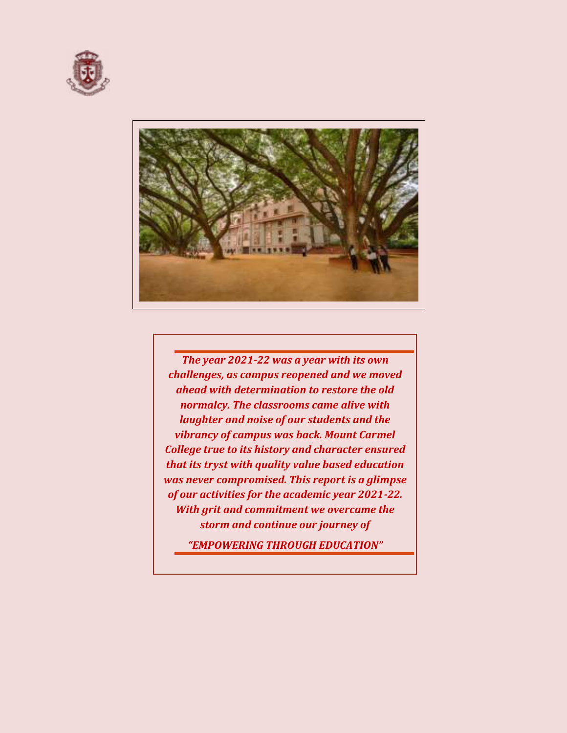***The year 2021-22 was a year with its own challenges, as campus reopened and we moved ahead with determination to restore the old normalcy. The classrooms came alive with laughter and noise of our students and the vibrancy of campus was back. Mount Carmel College true to its history and character ensured that its tryst with quality value based education was never compromised. This report is a glimpse of our activities for the academic year 2021-22. With grit and commitment we overcame the storm and continue our journey of***

***"EMPOWERING THROUGH EDUCATION"***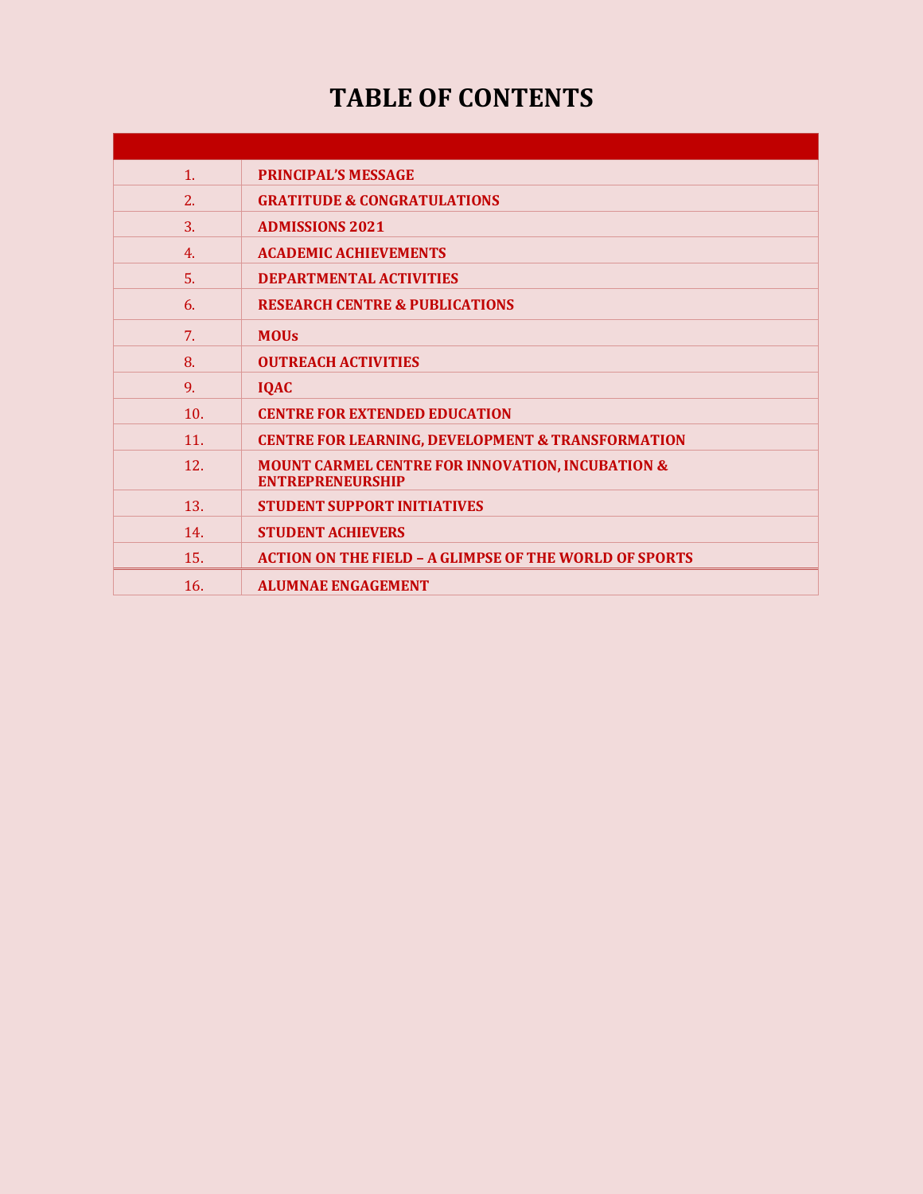# TABLE OF CONTENTS

| | |
|---|---|
| 1. | **PRINCIPAL'S MESSAGE** |
| 2. | **GRATITUDE & CONGRATULATIONS** |
| 3. | **ADMISSIONS 2021** |
| 4. | **ACADEMIC ACHIEVEMENTS** |
| 5. | **DEPARTMENTAL ACTIVITIES** |
| 6. | **RESEARCH CENTRE & PUBLICATIONS** |
| 7. | **MOUs** |
| 8. | **OUTREACH ACTIVITIES** |
| 9. | **IQAC** |
| 10. | **CENTRE FOR EXTENDED EDUCATION** |
| 11. | **CENTRE FOR LEARNING, DEVELOPMENT & TRANSFORMATION** |
| 12. | **MOUNT CARMEL CENTRE FOR INNOVATION, INCUBATION & ENTREPRENEURSHIP** |
| 13. | **STUDENT SUPPORT INITIATIVES** |
| 14. | **STUDENT ACHIEVERS** |
| 15. | **ACTION ON THE FIELD – A GLIMPSE OF THE WORLD OF SPORTS** |
| 16. | **ALUMNAE ENGAGEMENT** |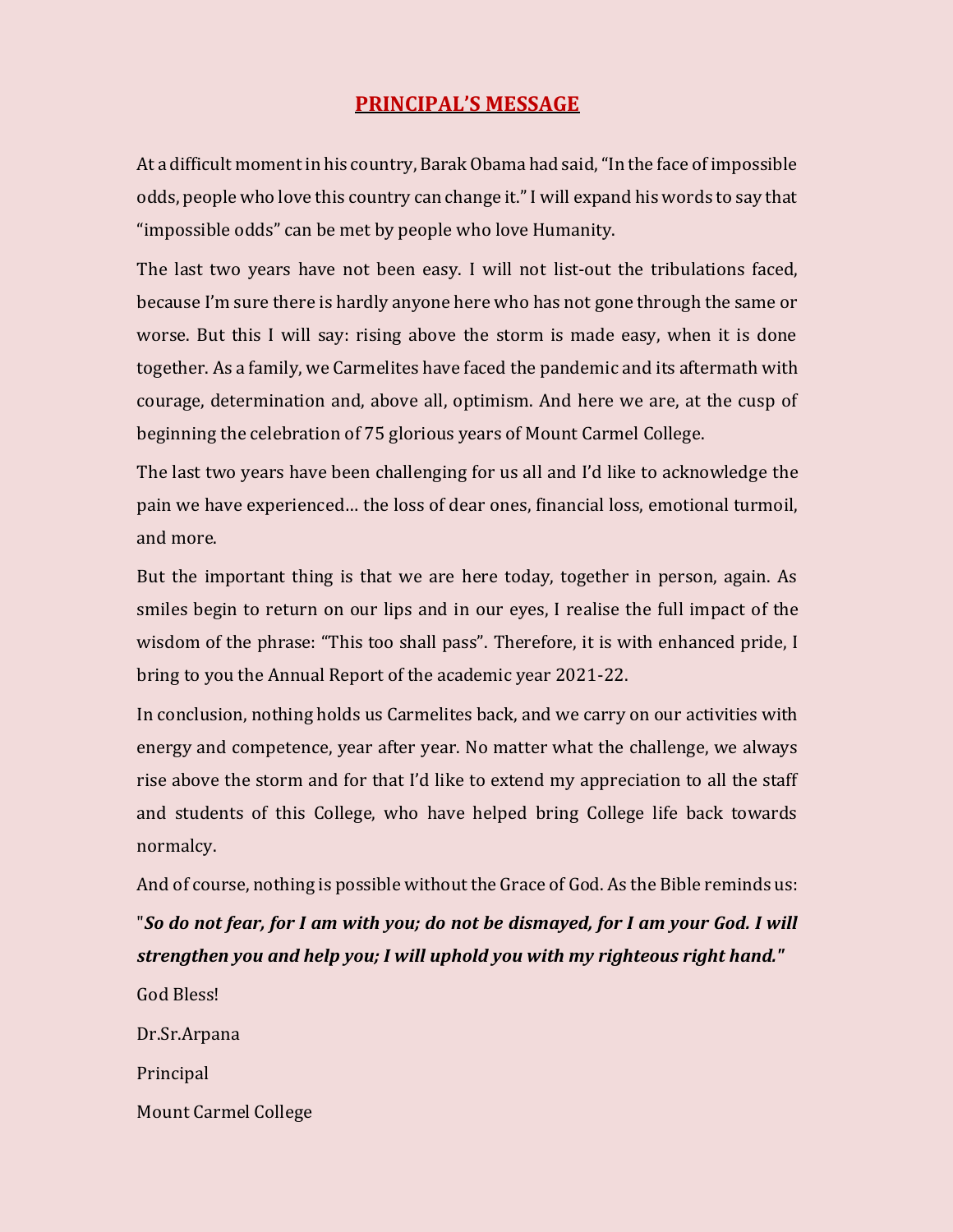# PRINCIPAL'S MESSAGE

At a difficult moment in his country, Barak Obama had said, "In the face of impossible odds, people who love this country can change it." I will expand his words to say that "impossible odds" can be met by people who love Humanity.

The last two years have not been easy. I will not list-out the tribulations faced, because I'm sure there is hardly anyone here who has not gone through the same or worse. But this I will say: rising above the storm is made easy, when it is done together. As a family, we Carmelites have faced the pandemic and its aftermath with courage, determination and, above all, optimism. And here we are, at the cusp of beginning the celebration of 75 glorious years of Mount Carmel College.

The last two years have been challenging for us all and I'd like to acknowledge the pain we have experienced… the loss of dear ones, financial loss, emotional turmoil, and more.

But the important thing is that we are here today, together in person, again. As smiles begin to return on our lips and in our eyes, I realise the full impact of the wisdom of the phrase: "This too shall pass". Therefore, it is with enhanced pride, I bring to you the Annual Report of the academic year 2021-22.

In conclusion, nothing holds us Carmelites back, and we carry on our activities with energy and competence, year after year. No matter what the challenge, we always rise above the storm and for that I'd like to extend my appreciation to all the staff and students of this College, who have helped bring College life back towards normalcy.

And of course, nothing is possible without the Grace of God. As the Bible reminds us:

"***So do not fear, for I am with you; do not be dismayed, for I am your God. I will strengthen you and help you; I will uphold you with my righteous right hand."***

God Bless!

Dr.Sr.Arpana

Principal

Mount Carmel College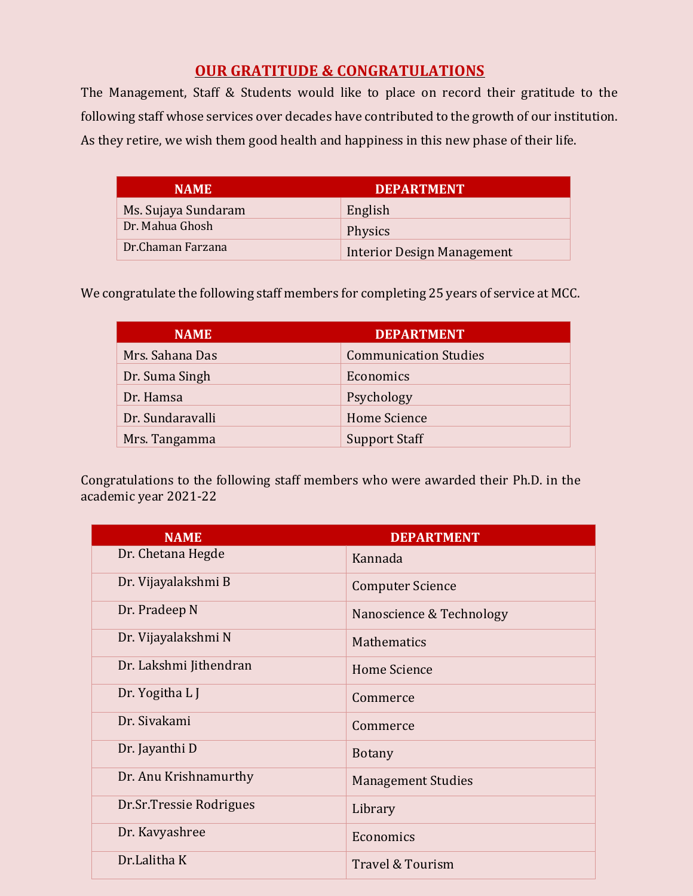## OUR GRATITUDE & CONGRATULATIONS

The Management, Staff & Students would like to place on record their gratitude to the following staff whose services over decades have contributed to the growth of our institution. As they retire, we wish them good health and happiness in this new phase of their life.

| NAME | DEPARTMENT |
|---|---|
| Ms. Sujaya Sundaram | English |
| Dr. Mahua Ghosh | Physics |
| Dr.Chaman Farzana | Interior Design Management |

We congratulate the following staff members for completing 25 years of service at MCC.

| NAME | DEPARTMENT |
|---|---|
| Mrs. Sahana Das | Communication Studies |
| Dr. Suma Singh | Economics |
| Dr. Hamsa | Psychology |
| Dr. Sundaravalli | Home Science |
| Mrs. Tangamma | Support Staff |

Congratulations to the following staff members who were awarded their Ph.D. in the academic year 2021-22

| NAME | DEPARTMENT |
|---|---|
| Dr. Chetana Hegde | Kannada |
| Dr. Vijayalakshmi B | Computer Science |
| Dr. Pradeep N | Nanoscience & Technology |
| Dr. Vijayalakshmi N | Mathematics |
| Dr. Lakshmi Jithendran | Home Science |
| Dr. Yogitha L J | Commerce |
| Dr. Sivakami | Commerce |
| Dr. Jayanthi D | Botany |
| Dr. Anu Krishnamurthy | Management Studies |
| Dr.Sr.Tressie Rodrigues | Library |
| Dr. Kavyashree | Economics |
| Dr.Lalitha K | Travel & Tourism |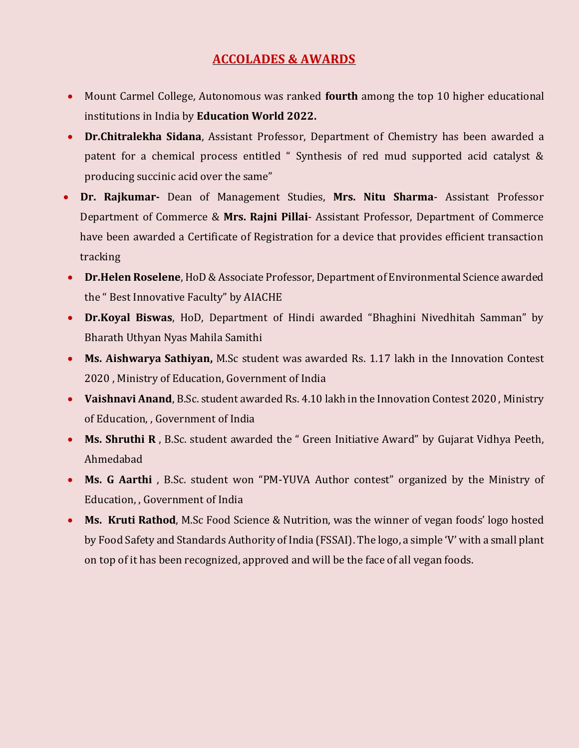## ACCOLADES & AWARDS

- Mount Carmel College, Autonomous was ranked **fourth** among the top 10 higher educational institutions in India by **Education World 2022.**
- **Dr.Chitralekha Sidana**, Assistant Professor, Department of Chemistry has been awarded a patent for a chemical process entitled " Synthesis of red mud supported acid catalyst & producing succinic acid over the same"
- **Dr. Rajkumar-** Dean of Management Studies, **Mrs. Nitu Sharma**- Assistant Professor Department of Commerce & **Mrs. Rajni Pillai**- Assistant Professor, Department of Commerce have been awarded a Certificate of Registration for a device that provides efficient transaction tracking
- **Dr.Helen Roselene**, HoD & Associate Professor, Department of Environmental Science awarded the " Best Innovative Faculty" by AIACHE
- **Dr.Koyal Biswas**, HoD, Department of Hindi awarded "Bhaghini Nivedhitah Samman" by Bharath Uthyan Nyas Mahila Samithi
- **Ms. Aishwarya Sathiyan,** M.Sc student was awarded Rs. 1.17 lakh in the Innovation Contest 2020 , Ministry of Education, Government of India
- **Vaishnavi Anand**, B.Sc. student awarded Rs. 4.10 lakh in the Innovation Contest 2020 , Ministry of Education, , Government of India
- **Ms. Shruthi R** , B.Sc. student awarded the " Green Initiative Award" by Gujarat Vidhya Peeth, Ahmedabad
- **Ms. G Aarthi** , B.Sc. student won "PM-YUVA Author contest" organized by the Ministry of Education, , Government of India
- **Ms. Kruti Rathod**, M.Sc Food Science & Nutrition, was the winner of vegan foods' logo hosted by Food Safety and Standards Authority of India (FSSAI). The logo, a simple 'V' with a small plant on top of it has been recognized, approved and will be the face of all vegan foods.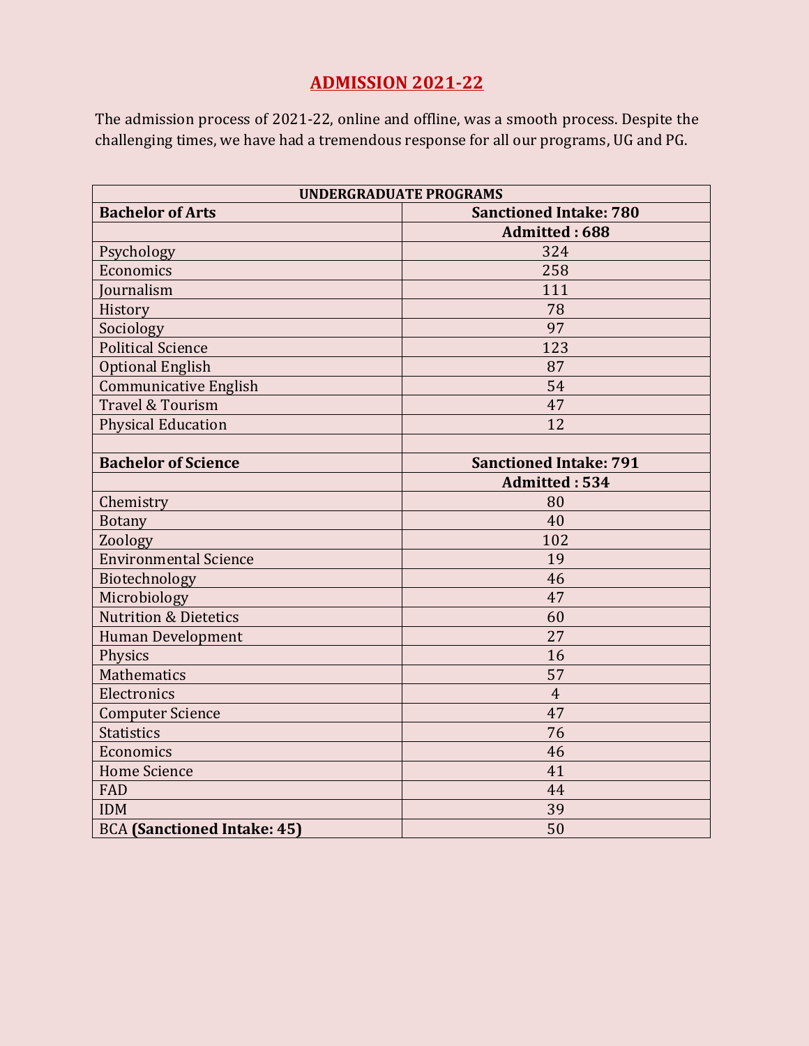## ADMISSION 2021-22

The admission process of 2021-22, online and offline, was a smooth process. Despite the challenging times, we have had a tremendous response for all our programs, UG and PG.

| UNDERGRADUATE PROGRAMS | |
|---|---|
| **Bachelor of Arts** | **Sanctioned Intake: 780** |
| | **Admitted : 688** |
| Psychology | 324 |
| Economics | 258 |
| Journalism | 111 |
| History | 78 |
| Sociology | 97 |
| Political Science | 123 |
| Optional English | 87 |
| Communicative English | 54 |
| Travel & Tourism | 47 |
| Physical Education | 12 |
| | |
| **Bachelor of Science** | **Sanctioned Intake: 791** |
| | **Admitted : 534** |
| Chemistry | 80 |
| Botany | 40 |
| Zoology | 102 |
| Environmental Science | 19 |
| Biotechnology | 46 |
| Microbiology | 47 |
| Nutrition & Dietetics | 60 |
| Human Development | 27 |
| Physics | 16 |
| Mathematics | 57 |
| Electronics | 4 |
| Computer Science | 47 |
| Statistics | 76 |
| Economics | 46 |
| Home Science | 41 |
| FAD | 44 |
| IDM | 39 |
| BCA **(Sanctioned Intake: 45)** | 50 |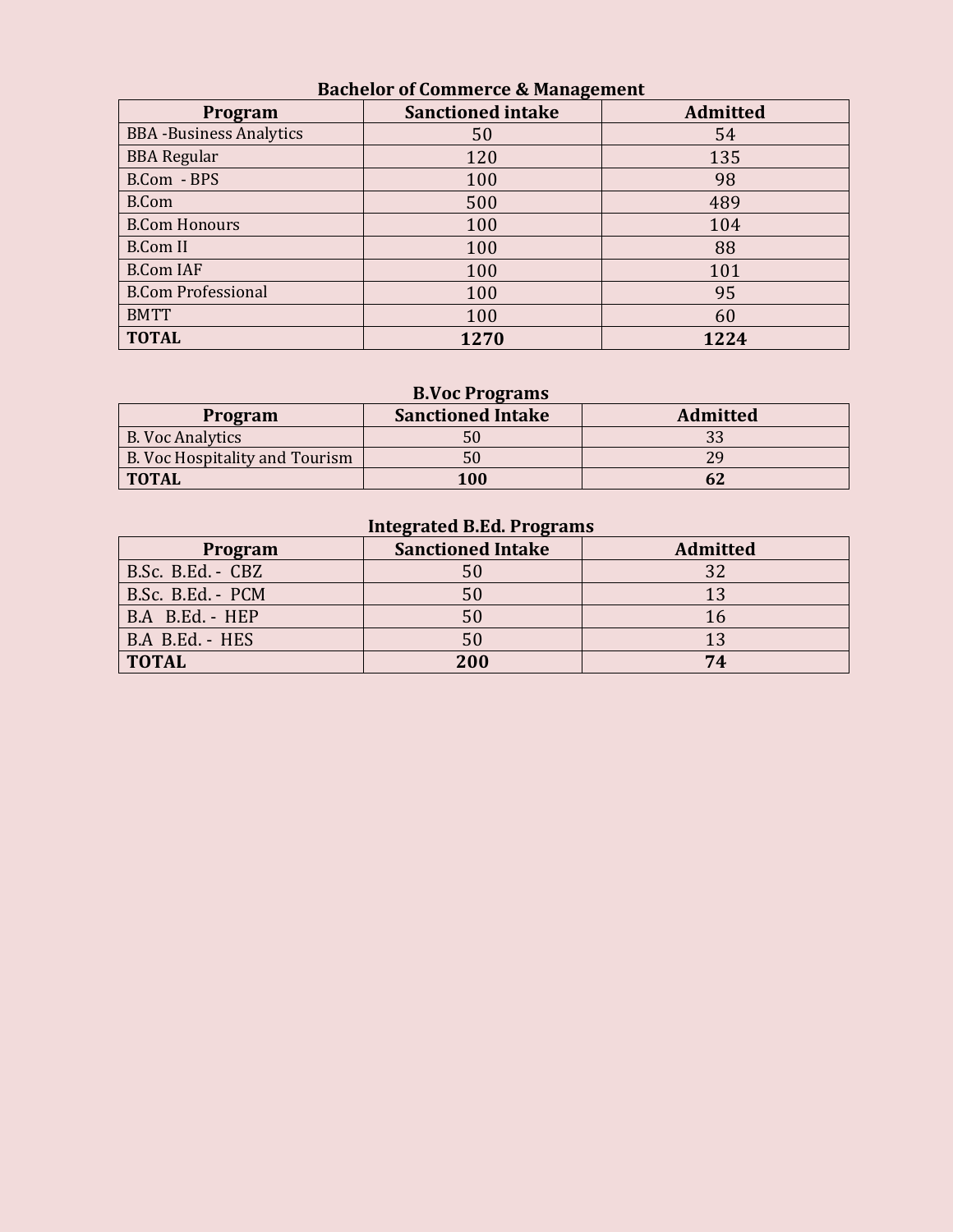### Bachelor of Commerce & Management

| Program | Sanctioned intake | Admitted |
|---|---|---|
| BBA -Business Analytics | 50 | 54 |
| BBA Regular | 120 | 135 |
| B.Com - BPS | 100 | 98 |
| B.Com | 500 | 489 |
| B.Com Honours | 100 | 104 |
| B.Com II | 100 | 88 |
| B.Com IAF | 100 | 101 |
| B.Com Professional | 100 | 95 |
| BMTT | 100 | 60 |
| **TOTAL** | **1270** | **1224** |

### B.Voc Programs

| Program | Sanctioned Intake | Admitted |
|---|---|---|
| B. Voc Analytics | 50 | 33 |
| B. Voc Hospitality and Tourism | 50 | 29 |
| **TOTAL** | **100** | **62** |

### Integrated B.Ed. Programs

| Program | Sanctioned Intake | Admitted |
|---|---|---|
| B.Sc. B.Ed. - CBZ | 50 | 32 |
| B.Sc. B.Ed. - PCM | 50 | 13 |
| B.A B.Ed. - HEP | 50 | 16 |
| B.A B.Ed. - HES | 50 | 13 |
| **TOTAL** | **200** | **74** |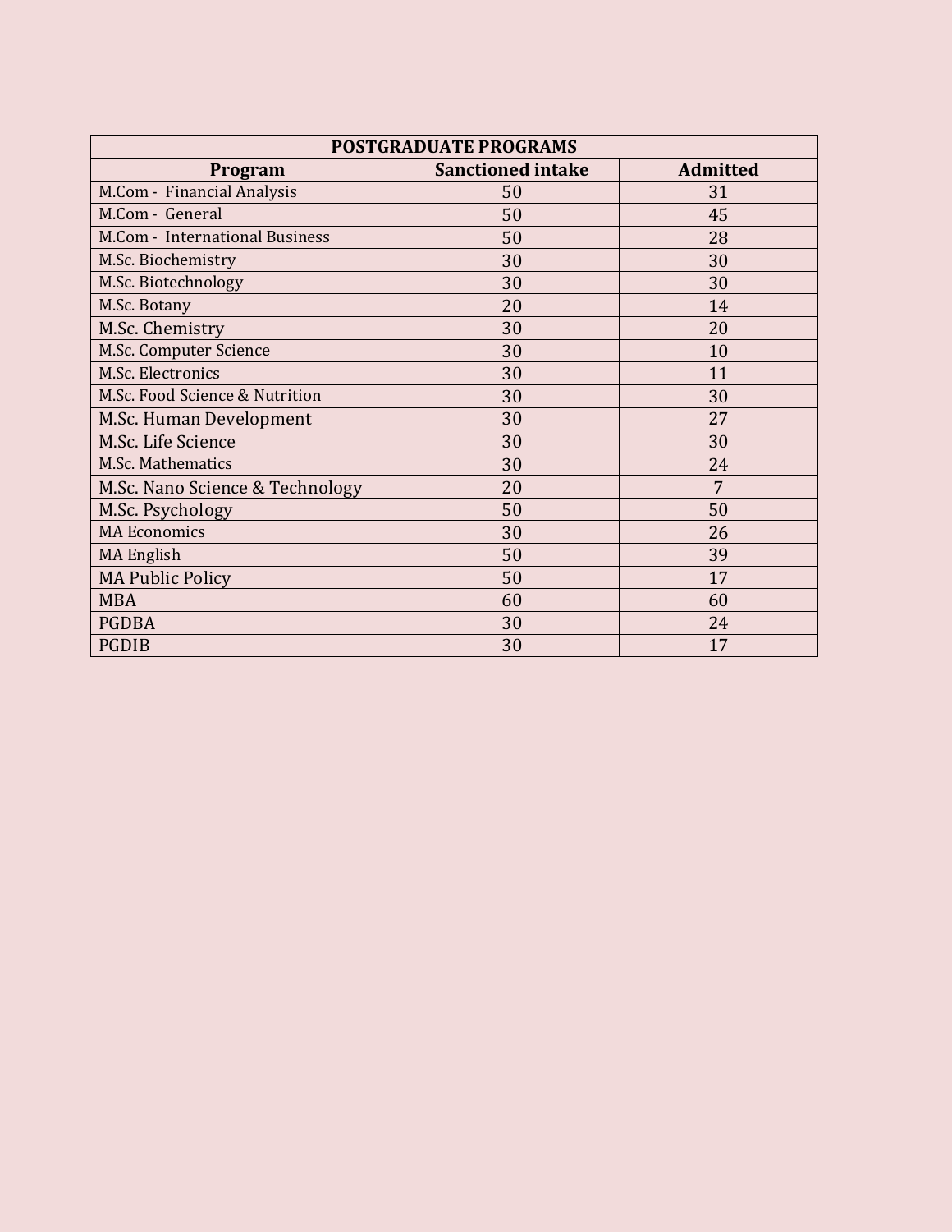| POSTGRADUATE PROGRAMS | | |
|---|---|---|
| **Program** | **Sanctioned intake** | **Admitted** |
| M.Com - Financial Analysis | 50 | 31 |
| M.Com - General | 50 | 45 |
| M.Com - International Business | 50 | 28 |
| M.Sc. Biochemistry | 30 | 30 |
| M.Sc. Biotechnology | 30 | 30 |
| M.Sc. Botany | 20 | 14 |
| M.Sc. Chemistry | 30 | 20 |
| M.Sc. Computer Science | 30 | 10 |
| M.Sc. Electronics | 30 | 11 |
| M.Sc. Food Science & Nutrition | 30 | 30 |
| M.Sc. Human Development | 30 | 27 |
| M.Sc. Life Science | 30 | 30 |
| M.Sc. Mathematics | 30 | 24 |
| M.Sc. Nano Science & Technology | 20 | 7 |
| M.Sc. Psychology | 50 | 50 |
| MA Economics | 30 | 26 |
| MA English | 50 | 39 |
| MA Public Policy | 50 | 17 |
| MBA | 60 | 60 |
| PGDBA | 30 | 24 |
| PGDIB | 30 | 17 |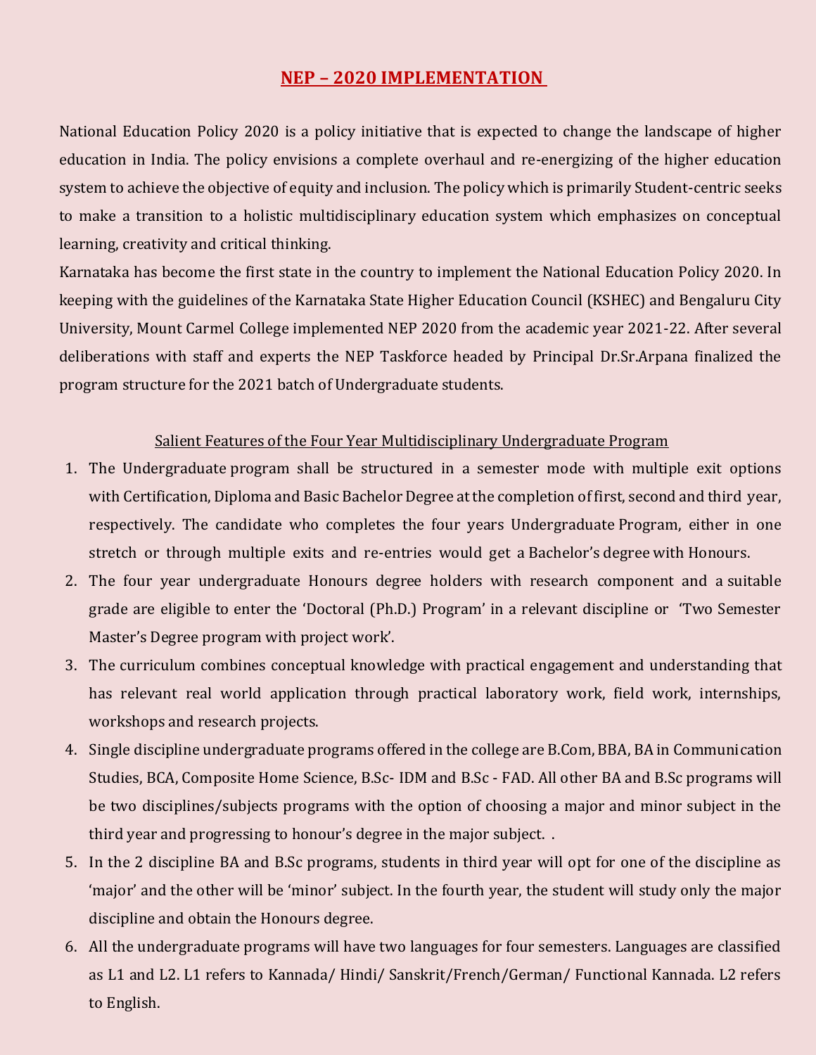# NEP – 2020 IMPLEMENTATION

National Education Policy 2020 is a policy initiative that is expected to change the landscape of higher education in India. The policy envisions a complete overhaul and re-energizing of the higher education system to achieve the objective of equity and inclusion. The policy which is primarily Student-centric seeks to make a transition to a holistic multidisciplinary education system which emphasizes on conceptual learning, creativity and critical thinking.

Karnataka has become the first state in the country to implement the National Education Policy 2020. In keeping with the guidelines of the Karnataka State Higher Education Council (KSHEC) and Bengaluru City University, Mount Carmel College implemented NEP 2020 from the academic year 2021-22. After several deliberations with staff and experts the NEP Taskforce headed by Principal Dr.Sr.Arpana finalized the program structure for the 2021 batch of Undergraduate students.

## Salient Features of the Four Year Multidisciplinary Undergraduate Program

1. The Undergraduate program shall be structured in a semester mode with multiple exit options with Certification, Diploma and Basic Bachelor Degree at the completion of first, second and third year, respectively. The candidate who completes the four years Undergraduate Program, either in one stretch or through multiple exits and re-entries would get a Bachelor's degree with Honours.
2. The four year undergraduate Honours degree holders with research component and a suitable grade are eligible to enter the 'Doctoral (Ph.D.) Program' in a relevant discipline or 'Two Semester Master's Degree program with project work'.
3. The curriculum combines conceptual knowledge with practical engagement and understanding that has relevant real world application through practical laboratory work, field work, internships, workshops and research projects.
4. Single discipline undergraduate programs offered in the college are B.Com, BBA, BA in Communication Studies, BCA, Composite Home Science, B.Sc- IDM and B.Sc - FAD. All other BA and B.Sc programs will be two disciplines/subjects programs with the option of choosing a major and minor subject in the third year and progressing to honour's degree in the major subject. .
5. In the 2 discipline BA and B.Sc programs, students in third year will opt for one of the discipline as 'major' and the other will be 'minor' subject. In the fourth year, the student will study only the major discipline and obtain the Honours degree.
6. All the undergraduate programs will have two languages for four semesters. Languages are classified as L1 and L2. L1 refers to Kannada/ Hindi/ Sanskrit/French/German/ Functional Kannada. L2 refers to English.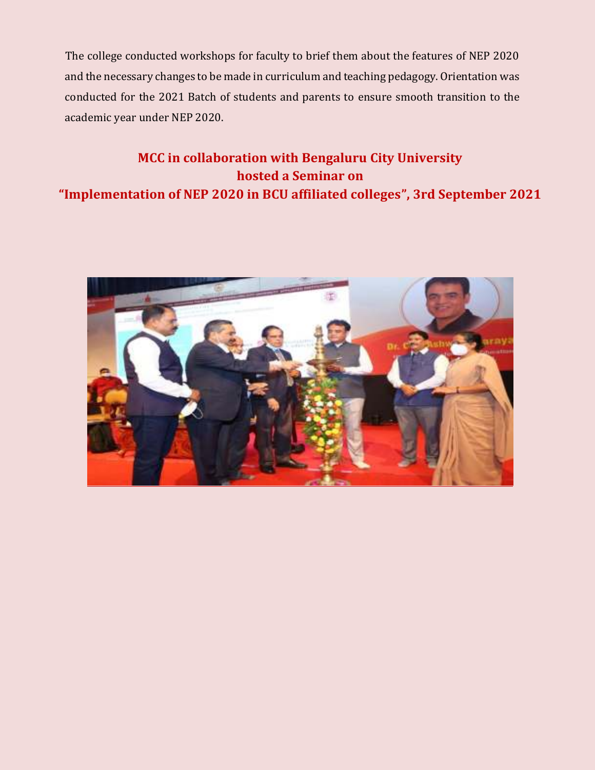The college conducted workshops for faculty to brief them about the features of NEP 2020 and the necessary changes to be made in curriculum and teaching pedagogy. Orientation was conducted for the 2021 Batch of students and parents to ensure smooth transition to the academic year under NEP 2020.

## MCC in collaboration with Bengaluru City University hosted a Seminar on "Implementation of NEP 2020 in BCU affiliated colleges", 3rd September 2021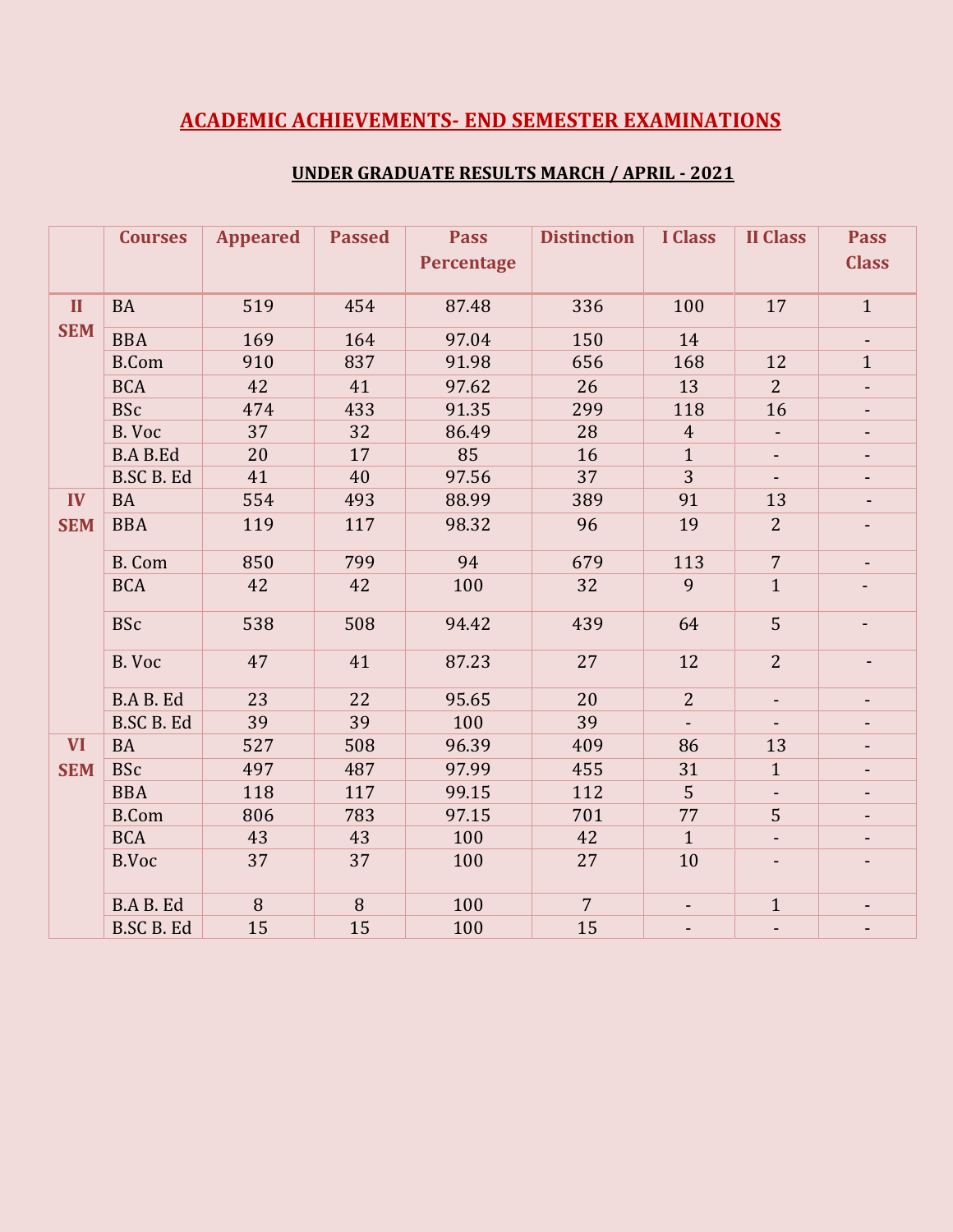## ACADEMIC ACHIEVEMENTS- END SEMESTER EXAMINATIONS

### UNDER GRADUATE RESULTS MARCH / APRIL - 2021

| | Courses | Appeared | Passed | Pass Percentage | Distinction | I Class | II Class | Pass Class |
|---|---|---|---|---|---|---|---|---|
| II SEM | BA | 519 | 454 | 87.48 | 336 | 100 | 17 | 1 |
| | BBA | 169 | 164 | 97.04 | 150 | 14 | | - |
| | B.Com | 910 | 837 | 91.98 | 656 | 168 | 12 | 1 |
| | BCA | 42 | 41 | 97.62 | 26 | 13 | 2 | - |
| | BSc | 474 | 433 | 91.35 | 299 | 118 | 16 | - |
| | B. Voc | 37 | 32 | 86.49 | 28 | 4 | - | - |
| | B.A B.Ed | 20 | 17 | 85 | 16 | 1 | - | - |
| | B.SC B. Ed | 41 | 40 | 97.56 | 37 | 3 | - | - |
| IV SEM | BA | 554 | 493 | 88.99 | 389 | 91 | 13 | - |
| | BBA | 119 | 117 | 98.32 | 96 | 19 | 2 | - |
| | B. Com | 850 | 799 | 94 | 679 | 113 | 7 | - |
| | BCA | 42 | 42 | 100 | 32 | 9 | 1 | - |
| | BSc | 538 | 508 | 94.42 | 439 | 64 | 5 | - |
| | B. Voc | 47 | 41 | 87.23 | 27 | 12 | 2 | - |
| | B.A B. Ed | 23 | 22 | 95.65 | 20 | 2 | - | - |
| | B.SC B. Ed | 39 | 39 | 100 | 39 | - | - | - |
| VI SEM | BA | 527 | 508 | 96.39 | 409 | 86 | 13 | - |
| | BSc | 497 | 487 | 97.99 | 455 | 31 | 1 | - |
| | BBA | 118 | 117 | 99.15 | 112 | 5 | - | - |
| | B.Com | 806 | 783 | 97.15 | 701 | 77 | 5 | - |
| | BCA | 43 | 43 | 100 | 42 | 1 | - | - |
| | B.Voc | 37 | 37 | 100 | 27 | 10 | - | - |
| | B.A B. Ed | 8 | 8 | 100 | 7 | - | 1 | - |
| | B.SC B. Ed | 15 | 15 | 100 | 15 | - | - | - |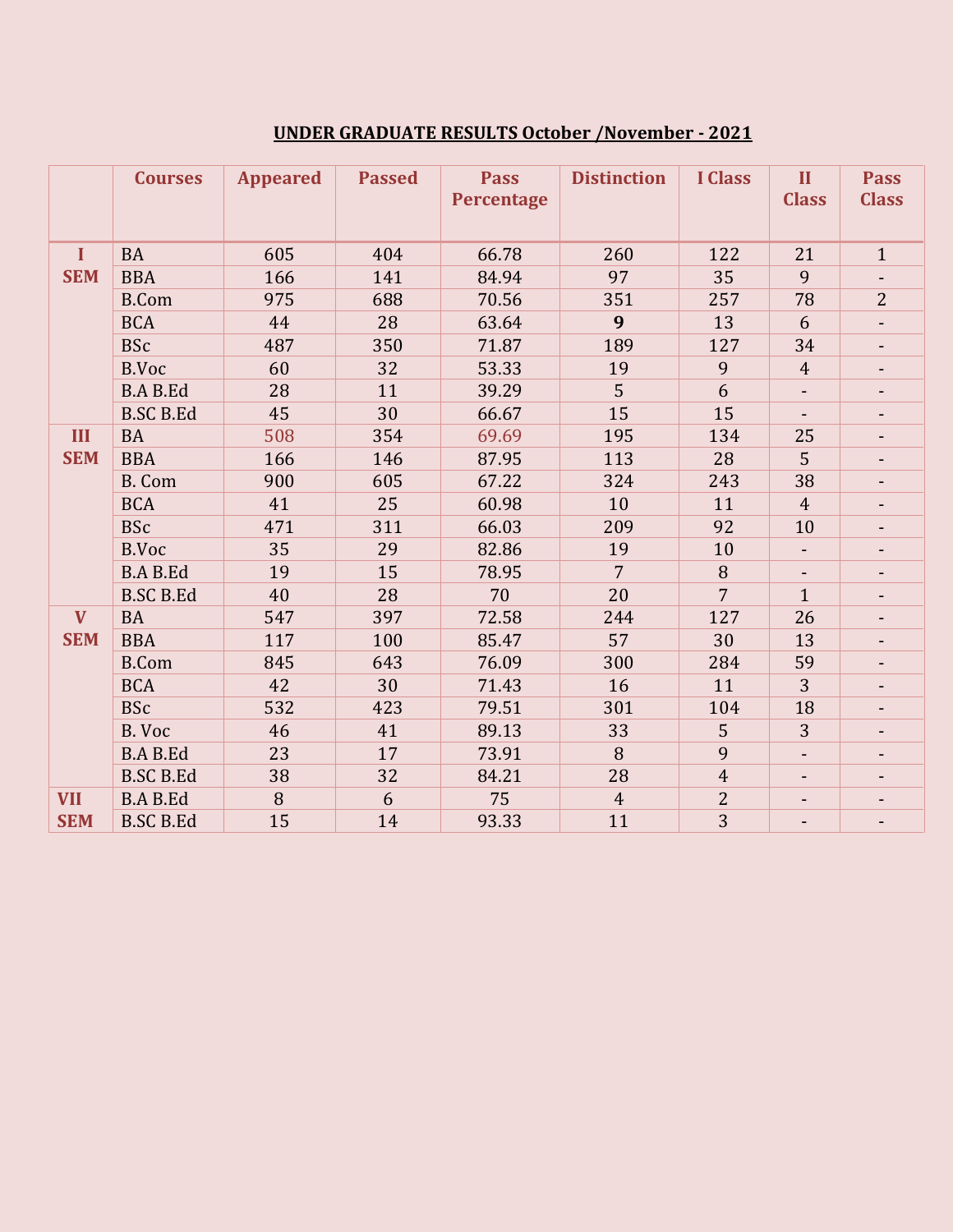## UNDER GRADUATE RESULTS October /November - 2021

| | Courses | Appeared | Passed | Pass Percentage | Distinction | I Class | II Class | Pass Class |
|---|---|---|---|---|---|---|---|---|
| I SEM | BA | 605 | 404 | 66.78 | 260 | 122 | 21 | 1 |
| | BBA | 166 | 141 | 84.94 | 97 | 35 | 9 | - |
| | B.Com | 975 | 688 | 70.56 | 351 | 257 | 78 | 2 |
| | BCA | 44 | 28 | 63.64 | **9** | 13 | 6 | - |
| | BSc | 487 | 350 | 71.87 | 189 | 127 | 34 | - |
| | B.Voc | 60 | 32 | 53.33 | 19 | 9 | 4 | - |
| | B.A B.Ed | 28 | 11 | 39.29 | 5 | 6 | - | - |
| | B.SC B.Ed | 45 | 30 | 66.67 | 15 | 15 | - | - |
| III SEM | BA | 508 | 354 | 69.69 | 195 | 134 | 25 | - |
| | BBA | 166 | 146 | 87.95 | 113 | 28 | 5 | - |
| | B. Com | 900 | 605 | 67.22 | 324 | 243 | 38 | - |
| | BCA | 41 | 25 | 60.98 | 10 | 11 | 4 | - |
| | BSc | 471 | 311 | 66.03 | 209 | 92 | 10 | - |
| | B.Voc | 35 | 29 | 82.86 | 19 | 10 | - | - |
| | B.A B.Ed | 19 | 15 | 78.95 | 7 | 8 | - | - |
| | B.SC B.Ed | 40 | 28 | 70 | 20 | 7 | 1 | - |
| V SEM | BA | 547 | 397 | 72.58 | 244 | 127 | 26 | - |
| | BBA | 117 | 100 | 85.47 | 57 | 30 | 13 | - |
| | B.Com | 845 | 643 | 76.09 | 300 | 284 | 59 | - |
| | BCA | 42 | 30 | 71.43 | 16 | 11 | 3 | - |
| | BSc | 532 | 423 | 79.51 | 301 | 104 | 18 | - |
| | B. Voc | 46 | 41 | 89.13 | 33 | 5 | 3 | - |
| | B.A B.Ed | 23 | 17 | 73.91 | 8 | 9 | - | - |
| | B.SC B.Ed | 38 | 32 | 84.21 | 28 | 4 | - | - |
| VII SEM | B.A B.Ed | 8 | 6 | 75 | 4 | 2 | - | - |
| | B.SC B.Ed | 15 | 14 | 93.33 | 11 | 3 | - | - |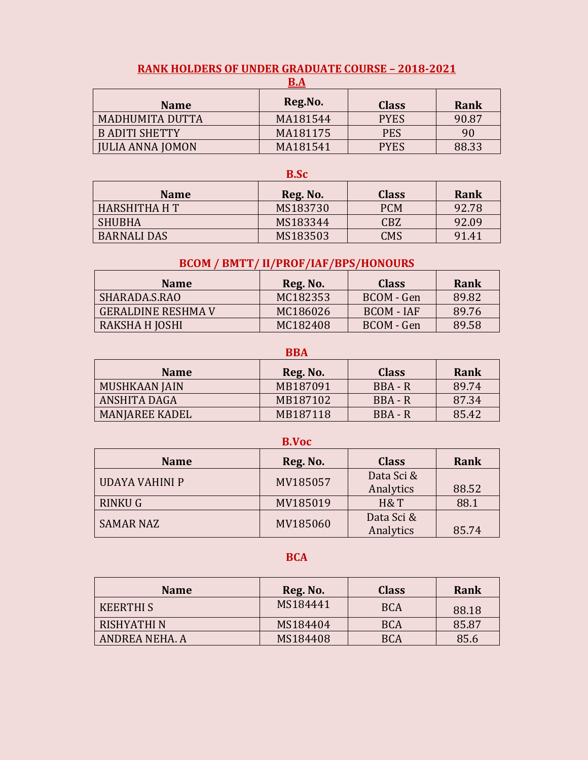## RANK HOLDERS OF UNDER GRADUATE COURSE – 2018-2021

### B.A

| Name | Reg.No. | Class | Rank |
|---|---|---|---|
| MADHUMITA DUTTA | MA181544 | PYES | 90.87 |
| B ADITI SHETTY | MA181175 | PES | 90 |
| JULIA ANNA JOMON | MA181541 | PYES | 88.33 |

### B.Sc

| Name | Reg. No. | Class | Rank |
|---|---|---|---|
| HARSHITHA H T | MS183730 | PCM | 92.78 |
| SHUBHA | MS183344 | CBZ | 92.09 |
| BARNALI DAS | MS183503 | CMS | 91.41 |

### BCOM / BMTT/ II/PROF/IAF/BPS/HONOURS

| Name | Reg. No. | Class | Rank |
|---|---|---|---|
| SHARADA.S.RAO | MC182353 | BCOM - Gen | 89.82 |
| GERALDINE RESHMA V | MC186026 | BCOM - IAF | 89.76 |
| RAKSHA H JOSHI | MC182408 | BCOM - Gen | 89.58 |

### BBA

| Name | Reg. No. | Class | Rank |
|---|---|---|---|
| MUSHKAAN JAIN | MB187091 | BBA - R | 89.74 |
| ANSHITA DAGA | MB187102 | BBA - R | 87.34 |
| MANJAREE KADEL | MB187118 | BBA - R | 85.42 |

### B.Voc

| Name | Reg. No. | Class | Rank |
|---|---|---|---|
| UDAYA VAHINI P | MV185057 | Data Sci & Analytics | 88.52 |
| RINKU G | MV185019 | H& T | 88.1 |
| SAMAR NAZ | MV185060 | Data Sci & Analytics | 85.74 |

### BCA

| Name | Reg. No. | Class | Rank |
|---|---|---|---|
| KEERTHI S | MS184441 | BCA | 88.18 |
| RISHYATHI N | MS184404 | BCA | 85.87 |
| ANDREA NEHA. A | MS184408 | BCA | 85.6 |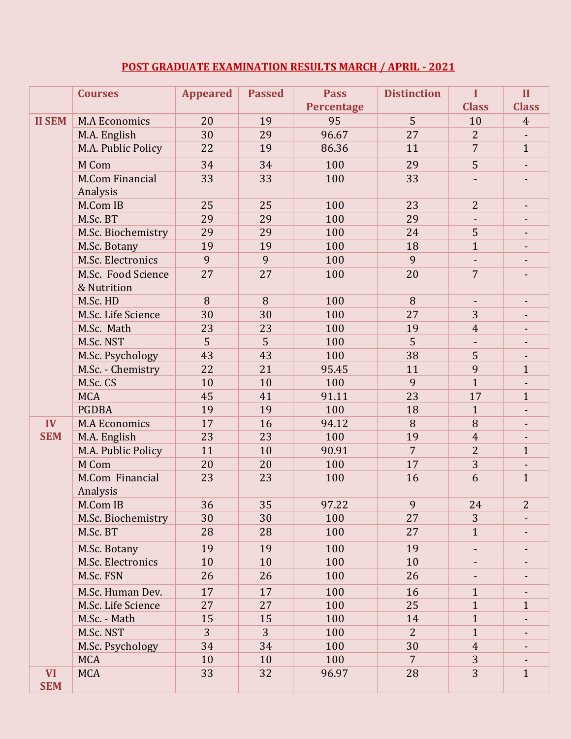## POST GRADUATE EXAMINATION RESULTS MARCH / APRIL - 2021

| | Courses | Appeared | Passed | Pass Percentage | Distinction | I Class | II Class |
|---|---|---|---|---|---|---|---|
| II SEM | M.A Economics | 20 | 19 | 95 | 5 | 10 | 4 |
| | M.A. English | 30 | 29 | 96.67 | 27 | 2 | - |
| | M.A. Public Policy | 22 | 19 | 86.36 | 11 | 7 | 1 |
| | M Com | 34 | 34 | 100 | 29 | 5 | - |
| | M.Com Financial Analysis | 33 | 33 | 100 | 33 | - | - |
| | M.Com IB | 25 | 25 | 100 | 23 | 2 | - |
| | M.Sc. BT | 29 | 29 | 100 | 29 | - | - |
| | M.Sc. Biochemistry | 29 | 29 | 100 | 24 | 5 | - |
| | M.Sc. Botany | 19 | 19 | 100 | 18 | 1 | - |
| | M.Sc. Electronics | 9 | 9 | 100 | 9 | - | - |
| | M.Sc. Food Science & Nutrition | 27 | 27 | 100 | 20 | 7 | - |
| | M.Sc. HD | 8 | 8 | 100 | 8 | - | - |
| | M.Sc. Life Science | 30 | 30 | 100 | 27 | 3 | - |
| | M.Sc. Math | 23 | 23 | 100 | 19 | 4 | - |
| | M.Sc. NST | 5 | 5 | 100 | 5 | - | - |
| | M.Sc. Psychology | 43 | 43 | 100 | 38 | 5 | - |
| | M.Sc. - Chemistry | 22 | 21 | 95.45 | 11 | 9 | 1 |
| | M.Sc. CS | 10 | 10 | 100 | 9 | 1 | - |
| | MCA | 45 | 41 | 91.11 | 23 | 17 | 1 |
| | PGDBA | 19 | 19 | 100 | 18 | 1 | - |
| IV SEM | M.A Economics | 17 | 16 | 94.12 | 8 | 8 | - |
| | M.A. English | 23 | 23 | 100 | 19 | 4 | - |
| | M.A. Public Policy | 11 | 10 | 90.91 | 7 | 2 | 1 |
| | M Com | 20 | 20 | 100 | 17 | 3 | - |
| | M.Com Financial Analysis | 23 | 23 | 100 | 16 | 6 | 1 |
| | M.Com IB | 36 | 35 | 97.22 | 9 | 24 | 2 |
| | M.Sc. Biochemistry | 30 | 30 | 100 | 27 | 3 | - |
| | M.Sc. BT | 28 | 28 | 100 | 27 | 1 | - |
| | M.Sc. Botany | 19 | 19 | 100 | 19 | - | - |
| | M.Sc. Electronics | 10 | 10 | 100 | 10 | - | - |
| | M.Sc. FSN | 26 | 26 | 100 | 26 | - | - |
| | M.Sc. Human Dev. | 17 | 17 | 100 | 16 | 1 | - |
| | M.Sc. Life Science | 27 | 27 | 100 | 25 | 1 | 1 |
| | M.Sc. - Math | 15 | 15 | 100 | 14 | 1 | - |
| | M.Sc. NST | 3 | 3 | 100 | 2 | 1 | - |
| | M.Sc. Psychology | 34 | 34 | 100 | 30 | 4 | - |
| | MCA | 10 | 10 | 100 | 7 | 3 | - |
| VI SEM | MCA | 33 | 32 | 96.97 | 28 | 3 | 1 |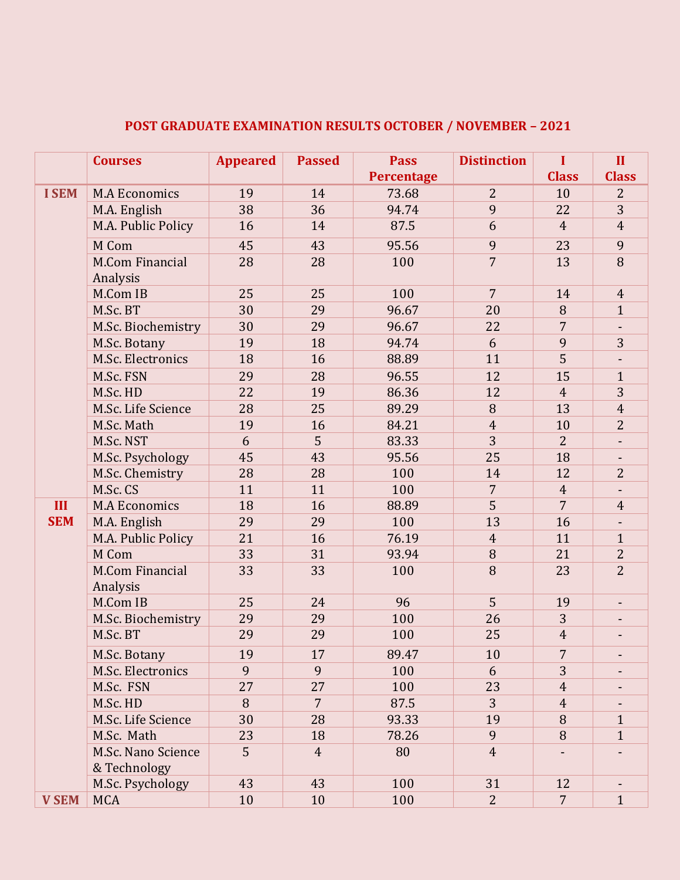## POST GRADUATE EXAMINATION RESULTS OCTOBER / NOVEMBER – 2021

| | Courses | Appeared | Passed | Pass Percentage | Distinction | I Class | II Class |
|---|---|---|---|---|---|---|---|
| I SEM | M.A Economics | 19 | 14 | 73.68 | 2 | 10 | 2 |
| | M.A. English | 38 | 36 | 94.74 | 9 | 22 | 3 |
| | M.A. Public Policy | 16 | 14 | 87.5 | 6 | 4 | 4 |
| | M Com | 45 | 43 | 95.56 | 9 | 23 | 9 |
| | M.Com Financial Analysis | 28 | 28 | 100 | 7 | 13 | 8 |
| | M.Com IB | 25 | 25 | 100 | 7 | 14 | 4 |
| | M.Sc. BT | 30 | 29 | 96.67 | 20 | 8 | 1 |
| | M.Sc. Biochemistry | 30 | 29 | 96.67 | 22 | 7 | - |
| | M.Sc. Botany | 19 | 18 | 94.74 | 6 | 9 | 3 |
| | M.Sc. Electronics | 18 | 16 | 88.89 | 11 | 5 | - |
| | M.Sc. FSN | 29 | 28 | 96.55 | 12 | 15 | 1 |
| | M.Sc. HD | 22 | 19 | 86.36 | 12 | 4 | 3 |
| | M.Sc. Life Science | 28 | 25 | 89.29 | 8 | 13 | 4 |
| | M.Sc. Math | 19 | 16 | 84.21 | 4 | 10 | 2 |
| | M.Sc. NST | 6 | 5 | 83.33 | 3 | 2 | - |
| | M.Sc. Psychology | 45 | 43 | 95.56 | 25 | 18 | - |
| | M.Sc. Chemistry | 28 | 28 | 100 | 14 | 12 | 2 |
| | M.Sc. CS | 11 | 11 | 100 | 7 | 4 | - |
| III SEM | M.A Economics | 18 | 16 | 88.89 | 5 | 7 | 4 |
| | M.A. English | 29 | 29 | 100 | 13 | 16 | - |
| | M.A. Public Policy | 21 | 16 | 76.19 | 4 | 11 | 1 |
| | M Com | 33 | 31 | 93.94 | 8 | 21 | 2 |
| | M.Com Financial Analysis | 33 | 33 | 100 | 8 | 23 | 2 |
| | M.Com IB | 25 | 24 | 96 | 5 | 19 | - |
| | M.Sc. Biochemistry | 29 | 29 | 100 | 26 | 3 | - |
| | M.Sc. BT | 29 | 29 | 100 | 25 | 4 | - |
| | M.Sc. Botany | 19 | 17 | 89.47 | 10 | 7 | - |
| | M.Sc. Electronics | 9 | 9 | 100 | 6 | 3 | - |
| | M.Sc. FSN | 27 | 27 | 100 | 23 | 4 | - |
| | M.Sc. HD | 8 | 7 | 87.5 | 3 | 4 | - |
| | M.Sc. Life Science | 30 | 28 | 93.33 | 19 | 8 | 1 |
| | M.Sc. Math | 23 | 18 | 78.26 | 9 | 8 | 1 |
| | M.Sc. Nano Science & Technology | 5 | 4 | 80 | 4 | - | - |
| | M.Sc. Psychology | 43 | 43 | 100 | 31 | 12 | - |
| V SEM | MCA | 10 | 10 | 100 | 2 | 7 | 1 |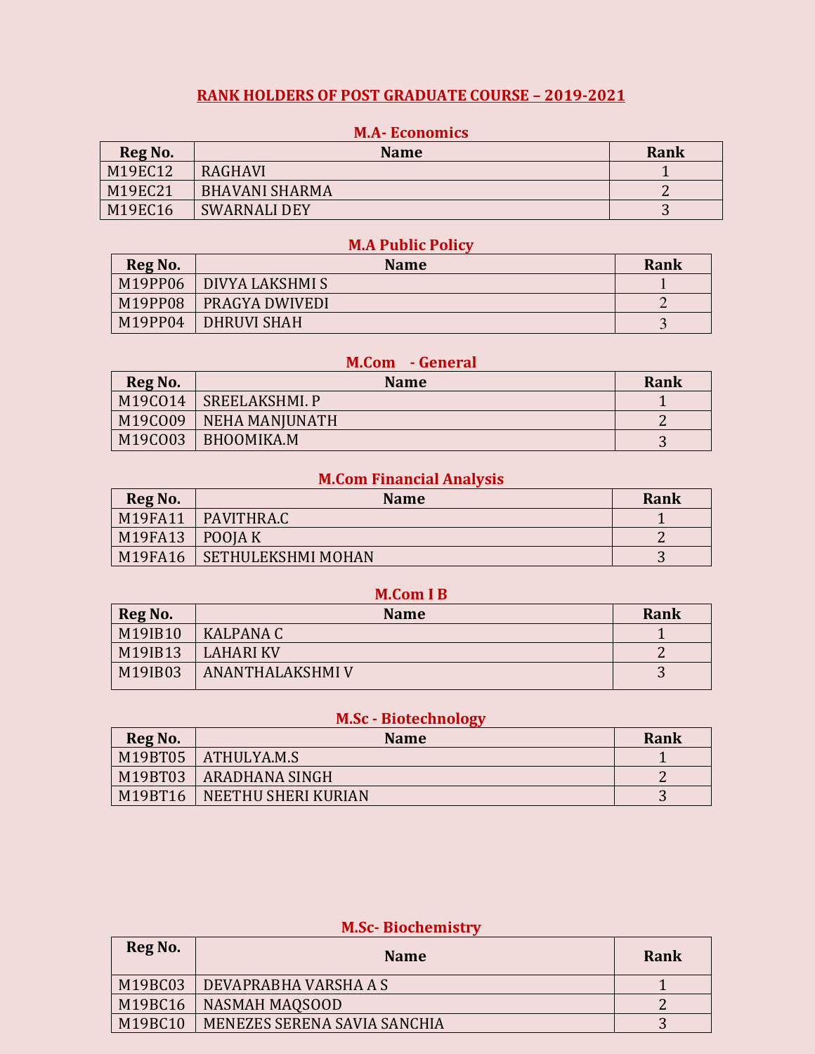# RANK HOLDERS OF POST GRADUATE COURSE – 2019-2021

## M.A- Economics

| Reg No. | Name | Rank |
|---|---|---|
| M19EC12 | RAGHAVI | 1 |
| M19EC21 | BHAVANI SHARMA | 2 |
| M19EC16 | SWARNALI DEY | 3 |

## M.A Public Policy

| Reg No. | Name | Rank |
|---|---|---|
| M19PP06 | DIVYA LAKSHMI S | 1 |
| M19PP08 | PRAGYA DWIVEDI | 2 |
| M19PP04 | DHRUVI SHAH | 3 |

## M.Com - General

| Reg No. | Name | Rank |
|---|---|---|
| M19CO14 | SREELAKSHMI. P | 1 |
| M19CO09 | NEHA MANJUNATH | 2 |
| M19CO03 | BHOOMIKA.M | 3 |

## M.Com Financial Analysis

| Reg No. | Name | Rank |
|---|---|---|
| M19FA11 | PAVITHRA.C | 1 |
| M19FA13 | POOJA K | 2 |
| M19FA16 | SETHULEKSHMI MOHAN | 3 |

## M.Com I B

| Reg No. | Name | Rank |
|---|---|---|
| M19IB10 | KALPANA C | 1 |
| M19IB13 | LAHARI KV | 2 |
| M19IB03 | ANANTHALAKSHMI V | 3 |

## M.Sc - Biotechnology

| Reg No. | Name | Rank |
|---|---|---|
| M19BT05 | ATHULYA.M.S | 1 |
| M19BT03 | ARADHANA SINGH | 2 |
| M19BT16 | NEETHU SHERI KURIAN | 3 |

## M.Sc- Biochemistry

| Reg No. | Name | Rank |
|---|---|---|
| M19BC03 | DEVAPRABHA VARSHA A S | 1 |
| M19BC16 | NASMAH MAQSOOD | 2 |
| M19BC10 | MENEZES SERENA SAVIA SANCHIA | 3 |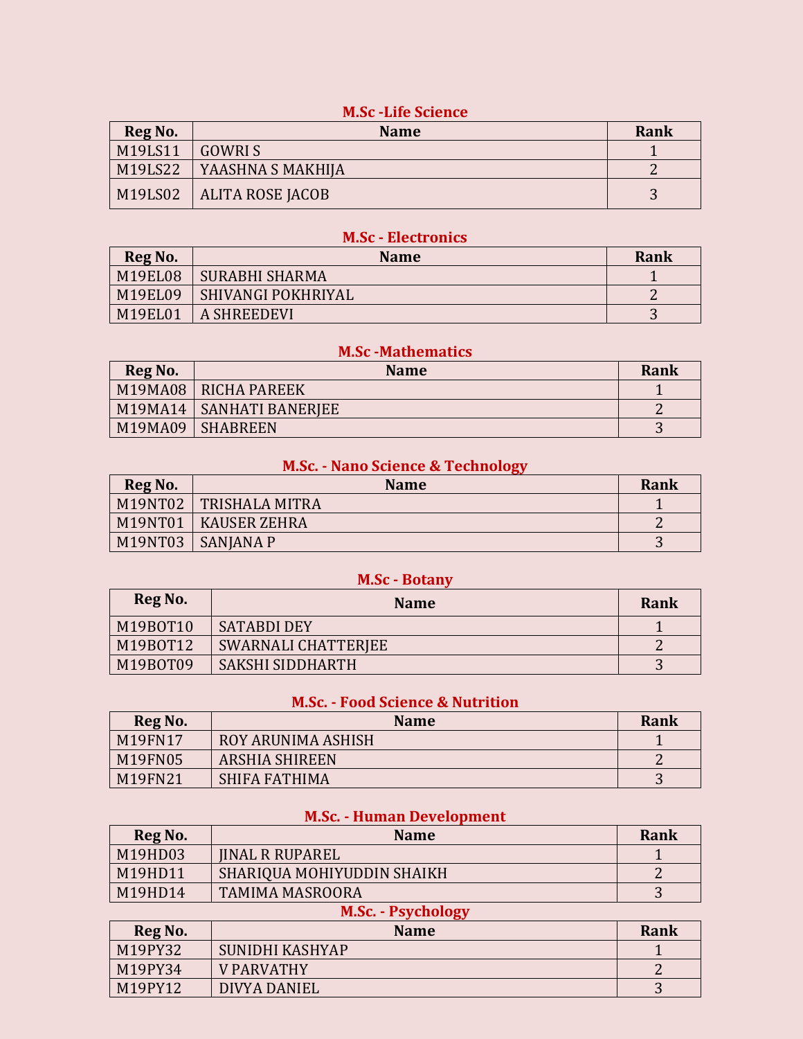### M.Sc -Life Science

| Reg No. | Name | Rank |
|---|---|---|
| M19LS11 | GOWRI S | 1 |
| M19LS22 | YAASHNA S MAKHIJA | 2 |
| M19LS02 | ALITA ROSE JACOB | 3 |

### M.Sc - Electronics

| Reg No. | Name | Rank |
|---|---|---|
| M19EL08 | SURABHI SHARMA | 1 |
| M19EL09 | SHIVANGI POKHRIYAL | 2 |
| M19EL01 | A SHREEDEVI | 3 |

### M.Sc -Mathematics

| Reg No. | Name | Rank |
|---|---|---|
| M19MA08 | RICHA PAREEK | 1 |
| M19MA14 | SANHATI BANERJEE | 2 |
| M19MA09 | SHABREEN | 3 |

### M.Sc. - Nano Science & Technology

| Reg No. | Name | Rank |
|---|---|---|
| M19NT02 | TRISHALA MITRA | 1 |
| M19NT01 | KAUSER ZEHRA | 2 |
| M19NT03 | SANJANA P | 3 |

### M.Sc - Botany

| Reg No. | Name | Rank |
|---|---|---|
| M19BOT10 | SATABDI DEY | 1 |
| M19BOT12 | SWARNALI CHATTERJEE | 2 |
| M19BOT09 | SAKSHI SIDDHARTH | 3 |

### M.Sc. - Food Science & Nutrition

| Reg No. | Name | Rank |
|---|---|---|
| M19FN17 | ROY ARUNIMA ASHISH | 1 |
| M19FN05 | ARSHIA SHIREEN | 2 |
| M19FN21 | SHIFA FATHIMA | 3 |

### M.Sc. - Human Development

| Reg No. | Name | Rank |
|---|---|---|
| M19HD03 | JINAL R RUPAREL | 1 |
| M19HD11 | SHARIQUA MOHIYUDDIN SHAIKH | 2 |
| M19HD14 | TAMIMA MASROORA | 3 |

### M.Sc. - Psychology

| Reg No. | Name | Rank |
|---|---|---|
| M19PY32 | SUNIDHI KASHYAP | 1 |
| M19PY34 | V PARVATHY | 2 |
| M19PY12 | DIVYA DANIEL | 3 |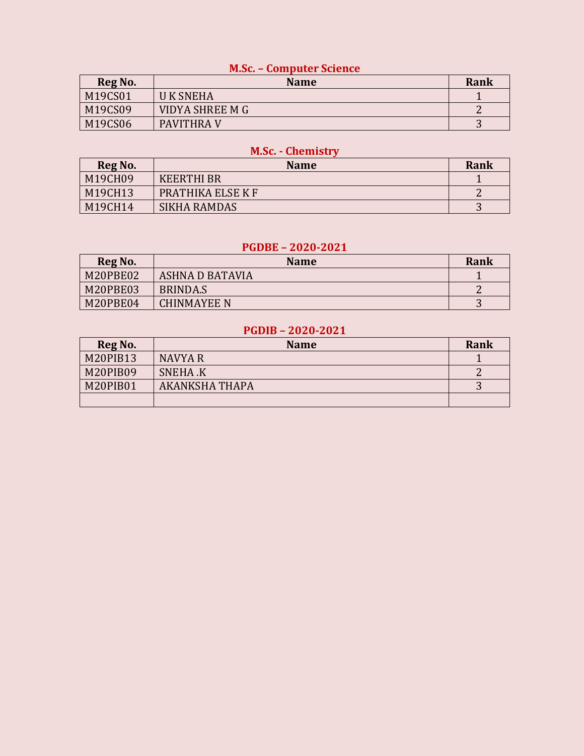### M.Sc. – Computer Science

| Reg No. | Name | Rank |
|---|---|---|
| M19CS01 | U K SNEHA | 1 |
| M19CS09 | VIDYA SHREE M G | 2 |
| M19CS06 | PAVITHRA V | 3 |

### M.Sc. - Chemistry

| Reg No. | Name | Rank |
|---|---|---|
| M19CH09 | KEERTHI BR | 1 |
| M19CH13 | PRATHIKA ELSE K F | 2 |
| M19CH14 | SIKHA RAMDAS | 3 |

### PGDBE – 2020-2021

| Reg No. | Name | Rank |
|---|---|---|
| M20PBE02 | ASHNA D BATAVIA | 1 |
| M20PBE03 | BRINDA.S | 2 |
| M20PBE04 | CHINMAYEE N | 3 |

### PGDIB – 2020-2021

| Reg No. | Name | Rank |
|---|---|---|
| M20PIB13 | NAVYA R | 1 |
| M20PIB09 | SNEHA .K | 2 |
| M20PIB01 | AKANKSHA THAPA | 3 |
| | | |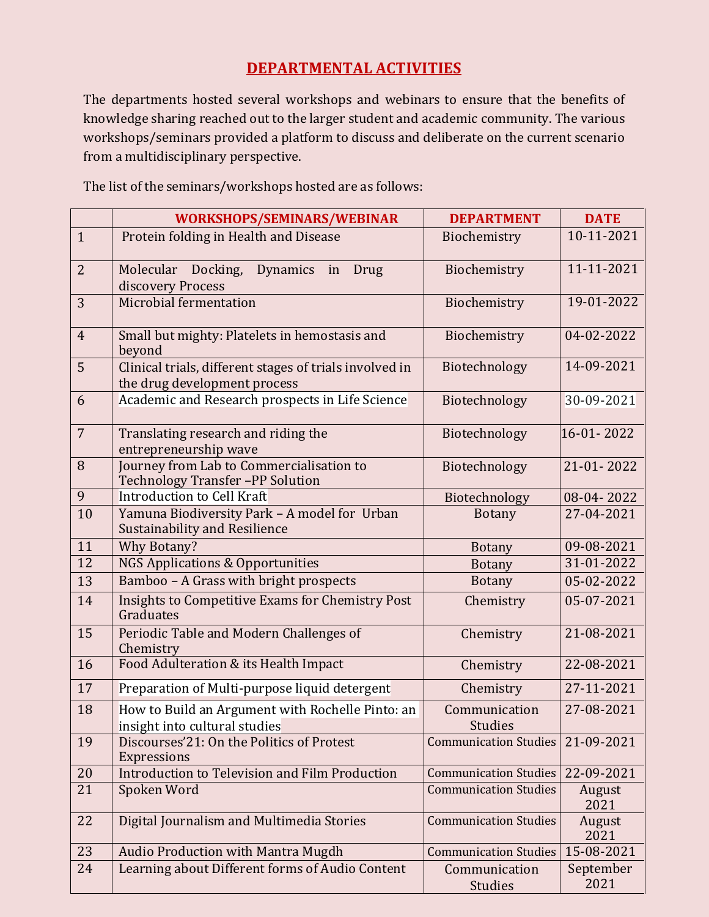# DEPARTMENTAL ACTIVITIES

The departments hosted several workshops and webinars to ensure that the benefits of knowledge sharing reached out to the larger student and academic community. The various workshops/seminars provided a platform to discuss and deliberate on the current scenario from a multidisciplinary perspective.

The list of the seminars/workshops hosted are as follows:

| | WORKSHOPS/SEMINARS/WEBINAR | DEPARTMENT | DATE |
|---|---|---|---|
| 1 | Protein folding in Health and Disease | Biochemistry | 10-11-2021 |
| 2 | Molecular Docking, Dynamics in Drug discovery Process | Biochemistry | 11-11-2021 |
| 3 | Microbial fermentation | Biochemistry | 19-01-2022 |
| 4 | Small but mighty: Platelets in hemostasis and beyond | Biochemistry | 04-02-2022 |
| 5 | Clinical trials, different stages of trials involved in the drug development process | Biotechnology | 14-09-2021 |
| 6 | Academic and Research prospects in Life Science | Biotechnology | 30-09-2021 |
| 7 | Translating research and riding the entrepreneurship wave | Biotechnology | 16-01- 2022 |
| 8 | Journey from Lab to Commercialisation to Technology Transfer –PP Solution | Biotechnology | 21-01- 2022 |
| 9 | Introduction to Cell Kraft | Biotechnology | 08-04- 2022 |
| 10 | Yamuna Biodiversity Park – A model for Urban Sustainability and Resilience | Botany | 27-04-2021 |
| 11 | Why Botany? | Botany | 09-08-2021 |
| 12 | NGS Applications & Opportunities | Botany | 31-01-2022 |
| 13 | Bamboo – A Grass with bright prospects | Botany | 05-02-2022 |
| 14 | Insights to Competitive Exams for Chemistry Post Graduates | Chemistry | 05-07-2021 |
| 15 | Periodic Table and Modern Challenges of Chemistry | Chemistry | 21-08-2021 |
| 16 | Food Adulteration & its Health Impact | Chemistry | 22-08-2021 |
| 17 | Preparation of Multi-purpose liquid detergent | Chemistry | 27-11-2021 |
| 18 | How to Build an Argument with Rochelle Pinto: an insight into cultural studies | Communication Studies | 27-08-2021 |
| 19 | Discourses'21: On the Politics of Protest Expressions | Communication Studies | 21-09-2021 |
| 20 | Introduction to Television and Film Production | Communication Studies | 22-09-2021 |
| 21 | Spoken Word | Communication Studies | August 2021 |
| 22 | Digital Journalism and Multimedia Stories | Communication Studies | August 2021 |
| 23 | Audio Production with Mantra Mugdh | Communication Studies | 15-08-2021 |
| 24 | Learning about Different forms of Audio Content | Communication Studies | September 2021 |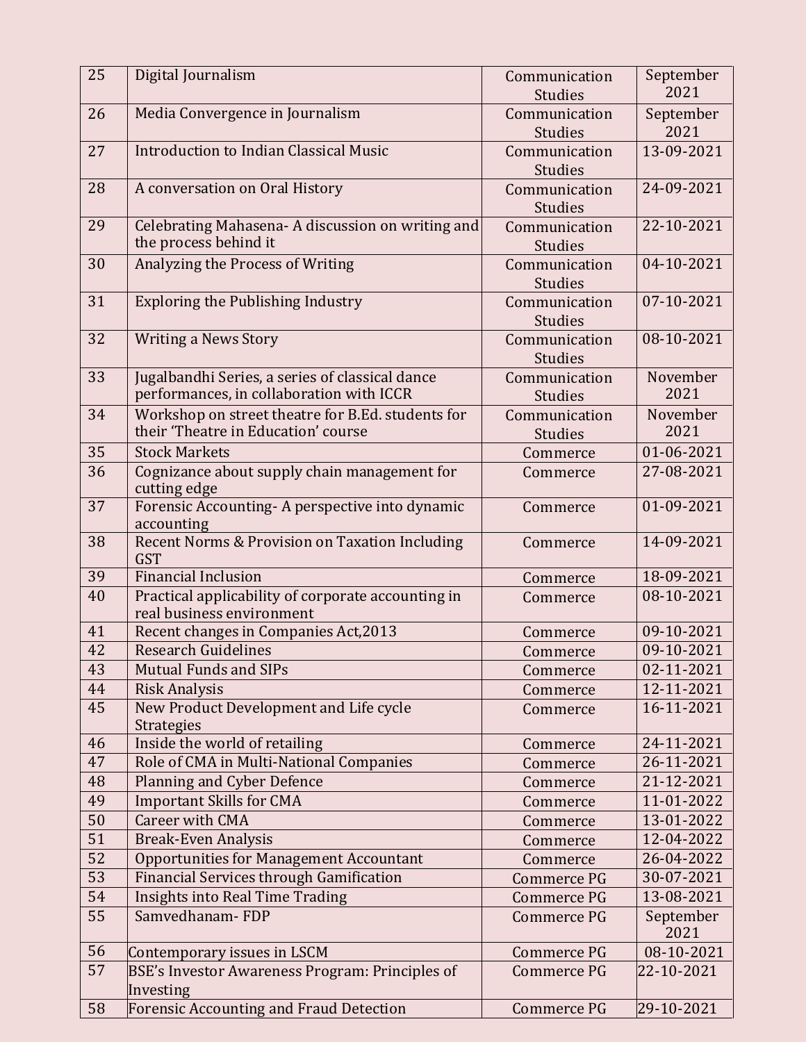| 25 | Digital Journalism | Communication Studies | September 2021 |
|---|---|---|---|
| 26 | Media Convergence in Journalism | Communication Studies | September 2021 |
| 27 | Introduction to Indian Classical Music | Communication Studies | 13-09-2021 |
| 28 | A conversation on Oral History | Communication Studies | 24-09-2021 |
| 29 | Celebrating Mahasena- A discussion on writing and the process behind it | Communication Studies | 22-10-2021 |
| 30 | Analyzing the Process of Writing | Communication Studies | 04-10-2021 |
| 31 | Exploring the Publishing Industry | Communication Studies | 07-10-2021 |
| 32 | Writing a News Story | Communication Studies | 08-10-2021 |
| 33 | Jugalbandhi Series, a series of classical dance performances, in collaboration with ICCR | Communication Studies | November 2021 |
| 34 | Workshop on street theatre for B.Ed. students for their 'Theatre in Education' course | Communication Studies | November 2021 |
| 35 | Stock Markets | Commerce | 01-06-2021 |
| 36 | Cognizance about supply chain management for cutting edge | Commerce | 27-08-2021 |
| 37 | Forensic Accounting- A perspective into dynamic accounting | Commerce | 01-09-2021 |
| 38 | Recent Norms & Provision on Taxation Including GST | Commerce | 14-09-2021 |
| 39 | Financial Inclusion | Commerce | 18-09-2021 |
| 40 | Practical applicability of corporate accounting in real business environment | Commerce | 08-10-2021 |
| 41 | Recent changes in Companies Act,2013 | Commerce | 09-10-2021 |
| 42 | Research Guidelines | Commerce | 09-10-2021 |
| 43 | Mutual Funds and SIPs | Commerce | 02-11-2021 |
| 44 | Risk Analysis | Commerce | 12-11-2021 |
| 45 | New Product Development and Life cycle Strategies | Commerce | 16-11-2021 |
| 46 | Inside the world of retailing | Commerce | 24-11-2021 |
| 47 | Role of CMA in Multi-National Companies | Commerce | 26-11-2021 |
| 48 | Planning and Cyber Defence | Commerce | 21-12-2021 |
| 49 | Important Skills for CMA | Commerce | 11-01-2022 |
| 50 | Career with CMA | Commerce | 13-01-2022 |
| 51 | Break-Even Analysis | Commerce | 12-04-2022 |
| 52 | Opportunities for Management Accountant | Commerce | 26-04-2022 |
| 53 | Financial Services through Gamification | Commerce PG | 30-07-2021 |
| 54 | Insights into Real Time Trading | Commerce PG | 13-08-2021 |
| 55 | Samvedhanam- FDP | Commerce PG | September 2021 |
| 56 | Contemporary issues in LSCM | Commerce PG | 08-10-2021 |
| 57 | BSE's Investor Awareness Program: Principles of Investing | Commerce PG | 22-10-2021 |
| 58 | Forensic Accounting and Fraud Detection | Commerce PG | 29-10-2021 |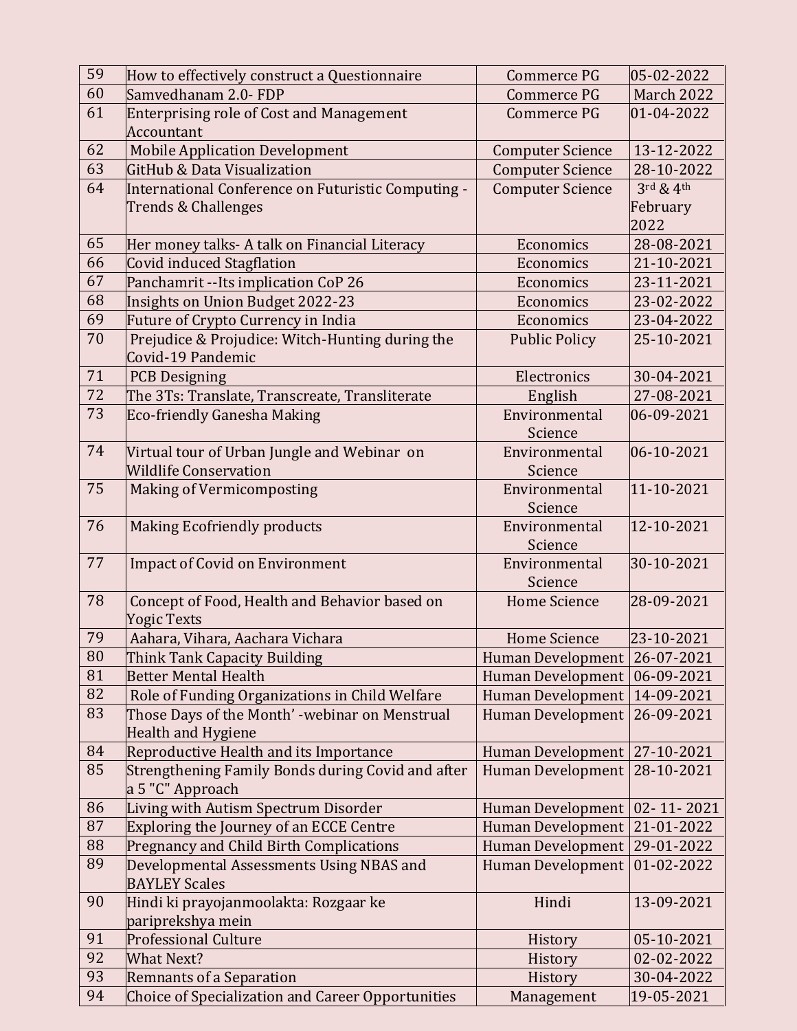| 59 | How to effectively construct a Questionnaire | Commerce PG | 05-02-2022 |
|---|---|---|---|
| 60 | Samvedhanam 2.0- FDP | Commerce PG | March 2022 |
| 61 | Enterprising role of Cost and Management Accountant | Commerce PG | 01-04-2022 |
| 62 | Mobile Application Development | Computer Science | 13-12-2022 |
| 63 | GitHub & Data Visualization | Computer Science | 28-10-2022 |
| 64 | International Conference on Futuristic Computing - Trends & Challenges | Computer Science | 3rd & 4th February 2022 |
| 65 | Her money talks- A talk on Financial Literacy | Economics | 28-08-2021 |
| 66 | Covid induced Stagflation | Economics | 21-10-2021 |
| 67 | Panchamrit --Its implication CoP 26 | Economics | 23-11-2021 |
| 68 | Insights on Union Budget 2022-23 | Economics | 23-02-2022 |
| 69 | Future of Crypto Currency in India | Economics | 23-04-2022 |
| 70 | Prejudice & Projudice: Witch-Hunting during the Covid-19 Pandemic | Public Policy | 25-10-2021 |
| 71 | PCB Designing | Electronics | 30-04-2021 |
| 72 | The 3Ts: Translate, Transcreate, Transliterate | English | 27-08-2021 |
| 73 | Eco-friendly Ganesha Making | Environmental Science | 06-09-2021 |
| 74 | Virtual tour of Urban Jungle and Webinar on Wildlife Conservation | Environmental Science | 06-10-2021 |
| 75 | Making of Vermicomposting | Environmental Science | 11-10-2021 |
| 76 | Making Ecofriendly products | Environmental Science | 12-10-2021 |
| 77 | Impact of Covid on Environment | Environmental Science | 30-10-2021 |
| 78 | Concept of Food, Health and Behavior based on Yogic Texts | Home Science | 28-09-2021 |
| 79 | Aahara, Vihara, Aachara Vichara | Home Science | 23-10-2021 |
| 80 | Think Tank Capacity Building | Human Development | 26-07-2021 |
| 81 | Better Mental Health | Human Development | 06-09-2021 |
| 82 | Role of Funding Organizations in Child Welfare | Human Development | 14-09-2021 |
| 83 | Those Days of the Month' -webinar on Menstrual Health and Hygiene | Human Development | 26-09-2021 |
| 84 | Reproductive Health and its Importance | Human Development | 27-10-2021 |
| 85 | Strengthening Family Bonds during Covid and after a 5 "C" Approach | Human Development | 28-10-2021 |
| 86 | Living with Autism Spectrum Disorder | Human Development | 02- 11- 2021 |
| 87 | Exploring the Journey of an ECCE Centre | Human Development | 21-01-2022 |
| 88 | Pregnancy and Child Birth Complications | Human Development | 29-01-2022 |
| 89 | Developmental Assessments Using NBAS and BAYLEY Scales | Human Development | 01-02-2022 |
| 90 | Hindi ki prayojanmoolakta: Rozgaar ke pariprekshya mein | Hindi | 13-09-2021 |
| 91 | Professional Culture | History | 05-10-2021 |
| 92 | What Next? | History | 02-02-2022 |
| 93 | Remnants of a Separation | History | 30-04-2022 |
| 94 | Choice of Specialization and Career Opportunities | Management | 19-05-2021 |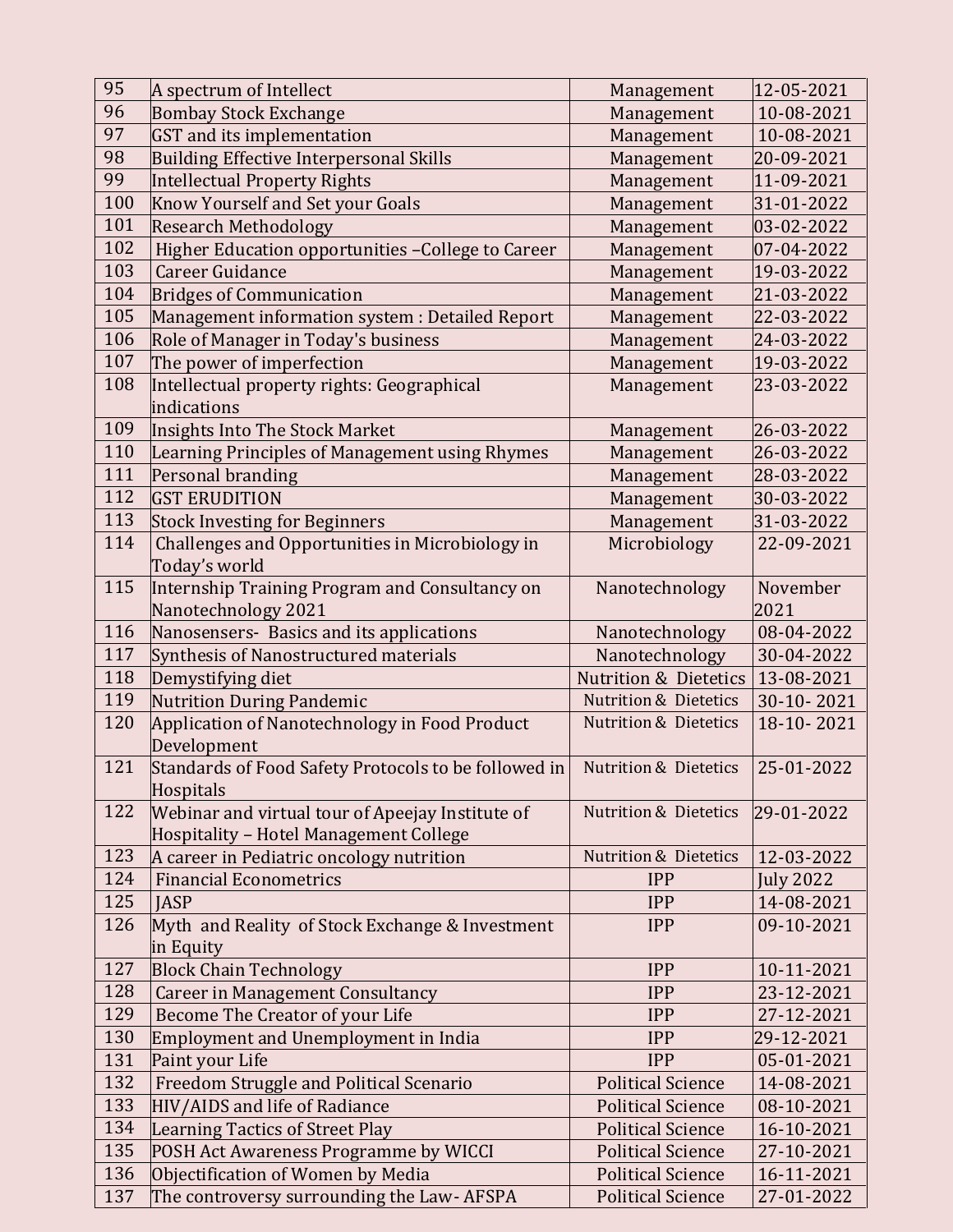| 95 | A spectrum of Intellect | Management | 12-05-2021 |
|---|---|---|---|
| 96 | Bombay Stock Exchange | Management | 10-08-2021 |
| 97 | GST and its implementation | Management | 10-08-2021 |
| 98 | Building Effective Interpersonal Skills | Management | 20-09-2021 |
| 99 | Intellectual Property Rights | Management | 11-09-2021 |
| 100 | Know Yourself and Set your Goals | Management | 31-01-2022 |
| 101 | Research Methodology | Management | 03-02-2022 |
| 102 | Higher Education opportunities –College to Career | Management | 07-04-2022 |
| 103 | Career Guidance | Management | 19-03-2022 |
| 104 | Bridges of Communication | Management | 21-03-2022 |
| 105 | Management information system : Detailed Report | Management | 22-03-2022 |
| 106 | Role of Manager in Today's business | Management | 24-03-2022 |
| 107 | The power of imperfection | Management | 19-03-2022 |
| 108 | Intellectual property rights: Geographical indications | Management | 23-03-2022 |
| 109 | Insights Into The Stock Market | Management | 26-03-2022 |
| 110 | Learning Principles of Management using Rhymes | Management | 26-03-2022 |
| 111 | Personal branding | Management | 28-03-2022 |
| 112 | GST ERUDITION | Management | 30-03-2022 |
| 113 | Stock Investing for Beginners | Management | 31-03-2022 |
| 114 | Challenges and Opportunities in Microbiology in Today's world | Microbiology | 22-09-2021 |
| 115 | Internship Training Program and Consultancy on Nanotechnology 2021 | Nanotechnology | November 2021 |
| 116 | Nanosensers- Basics and its applications | Nanotechnology | 08-04-2022 |
| 117 | Synthesis of Nanostructured materials | Nanotechnology | 30-04-2022 |
| 118 | Demystifying diet | Nutrition & Dietetics | 13-08-2021 |
| 119 | Nutrition During Pandemic | Nutrition & Dietetics | 30-10- 2021 |
| 120 | Application of Nanotechnology in Food Product Development | Nutrition & Dietetics | 18-10- 2021 |
| 121 | Standards of Food Safety Protocols to be followed in Hospitals | Nutrition & Dietetics | 25-01-2022 |
| 122 | Webinar and virtual tour of Apeejay Institute of Hospitality – Hotel Management College | Nutrition & Dietetics | 29-01-2022 |
| 123 | A career in Pediatric oncology nutrition | Nutrition & Dietetics | 12-03-2022 |
| 124 | Financial Econometrics | IPP | July 2022 |
| 125 | JASP | IPP | 14-08-2021 |
| 126 | Myth and Reality of Stock Exchange & Investment in Equity | IPP | 09-10-2021 |
| 127 | Block Chain Technology | IPP | 10-11-2021 |
| 128 | Career in Management Consultancy | IPP | 23-12-2021 |
| 129 | Become The Creator of your Life | IPP | 27-12-2021 |
| 130 | Employment and Unemployment in India | IPP | 29-12-2021 |
| 131 | Paint your Life | IPP | 05-01-2021 |
| 132 | Freedom Struggle and Political Scenario | Political Science | 14-08-2021 |
| 133 | HIV/AIDS and life of Radiance | Political Science | 08-10-2021 |
| 134 | Learning Tactics of Street Play | Political Science | 16-10-2021 |
| 135 | POSH Act Awareness Programme by WICCI | Political Science | 27-10-2021 |
| 136 | Objectification of Women by Media | Political Science | 16-11-2021 |
| 137 | The controversy surrounding the Law- AFSPA | Political Science | 27-01-2022 |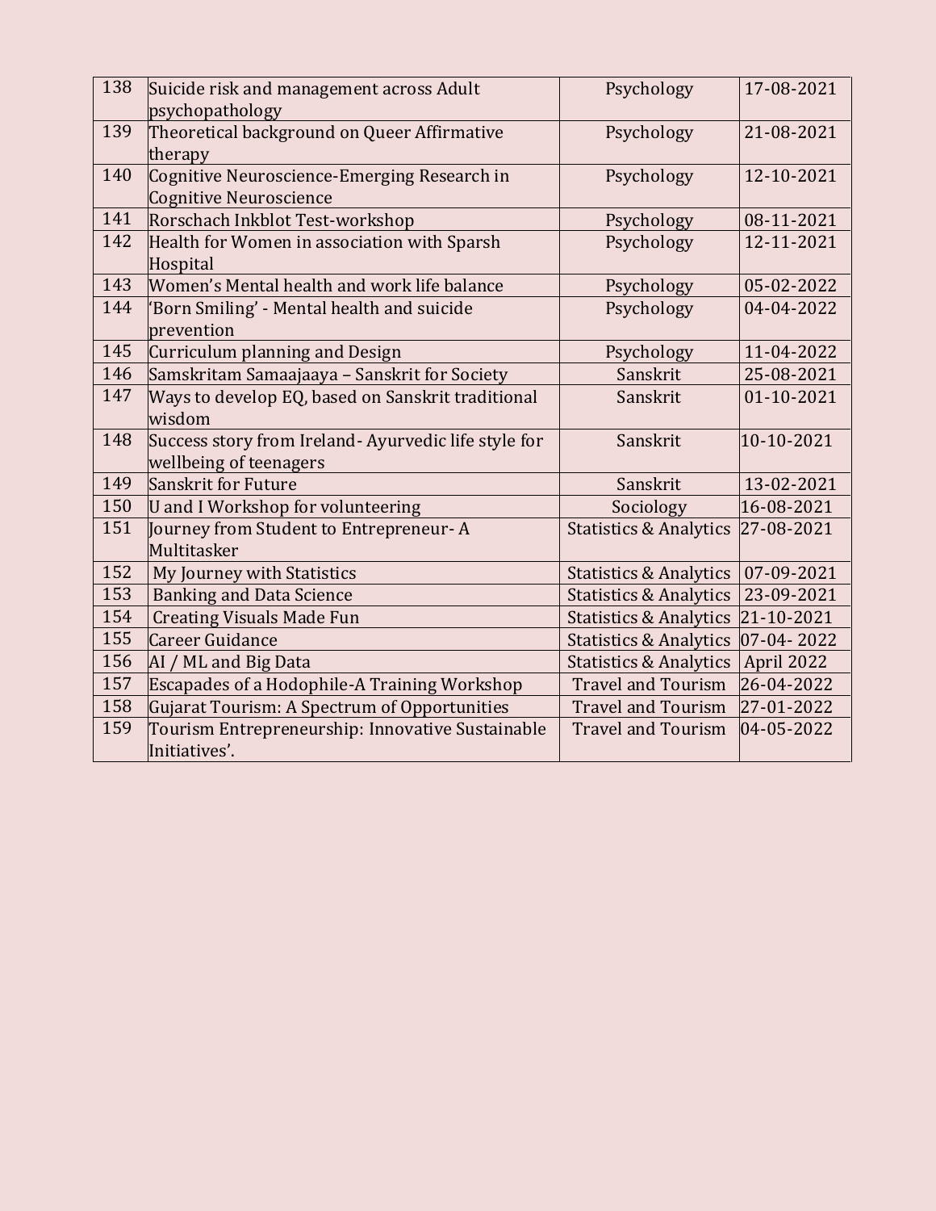| 138 | Suicide risk and management across Adult psychopathology | Psychology | 17-08-2021 |
|---|---|---|---|
| 139 | Theoretical background on Queer Affirmative therapy | Psychology | 21-08-2021 |
| 140 | Cognitive Neuroscience-Emerging Research in Cognitive Neuroscience | Psychology | 12-10-2021 |
| 141 | Rorschach Inkblot Test-workshop | Psychology | 08-11-2021 |
| 142 | Health for Women in association with Sparsh Hospital | Psychology | 12-11-2021 |
| 143 | Women's Mental health and work life balance | Psychology | 05-02-2022 |
| 144 | 'Born Smiling' - Mental health and suicide prevention | Psychology | 04-04-2022 |
| 145 | Curriculum planning and Design | Psychology | 11-04-2022 |
| 146 | Samskritam Samaajaaya – Sanskrit for Society | Sanskrit | 25-08-2021 |
| 147 | Ways to develop EQ, based on Sanskrit traditional wisdom | Sanskrit | 01-10-2021 |
| 148 | Success story from Ireland- Ayurvedic life style for wellbeing of teenagers | Sanskrit | 10-10-2021 |
| 149 | Sanskrit for Future | Sanskrit | 13-02-2021 |
| 150 | U and I Workshop for volunteering | Sociology | 16-08-2021 |
| 151 | Journey from Student to Entrepreneur- A Multitasker | Statistics & Analytics | 27-08-2021 |
| 152 | My Journey with Statistics | Statistics & Analytics | 07-09-2021 |
| 153 | Banking and Data Science | Statistics & Analytics | 23-09-2021 |
| 154 | Creating Visuals Made Fun | Statistics & Analytics | 21-10-2021 |
| 155 | Career Guidance | Statistics & Analytics | 07-04- 2022 |
| 156 | AI / ML and Big Data | Statistics & Analytics | April 2022 |
| 157 | Escapades of a Hodophile-A Training Workshop | Travel and Tourism | 26-04-2022 |
| 158 | Gujarat Tourism: A Spectrum of Opportunities | Travel and Tourism | 27-01-2022 |
| 159 | Tourism Entrepreneurship: Innovative Sustainable Initiatives'. | Travel and Tourism | 04-05-2022 |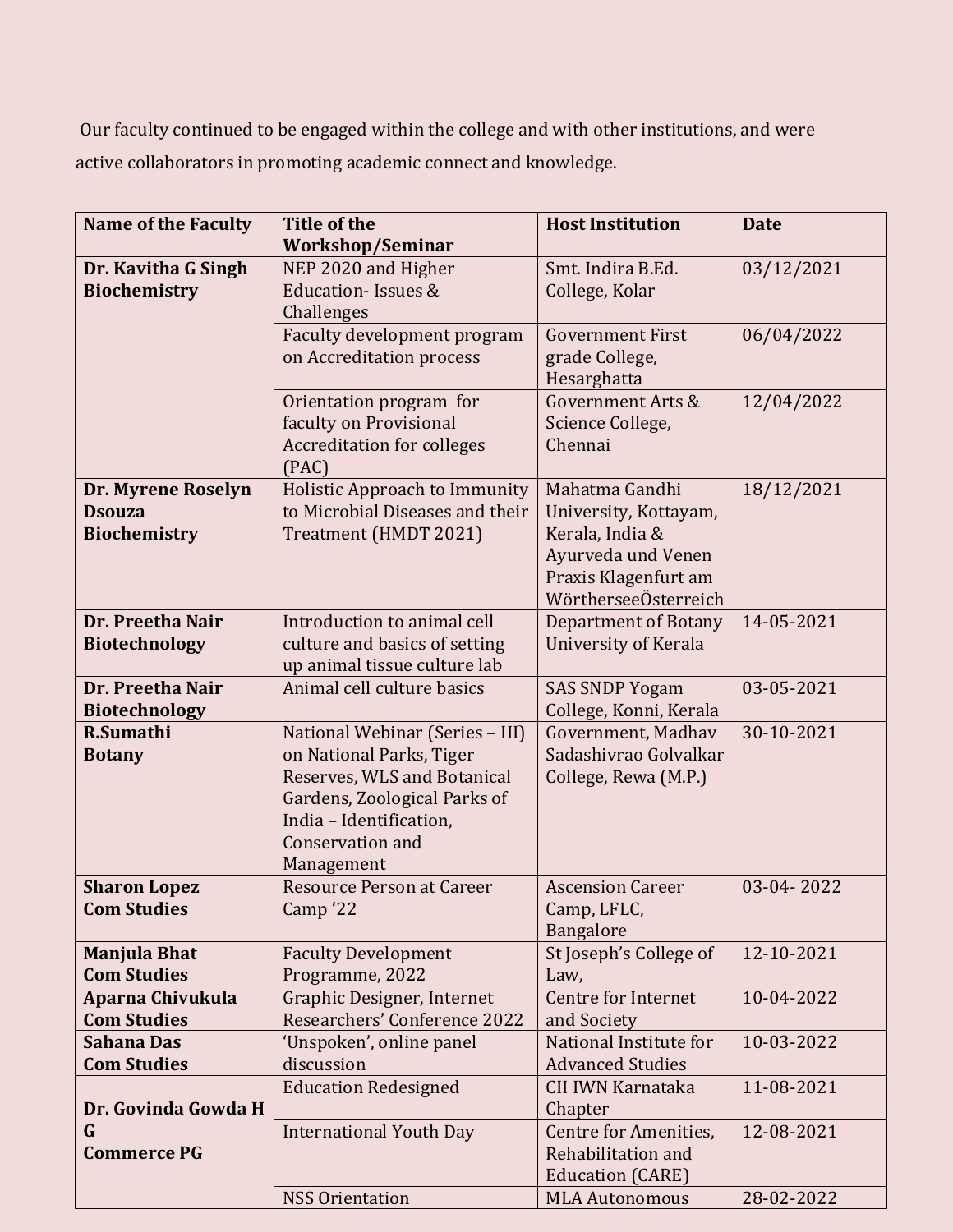Our faculty continued to be engaged within the college and with other institutions, and were active collaborators in promoting academic connect and knowledge.

| Name of the Faculty | Title of the Workshop/Seminar | Host Institution | Date |
|---|---|---|---|
| **Dr. Kavitha G Singh Biochemistry** | NEP 2020 and Higher Education- Issues & Challenges | Smt. Indira B.Ed. College, Kolar | 03/12/2021 |
| | Faculty development program on Accreditation process | Government First grade College, Hesarghatta | 06/04/2022 |
| | Orientation program for faculty on Provisional Accreditation for colleges (PAC) | Government Arts & Science College, Chennai | 12/04/2022 |
| **Dr. Myrene Roselyn Dsouza Biochemistry** | Holistic Approach to Immunity to Microbial Diseases and their Treatment (HMDT 2021) | Mahatma Gandhi University, Kottayam, Kerala, India & Ayurveda und Venen Praxis Klagenfurt am WörtherseeÖsterreich | 18/12/2021 |
| **Dr. Preetha Nair Biotechnology** | Introduction to animal cell culture and basics of setting up animal tissue culture lab | Department of Botany University of Kerala | 14-05-2021 |
| **Dr. Preetha Nair Biotechnology** | Animal cell culture basics | SAS SNDP Yogam College, Konni, Kerala | 03-05-2021 |
| **R.Sumathi Botany** | National Webinar (Series – III) on National Parks, Tiger Reserves, WLS and Botanical Gardens, Zoological Parks of India – Identification, Conservation and Management | Government, Madhav Sadashivrao Golvalkar College, Rewa (M.P.) | 30-10-2021 |
| **Sharon Lopez Com Studies** | Resource Person at Career Camp '22 | Ascension Career Camp, LFLC, Bangalore | 03-04- 2022 |
| **Manjula Bhat Com Studies** | Faculty Development Programme, 2022 | St Joseph's College of Law, | 12-10-2021 |
| **Aparna Chivukula Com Studies** | Graphic Designer, Internet Researchers' Conference 2022 | Centre for Internet and Society | 10-04-2022 |
| **Sahana Das Com Studies** | 'Unspoken', online panel discussion | National Institute for Advanced Studies | 10-03-2022 |
| **Dr. Govinda Gowda H G Commerce PG** | Education Redesigned | CII IWN Karnataka Chapter | 11-08-2021 |
| | International Youth Day | Centre for Amenities, Rehabilitation and Education (CARE) | 12-08-2021 |
| | NSS Orientation | MLA Autonomous | 28-02-2022 |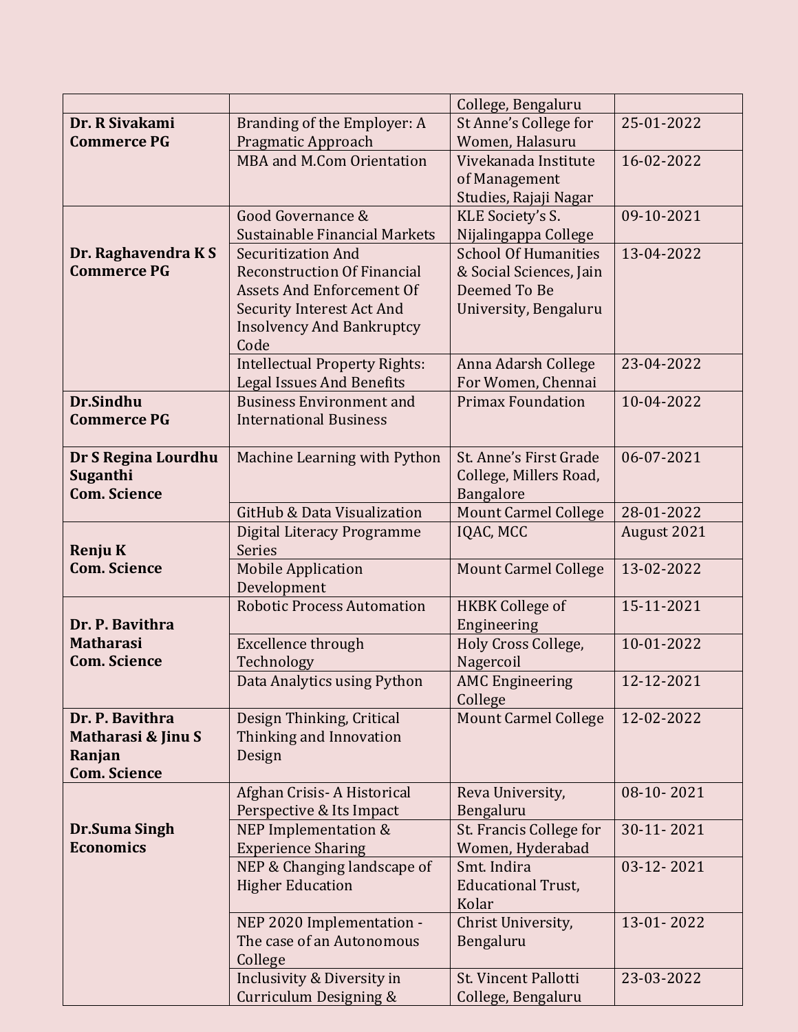| | | | |
|---|---|---|---|
| | | College, Bengaluru | |
| **Dr. R Sivakami Commerce PG** | Branding of the Employer: A Pragmatic Approach | St Anne's College for Women, Halasuru | 25-01-2022 |
| | MBA and M.Com Orientation | Vivekanada Institute of Management Studies, Rajaji Nagar | 16-02-2022 |
| **Dr. Raghavendra K S Commerce PG** | Good Governance & Sustainable Financial Markets | KLE Society's S. Nijalingappa College | 09-10-2021 |
| | Securitization And Reconstruction Of Financial Assets And Enforcement Of Security Interest Act And Insolvency And Bankruptcy Code | School Of Humanities & Social Sciences, Jain Deemed To Be University, Bengaluru | 13-04-2022 |
| | Intellectual Property Rights: Legal Issues And Benefits | Anna Adarsh College For Women, Chennai | 23-04-2022 |
| **Dr.Sindhu Commerce PG** | Business Environment and International Business | Primax Foundation | 10-04-2022 |
| **Dr S Regina Lourdhu Suganthi Com. Science** | Machine Learning with Python | St. Anne's First Grade College, Millers Road, Bangalore | 06-07-2021 |
| | GitHub & Data Visualization | Mount Carmel College | 28-01-2022 |
| **Renju K Com. Science** | Digital Literacy Programme Series | IQAC, MCC | August 2021 |
| | Mobile Application Development | Mount Carmel College | 13-02-2022 |
| **Dr. P. Bavithra Matharasi Com. Science** | Robotic Process Automation | HKBK College of Engineering | 15-11-2021 |
| | Excellence through Technology | Holy Cross College, Nagercoil | 10-01-2022 |
| | Data Analytics using Python | AMC Engineering College | 12-12-2021 |
| **Dr. P. Bavithra Matharasi & Jinu S Ranjan Com. Science** | Design Thinking, Critical Thinking and Innovation Design | Mount Carmel College | 12-02-2022 |
| **Dr.Suma Singh Economics** | Afghan Crisis- A Historical Perspective & Its Impact | Reva University, Bengaluru | 08-10- 2021 |
| | NEP Implementation & Experience Sharing | St. Francis College for Women, Hyderabad | 30-11- 2021 |
| | NEP & Changing landscape of Higher Education | Smt. Indira Educational Trust, Kolar | 03-12- 2021 |
| | NEP 2020 Implementation - The case of an Autonomous College | Christ University, Bengaluru | 13-01- 2022 |
| | Inclusivity & Diversity in Curriculum Designing & | St. Vincent Pallotti College, Bengaluru | 23-03-2022 |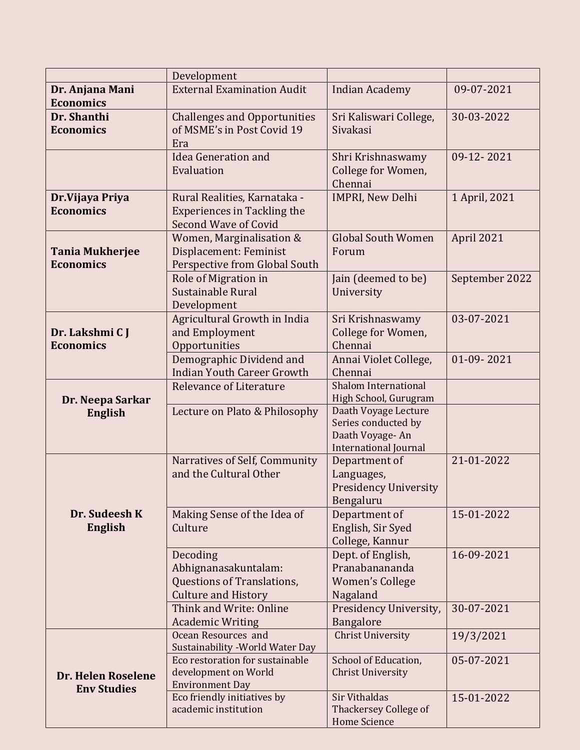| | | | |
|---|---|---|---|
| | Development | | |
| **Dr. Anjana Mani Economics** | External Examination Audit | Indian Academy | 09-07-2021 |
| **Dr. Shanthi Economics** | Challenges and Opportunities of MSME's in Post Covid 19 Era | Sri Kaliswari College, Sivakasi | 30-03-2022 |
| | Idea Generation and Evaluation | Shri Krishnaswamy College for Women, Chennai | 09-12- 2021 |
| **Dr.Vijaya Priya Economics** | Rural Realities, Karnataka - Experiences in Tackling the Second Wave of Covid | IMPRI, New Delhi | 1 April, 2021 |
| **Tania Mukherjee Economics** | Women, Marginalisation & Displacement: Feminist Perspective from Global South | Global South Women Forum | April 2021 |
| | Role of Migration in Sustainable Rural Development | Jain (deemed to be) University | September 2022 |
| **Dr. Lakshmi C J Economics** | Agricultural Growth in India and Employment Opportunities | Sri Krishnaswamy College for Women, Chennai | 03-07-2021 |
| | Demographic Dividend and Indian Youth Career Growth | Annai Violet College, Chennai | 01-09- 2021 |
| **Dr. Neepa Sarkar English** | Relevance of Literature | Shalom International High School, Gurugram | |
| | Lecture on Plato & Philosophy | Daath Voyage Lecture Series conducted by Daath Voyage- An International Journal | |
| **Dr. Sudeesh K English** | Narratives of Self, Community and the Cultural Other | Department of Languages, Presidency University Bengaluru | 21-01-2022 |
| | Making Sense of the Idea of Culture | Department of English, Sir Syed College, Kannur | 15-01-2022 |
| | Decoding Abhignanasakuntalam: Questions of Translations, Culture and History | Dept. of English, Pranabanananda Women's College Nagaland | 16-09-2021 |
| | Think and Write: Online Academic Writing | Presidency University, Bangalore | 30-07-2021 |
| **Dr. Helen Roselene Env Studies** | Ocean Resources and Sustainability -World Water Day | Christ University | 19/3/2021 |
| | Eco restoration for sustainable development on World Environment Day | School of Education, Christ University | 05-07-2021 |
| | Eco friendly initiatives by academic institution | Sir Vithaldas Thackersey College of Home Science | 15-01-2022 |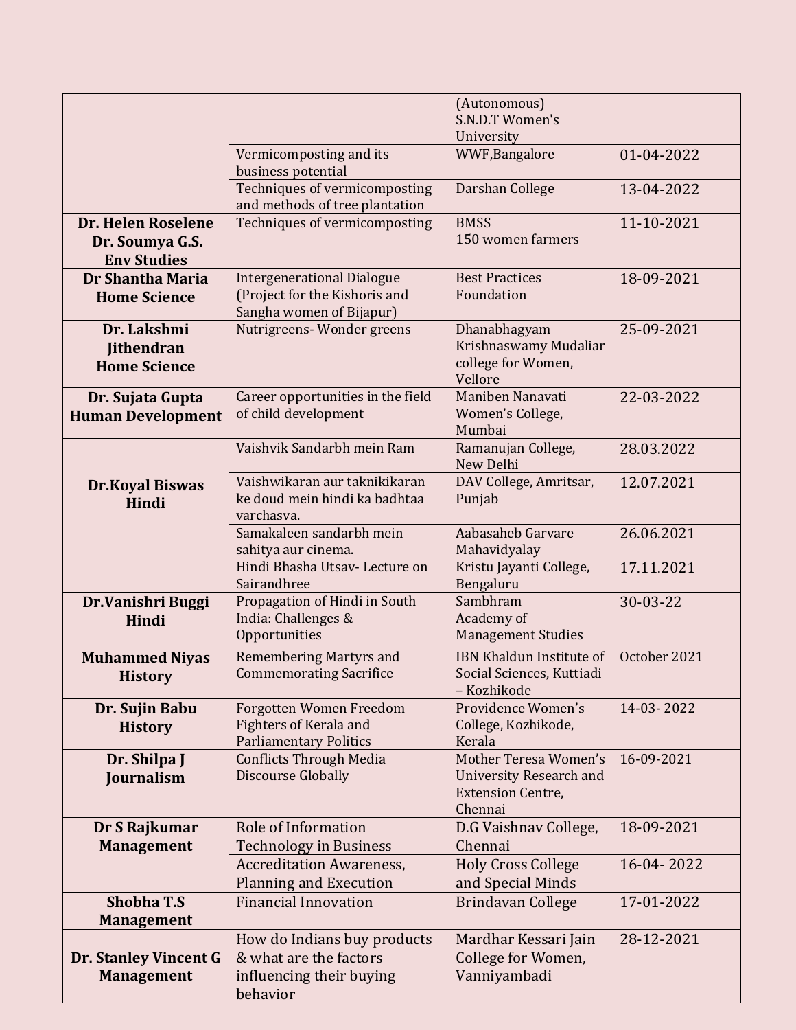| | | | |
|---|---|---|---|
| | | (Autonomous) S.N.D.T Women's University | |
| | Vermicomposting and its business potential | WWF,Bangalore | 01-04-2022 |
| | Techniques of vermicomposting and methods of tree plantation | Darshan College | 13-04-2022 |
| **Dr. Helen Roselene Dr. Soumya G.S. Env Studies** | Techniques of vermicomposting | BMSS 150 women farmers | 11-10-2021 |
| **Dr Shantha Maria Home Science** | Intergenerational Dialogue (Project for the Kishoris and Sangha women of Bijapur) | Best Practices Foundation | 18-09-2021 |
| **Dr. Lakshmi Jithendran Home Science** | Nutrigreens- Wonder greens | Dhanabhagyam Krishnaswamy Mudaliar college for Women, Vellore | 25-09-2021 |
| **Dr. Sujata Gupta Human Development** | Career opportunities in the field of child development | Maniben Nanavati Women's College, Mumbai | 22-03-2022 |
| **Dr.Koyal Biswas Hindi** | Vaishvik Sandarbh mein Ram | Ramanujan College, New Delhi | 28.03.2022 |
| | Vaishwikaran aur taknikikaran ke doud mein hindi ka badhtaa varchasva. | DAV College, Amritsar, Punjab | 12.07.2021 |
| | Samakaleen sandarbh mein sahitya aur cinema. | Aabasaheb Garvare Mahavidyalay | 26.06.2021 |
| | Hindi Bhasha Utsav- Lecture on Sairandhree | Kristu Jayanti College, Bengaluru | 17.11.2021 |
| **Dr.Vanishri Buggi Hindi** | Propagation of Hindi in South India: Challenges & Opportunities | Sambhram Academy of Management Studies | 30-03-22 |
| **Muhammed Niyas History** | Remembering Martyrs and Commemorating Sacrifice | IBN Khaldun Institute of Social Sciences, Kuttiadi – Kozhikode | October 2021 |
| **Dr. Sujin Babu History** | Forgotten Women Freedom Fighters of Kerala and Parliamentary Politics | Providence Women's College, Kozhikode, Kerala | 14-03- 2022 |
| **Dr. Shilpa J Journalism** | Conflicts Through Media Discourse Globally | Mother Teresa Women's University Research and Extension Centre, Chennai | 16-09-2021 |
| **Dr S Rajkumar Management** | Role of Information Technology in Business | D.G Vaishnav College, Chennai | 18-09-2021 |
| | Accreditation Awareness, Planning and Execution | Holy Cross College and Special Minds | 16-04- 2022 |
| **Shobha T.S Management** | Financial Innovation | Brindavan College | 17-01-2022 |
| **Dr. Stanley Vincent G Management** | How do Indians buy products & what are the factors influencing their buying behavior | Mardhar Kessari Jain College for Women, Vanniyambadi | 28-12-2021 |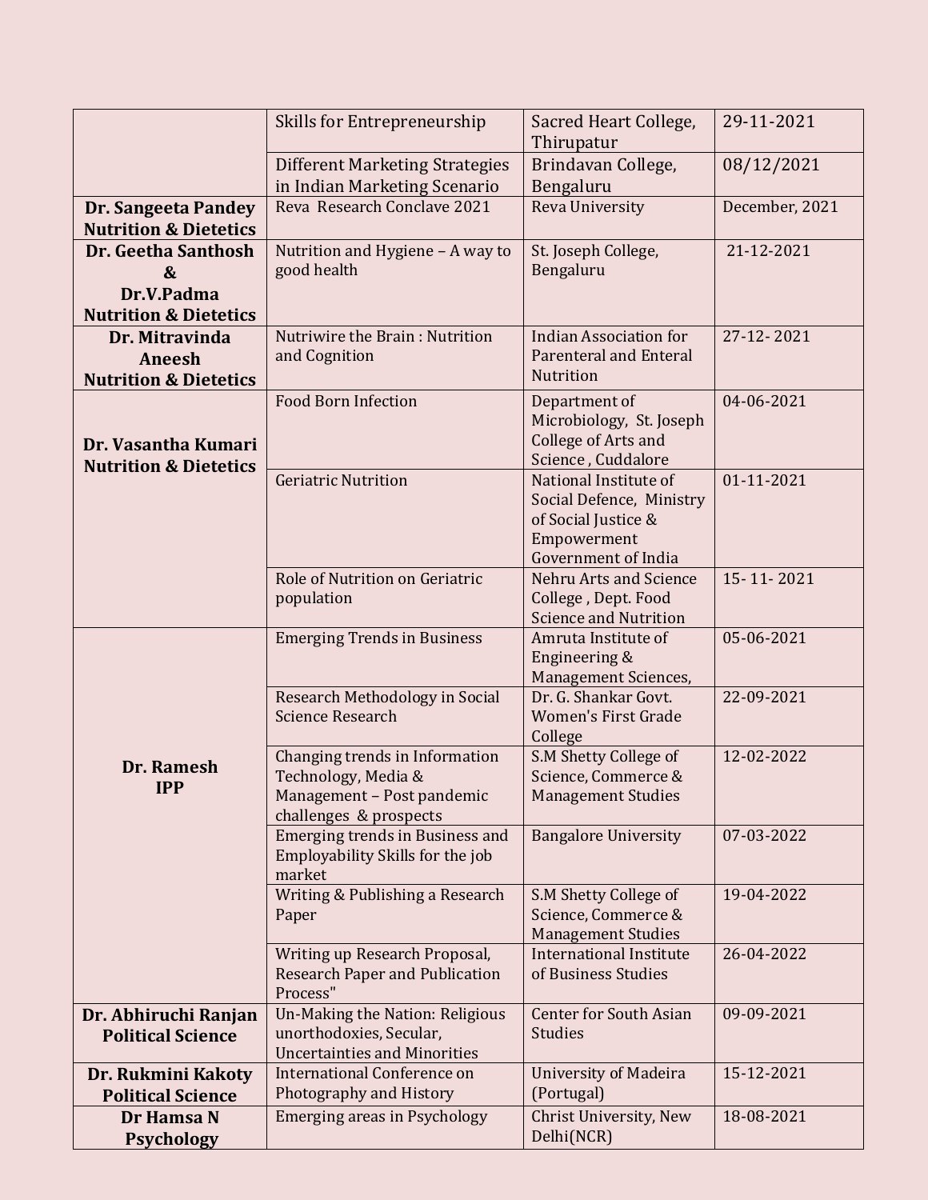| | | | |
|---|---|---|---|
| | Skills for Entrepreneurship | Sacred Heart College, Thirupatur | 29-11-2021 |
| | Different Marketing Strategies in Indian Marketing Scenario | Brindavan College, Bengaluru | 08/12/2021 |
| **Dr. Sangeeta Pandey Nutrition & Dietetics** | Reva Research Conclave 2021 | Reva University | December, 2021 |
| **Dr. Geetha Santhosh & Dr.V.Padma Nutrition & Dietetics** | Nutrition and Hygiene – A way to good health | St. Joseph College, Bengaluru | 21-12-2021 |
| **Dr. Mitravinda Aneesh Nutrition & Dietetics** | Nutriwire the Brain : Nutrition and Cognition | Indian Association for Parenteral and Enteral Nutrition | 27-12- 2021 |
| **Dr. Vasantha Kumari Nutrition & Dietetics** | Food Born Infection | Department of Microbiology, St. Joseph College of Arts and Science , Cuddalore | 04-06-2021 |
| | Geriatric Nutrition | National Institute of Social Defence, Ministry of Social Justice & Empowerment Government of India | 01-11-2021 |
| | Role of Nutrition on Geriatric population | Nehru Arts and Science College , Dept. Food Science and Nutrition | 15- 11- 2021 |
| **Dr. Ramesh IPP** | Emerging Trends in Business | Amruta Institute of Engineering & Management Sciences, | 05-06-2021 |
| | Research Methodology in Social Science Research | Dr. G. Shankar Govt. Women's First Grade College | 22-09-2021 |
| | Changing trends in Information Technology, Media & Management – Post pandemic challenges & prospects | S.M Shetty College of Science, Commerce & Management Studies | 12-02-2022 |
| | Emerging trends in Business and Employability Skills for the job market | Bangalore University | 07-03-2022 |
| | Writing & Publishing a Research Paper | S.M Shetty College of Science, Commerce & Management Studies | 19-04-2022 |
| | Writing up Research Proposal, Research Paper and Publication Process" | International Institute of Business Studies | 26-04-2022 |
| **Dr. Abhiruchi Ranjan Political Science** | Un-Making the Nation: Religious unorthodoxies, Secular, Uncertainties and Minorities | Center for South Asian Studies | 09-09-2021 |
| **Dr. Rukmini Kakoty Political Science** | International Conference on Photography and History | University of Madeira (Portugal) | 15-12-2021 |
| **Dr Hamsa N Psychology** | Emerging areas in Psychology | Christ University, New Delhi(NCR) | 18-08-2021 |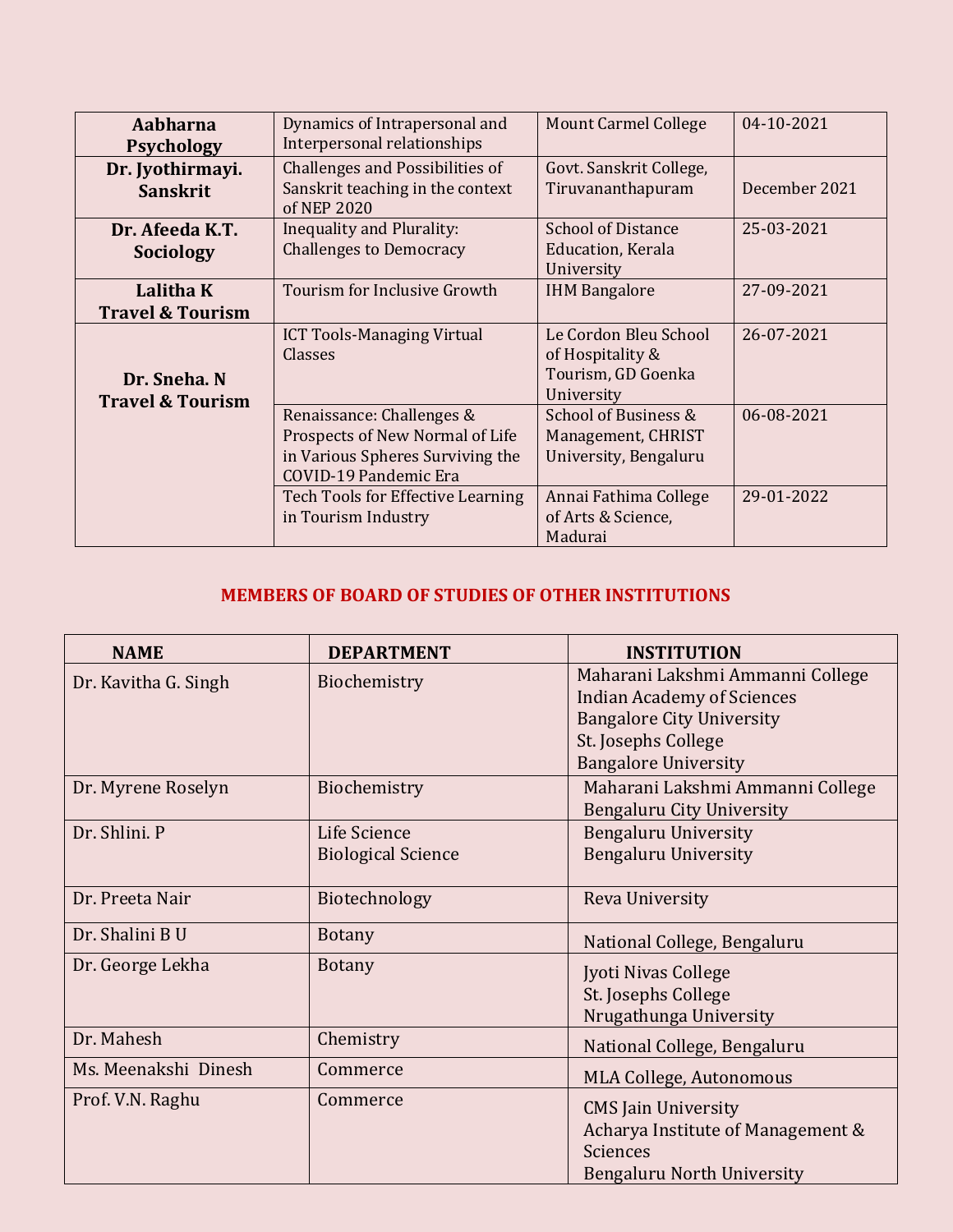| | | | |
|---|---|---|---|
| **Aabharna Psychology** | Dynamics of Intrapersonal and Interpersonal relationships | Mount Carmel College | 04-10-2021 |
| **Dr. Jyothirmayi. Sanskrit** | Challenges and Possibilities of Sanskrit teaching in the context of NEP 2020 | Govt. Sanskrit College, Tiruvananthapuram | December 2021 |
| **Dr. Afeeda K.T. Sociology** | Inequality and Plurality: Challenges to Democracy | School of Distance Education, Kerala University | 25-03-2021 |
| **Lalitha K Travel & Tourism** | Tourism for Inclusive Growth | IHM Bangalore | 27-09-2021 |
| **Dr. Sneha. N Travel & Tourism** | ICT Tools-Managing Virtual Classes | Le Cordon Bleu School of Hospitality & Tourism, GD Goenka University | 26-07-2021 |
| | Renaissance: Challenges & Prospects of New Normal of Life in Various Spheres Surviving the COVID-19 Pandemic Era | School of Business & Management, CHRIST University, Bengaluru | 06-08-2021 |
| | Tech Tools for Effective Learning in Tourism Industry | Annai Fathima College of Arts & Science, Madurai | 29-01-2022 |

## MEMBERS OF BOARD OF STUDIES OF OTHER INSTITUTIONS

| NAME | DEPARTMENT | INSTITUTION |
|---|---|---|
| Dr. Kavitha G. Singh | Biochemistry | Maharani Lakshmi Ammanni College<br>Indian Academy of Sciences<br>Bangalore City University<br>St. Josephs College<br>Bangalore University |
| Dr. Myrene Roselyn | Biochemistry | Maharani Lakshmi Ammanni College<br>Bengaluru City University |
| Dr. Shlini. P | Life Science<br>Biological Science | Bengaluru University<br>Bengaluru University |
| Dr. Preeta Nair | Biotechnology | Reva University |
| Dr. Shalini B U | Botany | National College, Bengaluru |
| Dr. George Lekha | Botany | Jyoti Nivas College<br>St. Josephs College<br>Nrugathunga University |
| Dr. Mahesh | Chemistry | National College, Bengaluru |
| Ms. Meenakshi Dinesh | Commerce | MLA College, Autonomous |
| Prof. V.N. Raghu | Commerce | CMS Jain University<br>Acharya Institute of Management & Sciences<br>Bengaluru North University |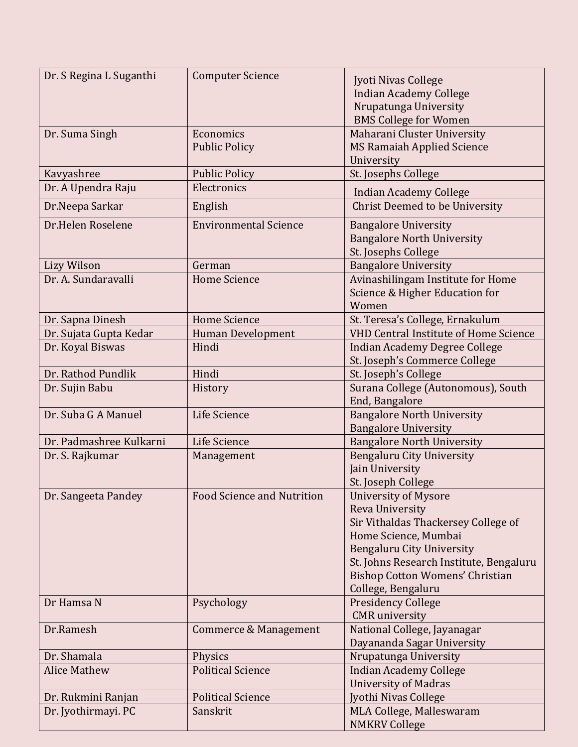| Dr. S Regina L Suganthi | Computer Science | Jyoti Nivas College<br>Indian Academy College<br>Nrupatunga University<br>BMS College for Women |
|---|---|---|
| Dr. Suma Singh | Economics<br>Public Policy | Maharani Cluster University<br>MS Ramaiah Applied Science University |
| Kavyashree | Public Policy | St. Josephs College |
| Dr. A Upendra Raju | Electronics | Indian Academy College |
| Dr.Neepa Sarkar | English | Christ Deemed to be University |
| Dr.Helen Roselene | Environmental Science | Bangalore University<br>Bangalore North University<br>St. Josephs College |
| Lizy Wilson | German | Bangalore University |
| Dr. A. Sundaravalli | Home Science | Avinashilingam Institute for Home Science & Higher Education for Women |
| Dr. Sapna Dinesh | Home Science | St. Teresa's College, Ernakulum |
| Dr. Sujata Gupta Kedar | Human Development | VHD Central Institute of Home Science |
| Dr. Koyal Biswas | Hindi | Indian Academy Degree College<br>St. Joseph's Commerce College |
| Dr. Rathod Pundlik | Hindi | St. Joseph's College |
| Dr. Sujin Babu | History | Surana College (Autonomous), South End, Bangalore |
| Dr. Suba G A Manuel | Life Science | Bangalore North University<br>Bangalore University |
| Dr. Padmashree Kulkarni | Life Science | Bangalore North University |
| Dr. S. Rajkumar | Management | Bengaluru City University<br>Jain University<br>St. Joseph College |
| Dr. Sangeeta Pandey | Food Science and Nutrition | University of Mysore<br>Reva University<br>Sir Vithaldas Thackersey College of Home Science, Mumbai<br>Bengaluru City University<br>St. Johns Research Institute, Bengaluru<br>Bishop Cotton Womens' Christian College, Bengaluru |
| Dr Hamsa N | Psychology | Presidency College<br>CMR university |
| Dr.Ramesh | Commerce & Management | National College, Jayanagar<br>Dayananda Sagar University |
| Dr. Shamala | Physics | Nrupatunga University |
| Alice Mathew | Political Science | Indian Academy College<br>University of Madras |
| Dr. Rukmini Ranjan | Political Science | Jyothi Nivas College |
| Dr. Jyothirmayi. PC | Sanskrit | MLA College, Malleswaram<br>NMKRV College |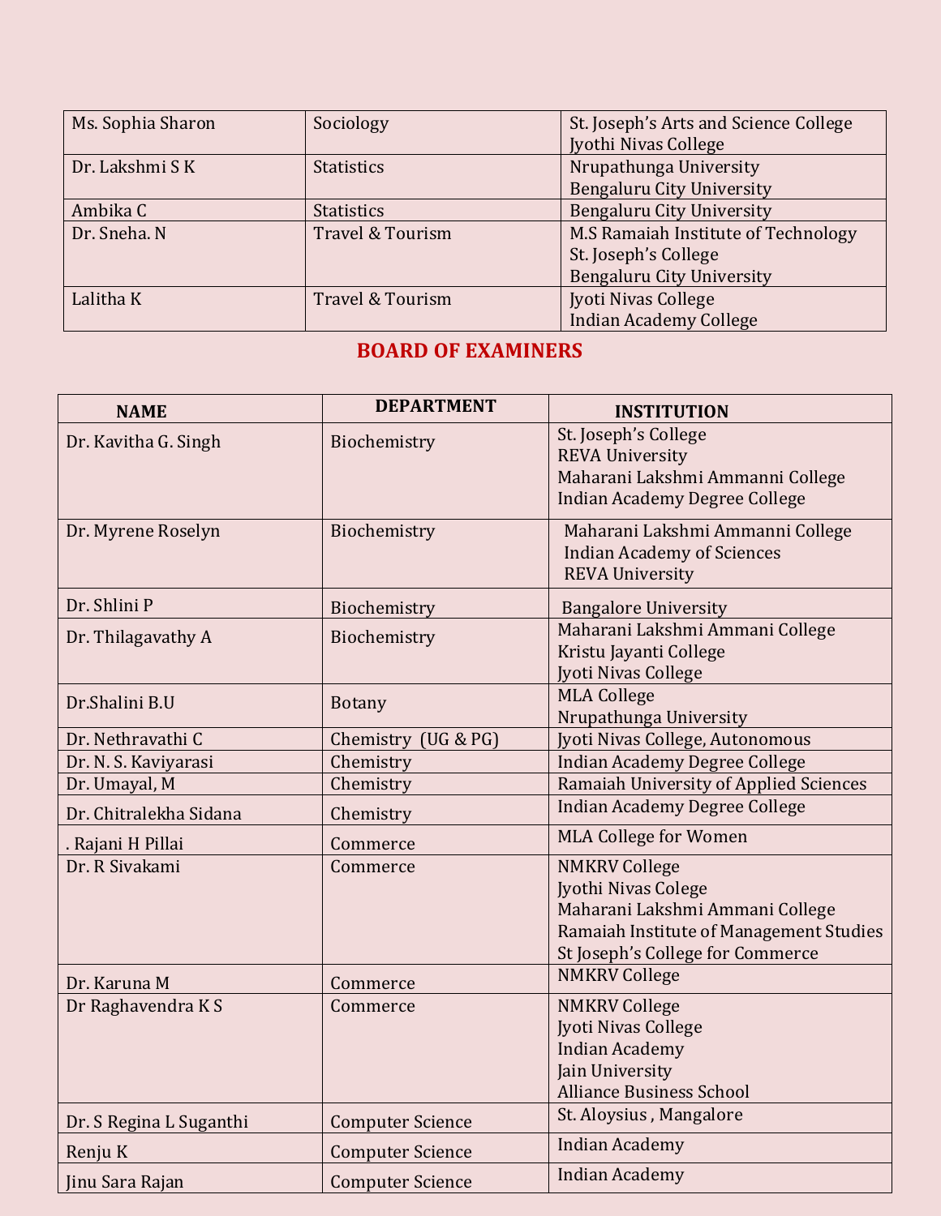| | | |
|---|---|---|
| Ms. Sophia Sharon | Sociology | St. Joseph's Arts and Science College<br>Jyothi Nivas College |
| Dr. Lakshmi S K | Statistics | Nrupathunga University<br>Bengaluru City University |
| Ambika C | Statistics | Bengaluru City University |
| Dr. Sneha. N | Travel & Tourism | M.S Ramaiah Institute of Technology<br>St. Joseph's College<br>Bengaluru City University |
| Lalitha K | Travel & Tourism | Jyoti Nivas College<br>Indian Academy College |

## BOARD OF EXAMINERS

| NAME | DEPARTMENT | INSTITUTION |
|---|---|---|
| Dr. Kavitha G. Singh | Biochemistry | St. Joseph's College<br>REVA University<br>Maharani Lakshmi Ammanni College<br>Indian Academy Degree College |
| Dr. Myrene Roselyn | Biochemistry | Maharani Lakshmi Ammanni College<br>Indian Academy of Sciences<br>REVA University |
| Dr. Shlini P | Biochemistry | Bangalore University |
| Dr. Thilagavathy A | Biochemistry | Maharani Lakshmi Ammani College<br>Kristu Jayanti College<br>Jyoti Nivas College |
| Dr.Shalini B.U | Botany | MLA College<br>Nrupathunga University |
| Dr. Nethravathi C | Chemistry (UG & PG) | Jyoti Nivas College, Autonomous |
| Dr. N. S. Kaviyarasi | Chemistry | Indian Academy Degree College |
| Dr. Umayal, M | Chemistry | Ramaiah University of Applied Sciences |
| Dr. Chitralekha Sidana | Chemistry | Indian Academy Degree College |
| . Rajani H Pillai | Commerce | MLA College for Women |
| Dr. R Sivakami | Commerce | NMKRV College<br>Jyothi Nivas Colege<br>Maharani Lakshmi Ammani College<br>Ramaiah Institute of Management Studies<br>St Joseph's College for Commerce |
| Dr. Karuna M | Commerce | NMKRV College |
| Dr Raghavendra K S | Commerce | NMKRV College<br>Jyoti Nivas College<br>Indian Academy<br>Jain University<br>Alliance Business School |
| Dr. S Regina L Suganthi | Computer Science | St. Aloysius , Mangalore |
| Renju K | Computer Science | Indian Academy |
| Jinu Sara Rajan | Computer Science | Indian Academy |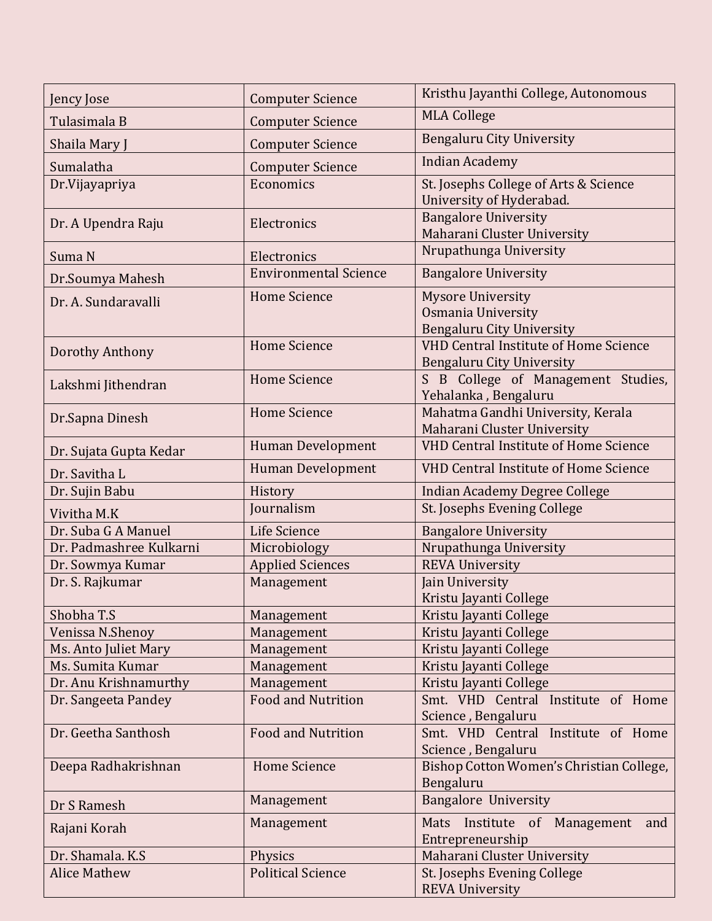| | | |
|---|---|---|
| Jency Jose | Computer Science | Kristhu Jayanthi College, Autonomous |
| Tulasimala B | Computer Science | MLA College |
| Shaila Mary J | Computer Science | Bengaluru City University |
| Sumalatha | Computer Science | Indian Academy |
| Dr.Vijayapriya | Economics | St. Josephs College of Arts & Science<br>University of Hyderabad. |
| Dr. A Upendra Raju | Electronics | Bangalore University<br>Maharani Cluster University |
| Suma N | Electronics | Nrupathunga University |
| Dr.Soumya Mahesh | Environmental Science | Bangalore University |
| Dr. A. Sundaravalli | Home Science | Mysore University<br>Osmania University<br>Bengaluru City University |
| Dorothy Anthony | Home Science | VHD Central Institute of Home Science<br>Bengaluru City University |
| Lakshmi Jithendran | Home Science | S B College of Management Studies, Yehalanka , Bengaluru |
| Dr.Sapna Dinesh | Home Science | Mahatma Gandhi University, Kerala<br>Maharani Cluster University |
| Dr. Sujata Gupta Kedar | Human Development | VHD Central Institute of Home Science |
| Dr. Savitha L | Human Development | VHD Central Institute of Home Science |
| Dr. Sujin Babu | History | Indian Academy Degree College |
| Vivitha M.K | Journalism | St. Josephs Evening College |
| Dr. Suba G A Manuel | Life Science | Bangalore University |
| Dr. Padmashree Kulkarni | Microbiology | Nrupathunga University |
| Dr. Sowmya Kumar | Applied Sciences | REVA University |
| Dr. S. Rajkumar | Management | Jain University<br>Kristu Jayanti College |
| Shobha T.S | Management | Kristu Jayanti College |
| Venissa N.Shenoy | Management | Kristu Jayanti College |
| Ms. Anto Juliet Mary | Management | Kristu Jayanti College |
| Ms. Sumita Kumar | Management | Kristu Jayanti College |
| Dr. Anu Krishnamurthy | Management | Kristu Jayanti College |
| Dr. Sangeeta Pandey | Food and Nutrition | Smt. VHD Central Institute of Home Science , Bengaluru |
| Dr. Geetha Santhosh | Food and Nutrition | Smt. VHD Central Institute of Home Science , Bengaluru |
| Deepa Radhakrishnan | Home Science | Bishop Cotton Women's Christian College, Bengaluru |
| Dr S Ramesh | Management | Bangalore University |
| Rajani Korah | Management | Mats Institute of Management and Entrepreneurship |
| Dr. Shamala. K.S | Physics | Maharani Cluster University |
| Alice Mathew | Political Science | St. Josephs Evening College<br>REVA University |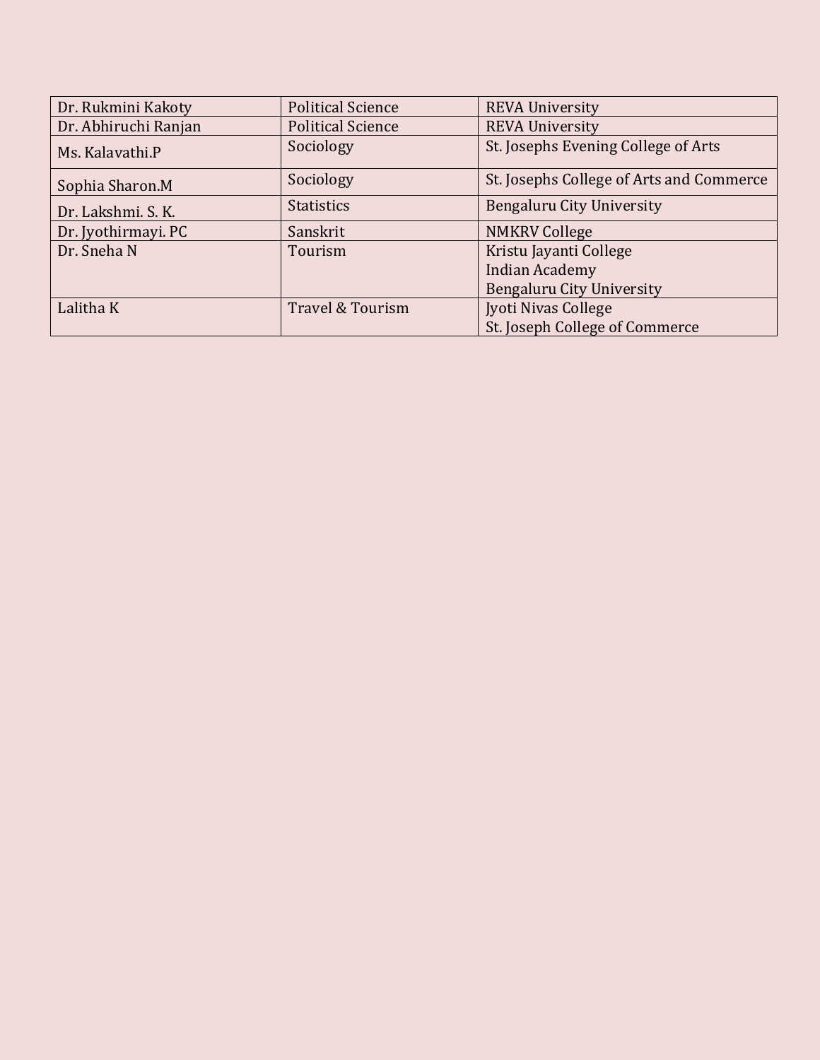| | | |
|---|---|---|
| Dr. Rukmini Kakoty | Political Science | REVA University |
| Dr. Abhiruchi Ranjan | Political Science | REVA University |
| Ms. Kalavathi.P | Sociology | St. Josephs Evening College of Arts |
| Sophia Sharon.M | Sociology | St. Josephs College of Arts and Commerce |
| Dr. Lakshmi. S. K. | Statistics | Bengaluru City University |
| Dr. Jyothirmayi. PC | Sanskrit | NMKRV College |
| Dr. Sneha N | Tourism | Kristu Jayanti College<br>Indian Academy<br>Bengaluru City University |
| Lalitha K | Travel & Tourism | Jyoti Nivas College<br>St. Joseph College of Commerce |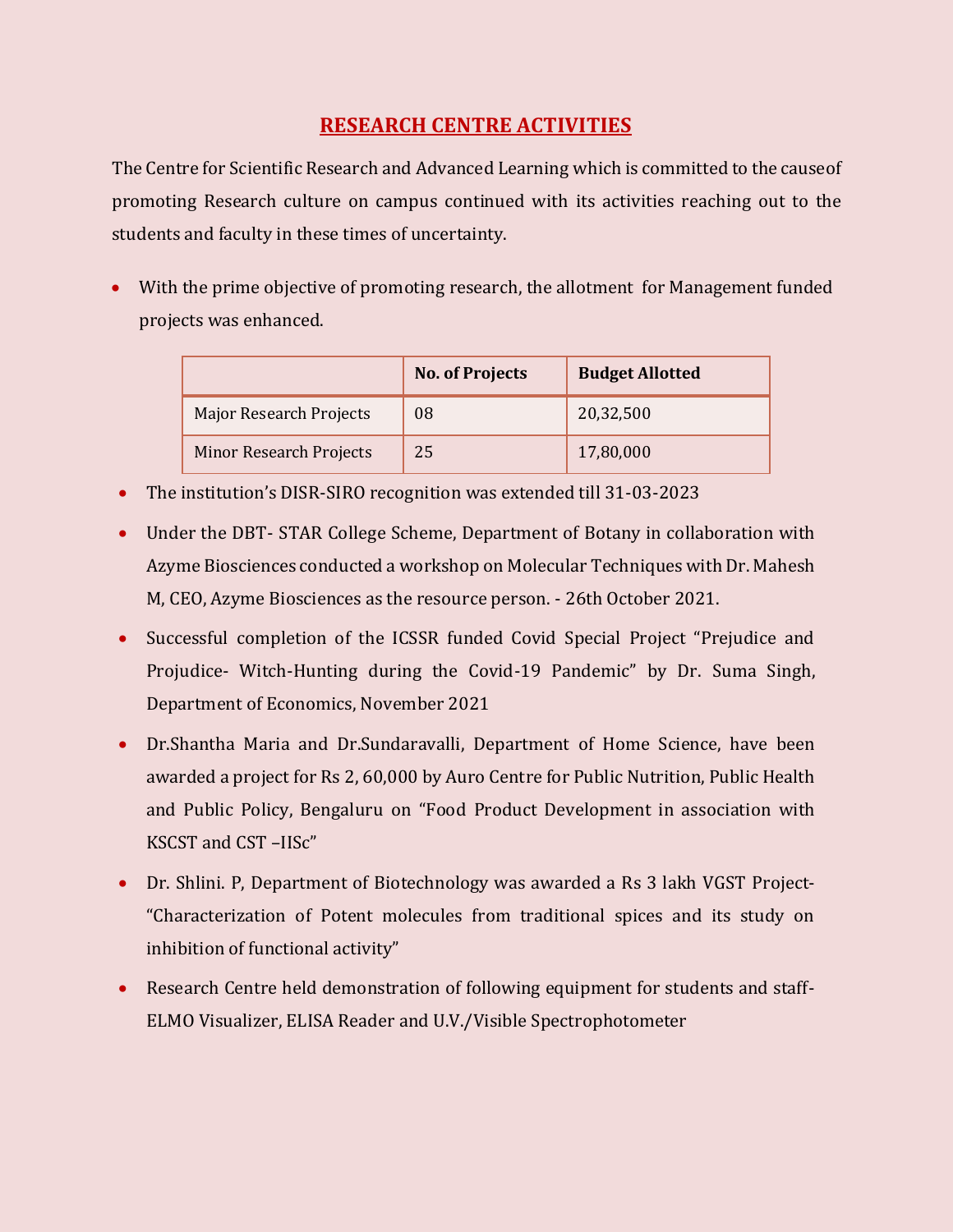## RESEARCH CENTRE ACTIVITIES

The Centre for Scientific Research and Advanced Learning which is committed to the causeof promoting Research culture on campus continued with its activities reaching out to the students and faculty in these times of uncertainty.

- With the prime objective of promoting research, the allotment for Management funded projects was enhanced.

| | No. of Projects | Budget Allotted |
|---|---|---|
| Major Research Projects | 08 | 20,32,500 |
| Minor Research Projects | 25 | 17,80,000 |

- The institution's DISR-SIRO recognition was extended till 31-03-2023
- Under the DBT- STAR College Scheme, Department of Botany in collaboration with Azyme Biosciences conducted a workshop on Molecular Techniques with Dr. Mahesh M, CEO, Azyme Biosciences as the resource person. - 26th October 2021.
- Successful completion of the ICSSR funded Covid Special Project "Prejudice and Projudice- Witch-Hunting during the Covid-19 Pandemic" by Dr. Suma Singh, Department of Economics, November 2021
- Dr.Shantha Maria and Dr.Sundaravalli, Department of Home Science, have been awarded a project for Rs 2, 60,000 by Auro Centre for Public Nutrition, Public Health and Public Policy, Bengaluru on "Food Product Development in association with KSCST and CST –IISc"
- Dr. Shlini. P, Department of Biotechnology was awarded a Rs 3 lakh VGST Project- "Characterization of Potent molecules from traditional spices and its study on inhibition of functional activity"
- Research Centre held demonstration of following equipment for students and staff- ELMO Visualizer, ELISA Reader and U.V./Visible Spectrophotometer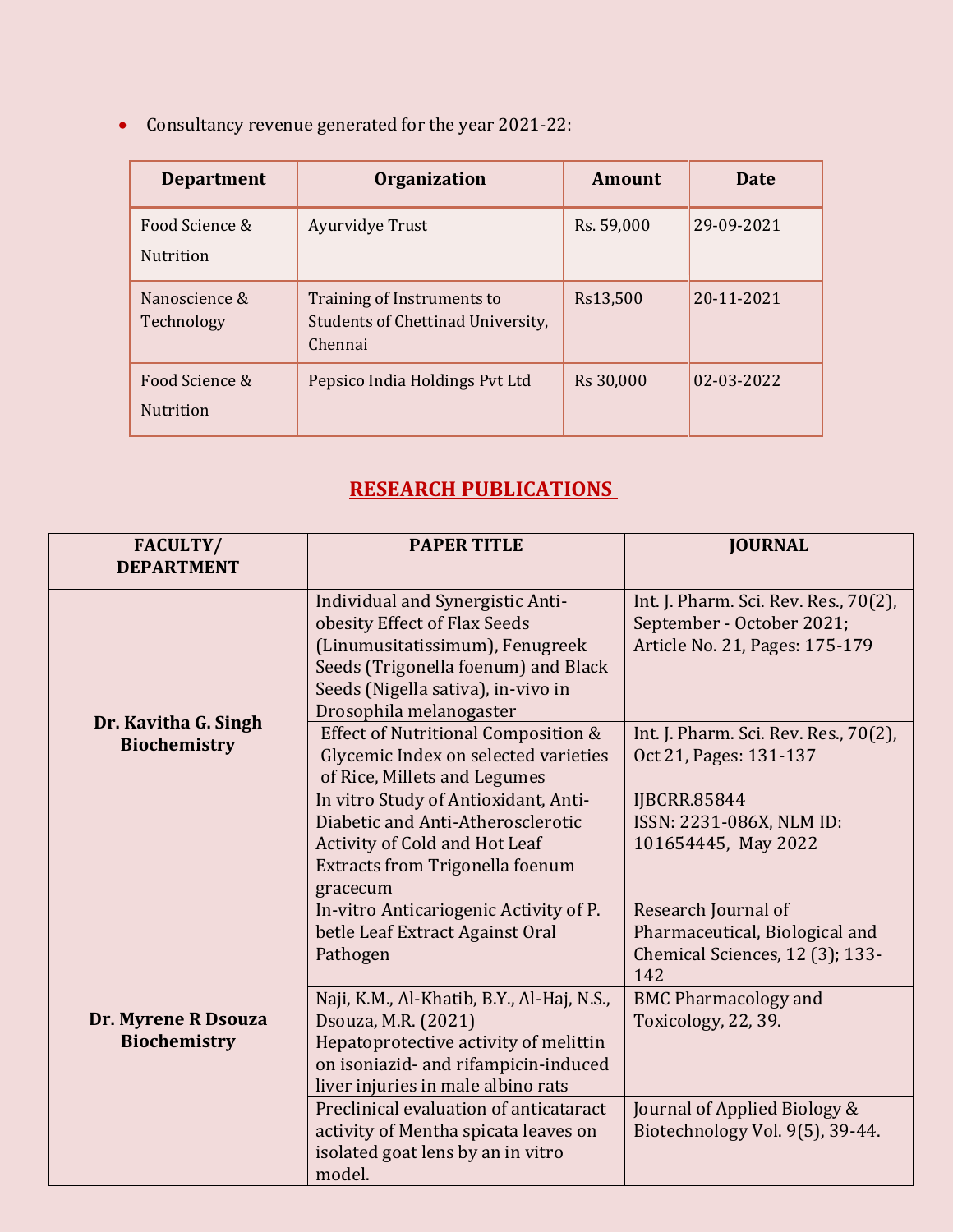- Consultancy revenue generated for the year 2021-22:

| Department | Organization | Amount | Date |
|---|---|---|---|
| Food Science & Nutrition | Ayurvidye Trust | Rs. 59,000 | 29-09-2021 |
| Nanoscience & Technology | Training of Instruments to Students of Chettinad University, Chennai | Rs13,500 | 20-11-2021 |
| Food Science & Nutrition | Pepsico India Holdings Pvt Ltd | Rs 30,000 | 02-03-2022 |

## RESEARCH PUBLICATIONS

| FACULTY/ DEPARTMENT | PAPER TITLE | JOURNAL |
|---|---|---|
| **Dr. Kavitha G. Singh Biochemistry** | Individual and Synergistic Anti-obesity Effect of Flax Seeds (Linumusitatissimum), Fenugreek Seeds (Trigonella foenum) and Black Seeds (Nigella sativa), in-vivo in Drosophila melanogaster | Int. J. Pharm. Sci. Rev. Res., 70(2), September - October 2021; Article No. 21, Pages: 175-179 |
| | Effect of Nutritional Composition & Glycemic Index on selected varieties of Rice, Millets and Legumes | Int. J. Pharm. Sci. Rev. Res., 70(2), Oct 21, Pages: 131-137 |
| | In vitro Study of Antioxidant, Anti-Diabetic and Anti-Atherosclerotic Activity of Cold and Hot Leaf Extracts from Trigonella foenum gracecum | IJBCRR.85844 ISSN: 2231-086X, NLM ID: 101654445, May 2022 |
| **Dr. Myrene R Dsouza Biochemistry** | In-vitro Anticariogenic Activity of P. betle Leaf Extract Against Oral Pathogen | Research Journal of Pharmaceutical, Biological and Chemical Sciences, 12 (3); 133-142 |
| | Naji, K.M., Al-Khatib, B.Y., Al-Haj, N.S., Dsouza, M.R. (2021) Hepatoprotective activity of melittin on isoniazid- and rifampicin-induced liver injuries in male albino rats | BMC Pharmacology and Toxicology, 22, 39. |
| | Preclinical evaluation of anticataract activity of Mentha spicata leaves on isolated goat lens by an in vitro model. | Journal of Applied Biology & Biotechnology Vol. 9(5), 39-44. |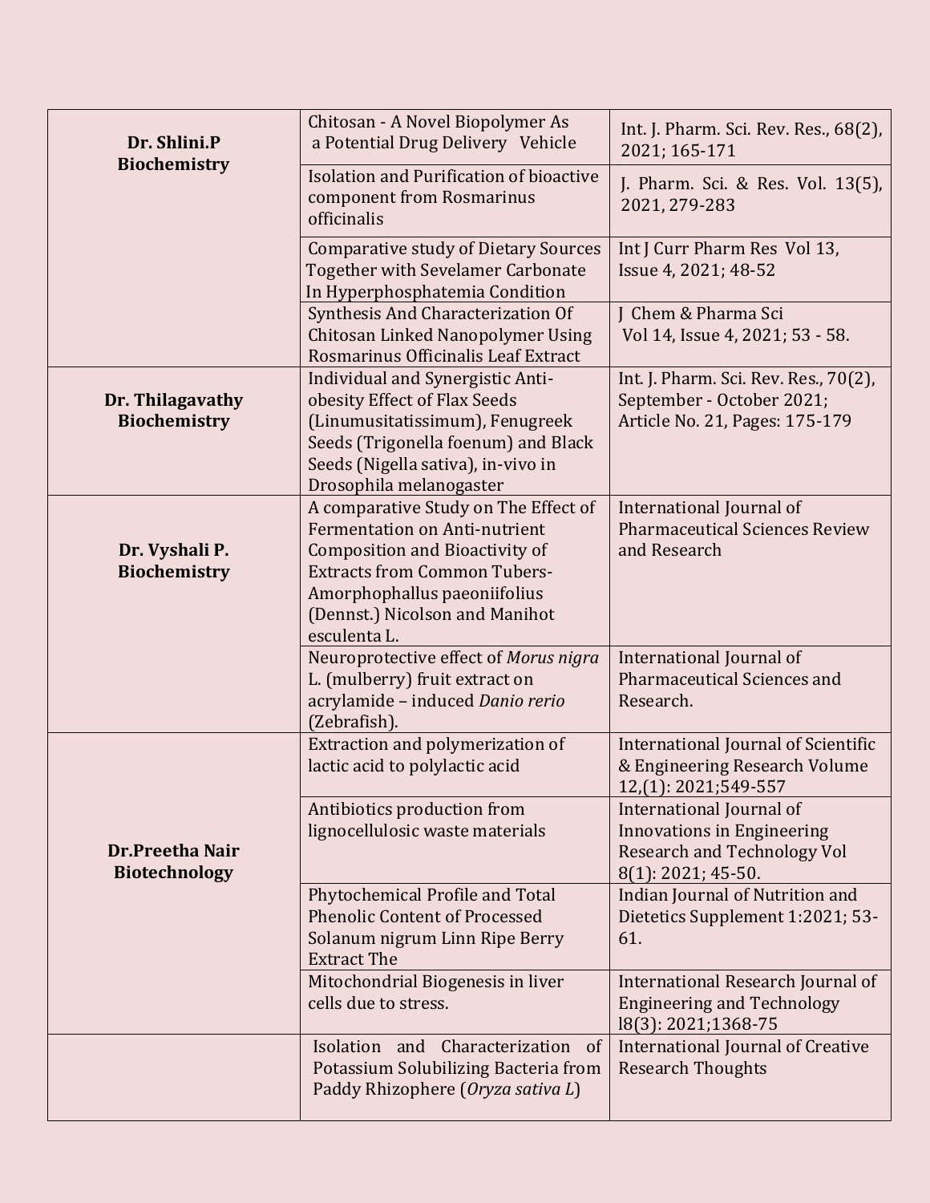| | | |
|---|---|---|
| **Dr. Shlini.P Biochemistry** | Chitosan - A Novel Biopolymer As a Potential Drug Delivery Vehicle | Int. J. Pharm. Sci. Rev. Res., 68(2), 2021; 165-171 |
| | Isolation and Purification of bioactive component from Rosmarinus officinalis | J. Pharm. Sci. & Res. Vol. 13(5), 2021, 279-283 |
| | Comparative study of Dietary Sources Together with Sevelamer Carbonate In Hyperphosphatemia Condition | Int J Curr Pharm Res Vol 13, Issue 4, 2021; 48-52 |
| | Synthesis And Characterization Of Chitosan Linked Nanopolymer Using Rosmarinus Officinalis Leaf Extract | J Chem & Pharma Sci Vol 14, Issue 4, 2021; 53 - 58. |
| **Dr. Thilagavathy Biochemistry** | Individual and Synergistic Anti-obesity Effect of Flax Seeds (Linumusitatissimum), Fenugreek Seeds (Trigonella foenum) and Black Seeds (Nigella sativa), in-vivo in Drosophila melanogaster | Int. J. Pharm. Sci. Rev. Res., 70(2), September - October 2021; Article No. 21, Pages: 175-179 |
| **Dr. Vyshali P. Biochemistry** | A comparative Study on The Effect of Fermentation on Anti-nutrient Composition and Bioactivity of Extracts from Common Tubers- Amorphophallus paeoniifolius (Dennst.) Nicolson and Manihot esculenta L. | International Journal of Pharmaceutical Sciences Review and Research |
| | Neuroprotective effect of *Morus nigra* L. (mulberry) fruit extract on acrylamide – induced *Danio rerio* (Zebrafish). | International Journal of Pharmaceutical Sciences and Research. |
| **Dr.Preetha Nair Biotechnology** | Extraction and polymerization of lactic acid to polylactic acid | International Journal of Scientific & Engineering Research Volume 12,(1): 2021;549-557 |
| | Antibiotics production from lignocellulosic waste materials | International Journal of Innovations in Engineering Research and Technology Vol 8(1): 2021; 45-50. |
| | Phytochemical Profile and Total Phenolic Content of Processed Solanum nigrum Linn Ripe Berry Extract The | Indian Journal of Nutrition and Dietetics Supplement 1:2021; 53-61. |
| | Mitochondrial Biogenesis in liver cells due to stress. | International Research Journal of Engineering and Technology l8(3): 2021;1368-75 |
| | Isolation and Characterization of Potassium Solubilizing Bacteria from Paddy Rhizophere (*Oryza sativa L*) | International Journal of Creative Research Thoughts |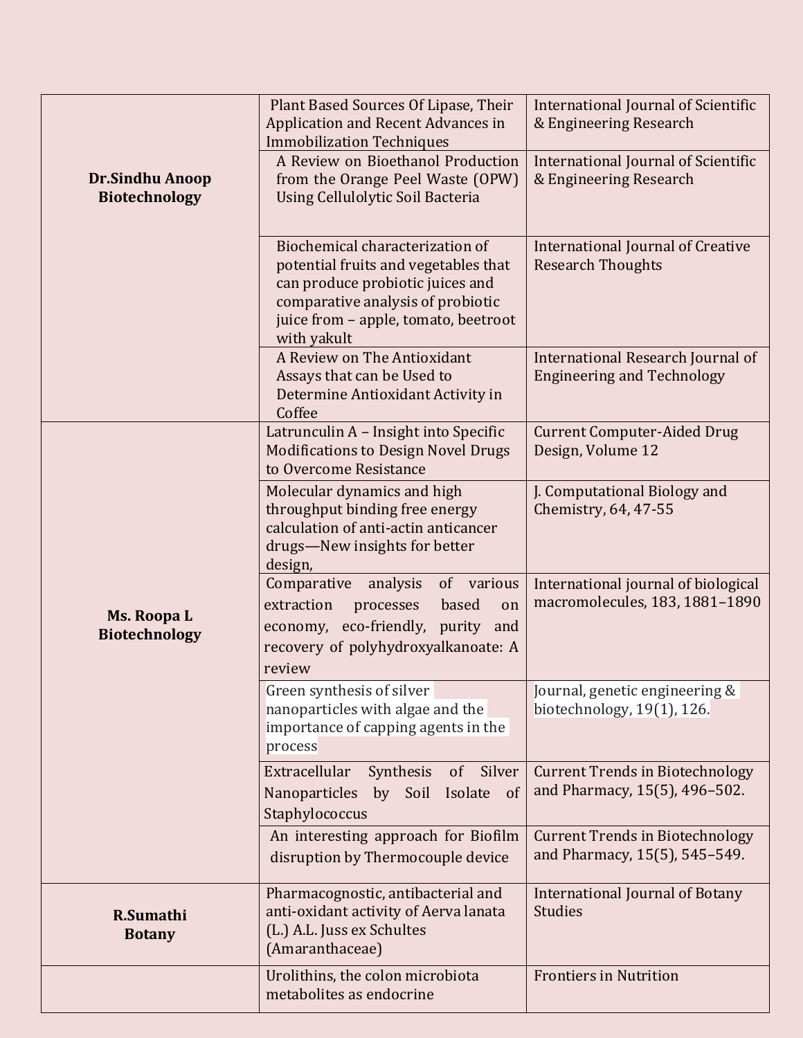| | | |
|---|---|---|
| **Dr.Sindhu Anoop Biotechnology** | Plant Based Sources Of Lipase, Their Application and Recent Advances in Immobilization Techniques | International Journal of Scientific & Engineering Research |
| | A Review on Bioethanol Production from the Orange Peel Waste (OPW) Using Cellulolytic Soil Bacteria | International Journal of Scientific & Engineering Research |
| | Biochemical characterization of potential fruits and vegetables that can produce probiotic juices and comparative analysis of probiotic juice from – apple, tomato, beetroot with yakult | International Journal of Creative Research Thoughts |
| | A Review on The Antioxidant Assays that can be Used to Determine Antioxidant Activity in Coffee | International Research Journal of Engineering and Technology |
| **Ms. Roopa L Biotechnology** | Latrunculin A – Insight into Specific Modifications to Design Novel Drugs to Overcome Resistance | Current Computer-Aided Drug Design, Volume 12 |
| | Molecular dynamics and high throughput binding free energy calculation of anti-actin anticancer drugs—New insights for better design, | J. Computational Biology and Chemistry, 64, 47-55 |
| | Comparative analysis of various extraction processes based on economy, eco-friendly, purity and recovery of polyhydroxyalkanoate: A review | International journal of biological macromolecules, 183, 1881–1890 |
| | Green synthesis of silver nanoparticles with algae and the importance of capping agents in the process | Journal, genetic engineering & biotechnology, 19(1), 126. |
| | Extracellular Synthesis of Silver Nanoparticles by Soil Isolate of Staphylococcus | Current Trends in Biotechnology and Pharmacy, 15(5), 496–502. |
| | An interesting approach for Biofilm disruption by Thermocouple device | Current Trends in Biotechnology and Pharmacy, 15(5), 545–549. |
| **R.Sumathi Botany** | Pharmacognostic, antibacterial and anti-oxidant activity of Aerva lanata (L.) A.L. Juss ex Schultes (Amaranthaceae) | International Journal of Botany Studies |
| | Urolithins, the colon microbiota metabolites as endocrine | Frontiers in Nutrition |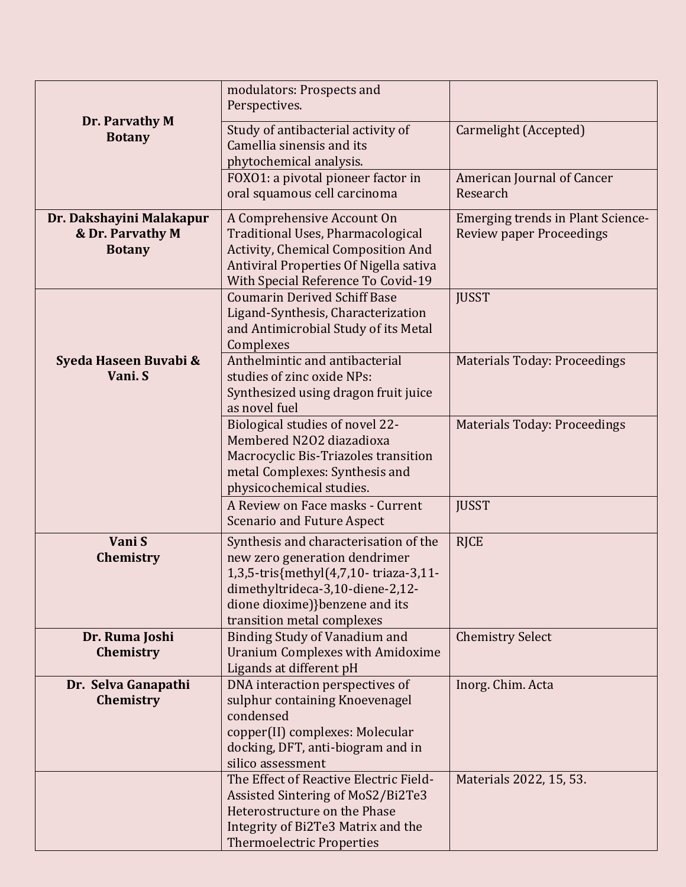| | | |
|---|---|---|
| **Dr. Parvathy M Botany** | modulators: Prospects and Perspectives. | |
| | Study of antibacterial activity of Camellia sinensis and its phytochemical analysis. | Carmelight (Accepted) |
| | FOXO1: a pivotal pioneer factor in oral squamous cell carcinoma | American Journal of Cancer Research |
| **Dr. Dakshayini Malakapur & Dr. Parvathy M Botany** | A Comprehensive Account On Traditional Uses, Pharmacological Activity, Chemical Composition And Antiviral Properties Of Nigella sativa With Special Reference To Covid-19 | Emerging trends in Plant Science- Review paper Proceedings |
| **Syeda Haseen Buvabi & Vani. S** | Coumarin Derived Schiff Base Ligand-Synthesis, Characterization and Antimicrobial Study of its Metal Complexes | JUSST |
| | Anthelmintic and antibacterial studies of zinc oxide NPs: Synthesized using dragon fruit juice as novel fuel | Materials Today: Proceedings |
| | Biological studies of novel 22-Membered N2O2 diazadioxa Macrocyclic Bis-Triazoles transition metal Complexes: Synthesis and physicochemical studies. | Materials Today: Proceedings |
| | A Review on Face masks - Current Scenario and Future Aspect | JUSST |
| **Vani S Chemistry** | Synthesis and characterisation of the new zero generation dendrimer 1,3,5-tris{methyl(4,7,10- triaza-3,11-dimethyltrideca-3,10-diene-2,12-dione dioxime)}benzene and its transition metal complexes | RJCE |
| **Dr. Ruma Joshi Chemistry** | Binding Study of Vanadium and Uranium Complexes with Amidoxime Ligands at different pH | Chemistry Select |
| **Dr. Selva Ganapathi Chemistry** | DNA interaction perspectives of sulphur containing Knoevenagel condensed copper(II) complexes: Molecular docking, DFT, anti-biogram and in silico assessment | Inorg. Chim. Acta |
| | The Effect of Reactive Electric Field-Assisted Sintering of $MoS_2/Bi_2Te_3$ Heterostructure on the Phase Integrity of $Bi_2Te_3$ Matrix and the Thermoelectric Properties | Materials 2022, 15, 53. |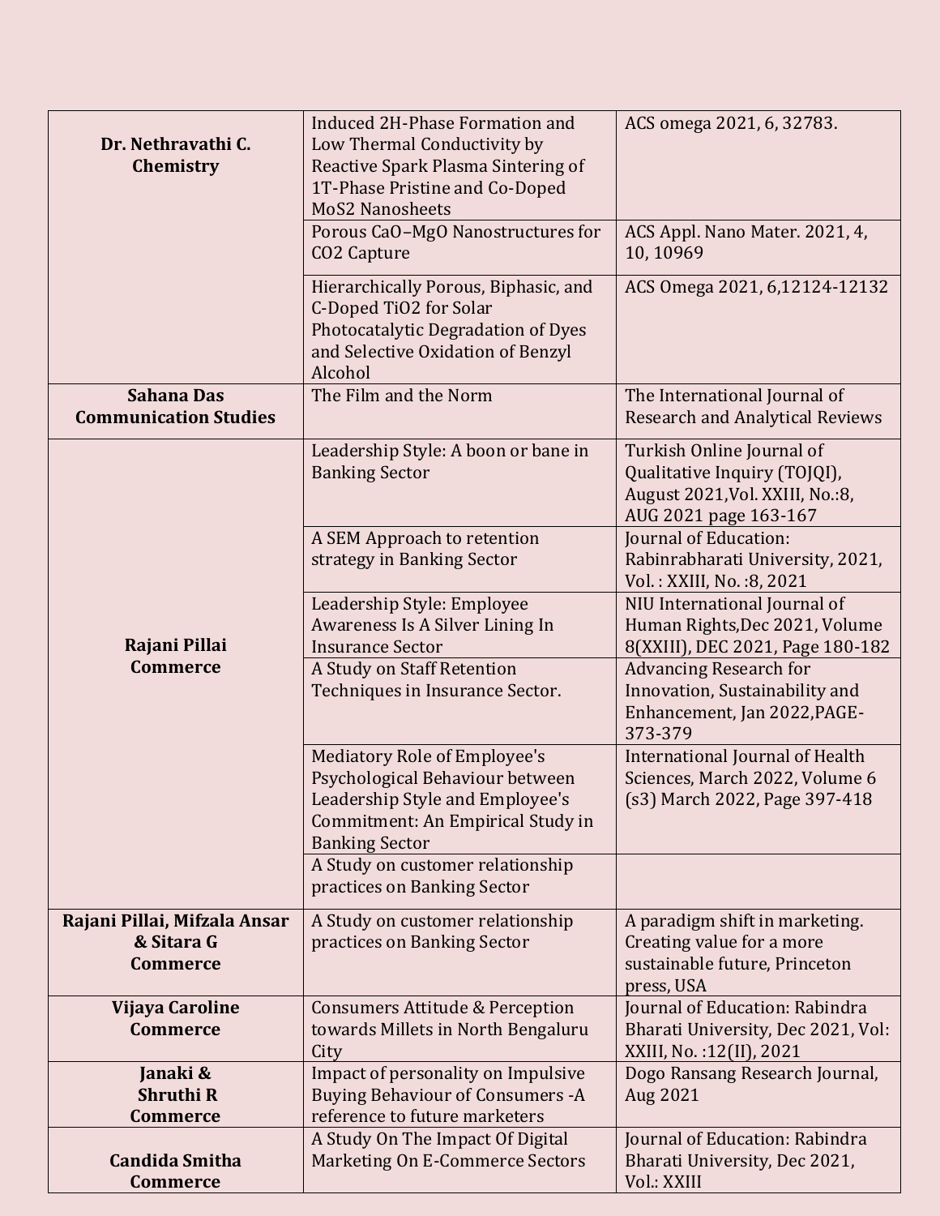| | | |
|---|---|---|
| **Dr. Nethravathi C. Chemistry** | Induced 2H-Phase Formation and Low Thermal Conductivity by Reactive Spark Plasma Sintering of 1T-Phase Pristine and Co-Doped $MoS_2$ Nanosheets | ACS omega 2021, 6, 32783. |
| | Porous CaO–MgO Nanostructures for $CO_2$ Capture | ACS Appl. Nano Mater. 2021, 4, 10, 10969 |
| | Hierarchically Porous, Biphasic, and C-Doped $TiO_2$ for Solar Photocatalytic Degradation of Dyes and Selective Oxidation of Benzyl Alcohol | ACS Omega 2021, 6,12124-12132 |
| **Sahana Das Communication Studies** | The Film and the Norm | The International Journal of Research and Analytical Reviews |
| **Rajani Pillai Commerce** | Leadership Style: A boon or bane in Banking Sector | Turkish Online Journal of Qualitative Inquiry (TOJQI), August 2021,Vol. XXIII, No.:8, AUG 2021 page 163-167 |
| | A SEM Approach to retention strategy in Banking Sector | Journal of Education: Rabinrabharati University, 2021, Vol. : XXIII, No. :8, 2021 |
| | Leadership Style: Employee Awareness Is A Silver Lining In Insurance Sector | NIU International Journal of Human Rights,Dec 2021, Volume 8(XXIII), DEC 2021, Page 180-182 |
| | A Study on Staff Retention Techniques in Insurance Sector. | Advancing Research for Innovation, Sustainability and Enhancement, Jan 2022,PAGE-373-379 |
| | Mediatory Role of Employee's Psychological Behaviour between Leadership Style and Employee's Commitment: An Empirical Study in Banking Sector | International Journal of Health Sciences, March 2022, Volume 6 (s3) March 2022, Page 397-418 |
| | A Study on customer relationship practices on Banking Sector | |
| **Rajani Pillai, Mifzala Ansar & Sitara G Commerce** | A Study on customer relationship practices on Banking Sector | A paradigm shift in marketing. Creating value for a more sustainable future, Princeton press, USA |
| **Vijaya Caroline Commerce** | Consumers Attitude & Perception towards Millets in North Bengaluru City | Journal of Education: Rabindra Bharati University, Dec 2021, Vol: XXIII, No. :12(II), 2021 |
| **Janaki & Shruthi R Commerce** | Impact of personality on Impulsive Buying Behaviour of Consumers -A reference to future marketers | Dogo Ransang Research Journal, Aug 2021 |
| **Candida Smitha Commerce** | A Study On The Impact Of Digital Marketing On E-Commerce Sectors | Journal of Education: Rabindra Bharati University, Dec 2021, Vol.: XXIII |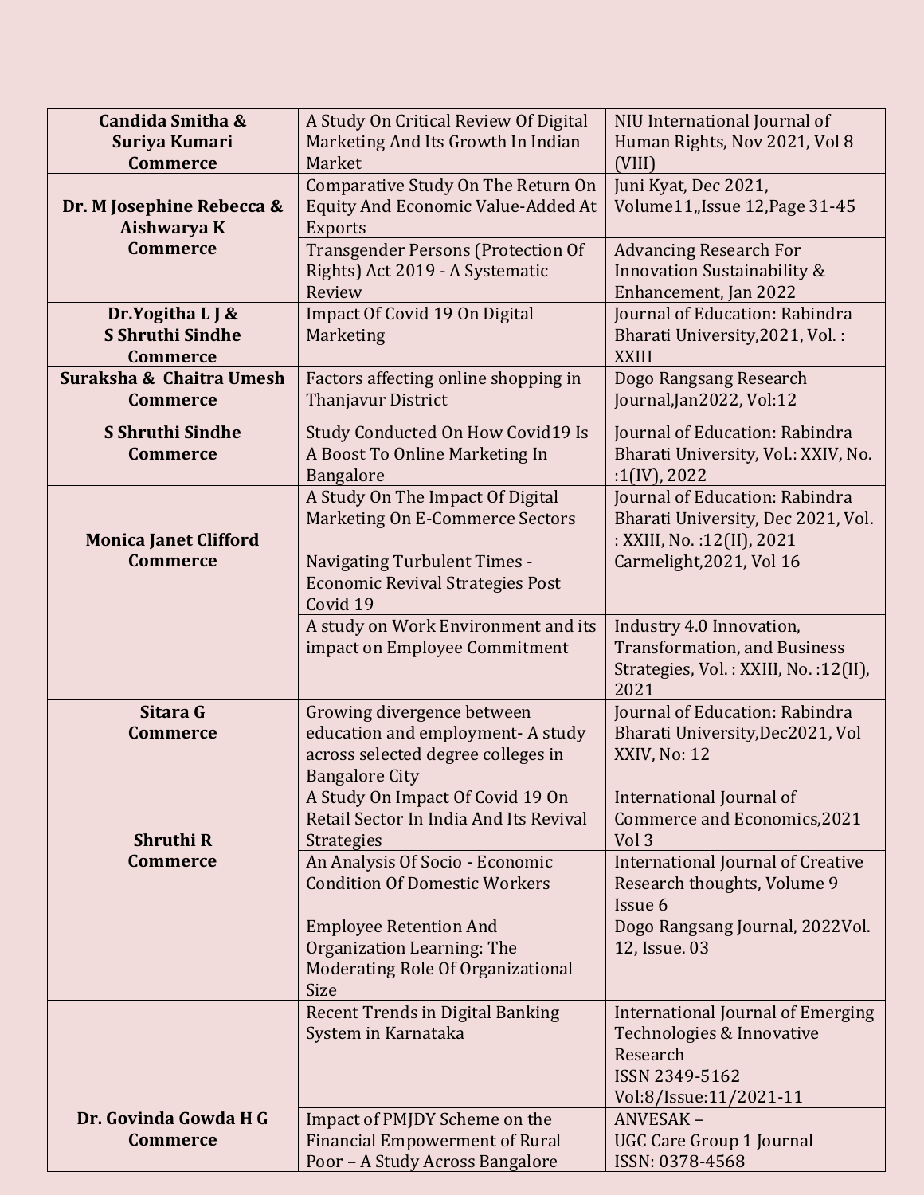| | | |
|---|---|---|
| **Candida Smitha & Suriya Kumari Commerce** | A Study On Critical Review Of Digital Marketing And Its Growth In Indian Market | NIU International Journal of Human Rights, Nov 2021, Vol 8 (VIII) |
| **Dr. M Josephine Rebecca & Aishwarya K Commerce** | Comparative Study On The Return On Equity And Economic Value-Added At Exports | Juni Kyat, Dec 2021, Volume11,,Issue 12,Page 31-45 |
| | Transgender Persons (Protection Of Rights) Act 2019 - A Systematic Review | Advancing Research For Innovation Sustainability & Enhancement, Jan 2022 |
| **Dr.Yogitha L J & S Shruthi Sindhe Commerce** | Impact Of Covid 19 On Digital Marketing | Journal of Education: Rabindra Bharati University,2021, Vol. : XXIII |
| **Suraksha & Chaitra Umesh Commerce** | Factors affecting online shopping in Thanjavur District | Dogo Rangsang Research Journal,Jan2022, Vol:12 |
| **S Shruthi Sindhe Commerce** | Study Conducted On How Covid19 Is A Boost To Online Marketing In Bangalore | Journal of Education: Rabindra Bharati University, Vol.: XXIV, No. :1(IV), 2022 |
| **Monica Janet Clifford Commerce** | A Study On The Impact Of Digital Marketing On E-Commerce Sectors | Journal of Education: Rabindra Bharati University, Dec 2021, Vol. : XXIII, No. :12(II), 2021 |
| | Navigating Turbulent Times - Economic Revival Strategies Post Covid 19 | Carmelight,2021, Vol 16 |
| | A study on Work Environment and its impact on Employee Commitment | Industry 4.0 Innovation, Transformation, and Business Strategies, Vol. : XXIII, No. :12(II), 2021 |
| **Sitara G Commerce** | Growing divergence between education and employment- A study across selected degree colleges in Bangalore City | Journal of Education: Rabindra Bharati University,Dec2021, Vol XXIV, No: 12 |
| **Shruthi R Commerce** | A Study On Impact Of Covid 19 On Retail Sector In India And Its Revival Strategies | International Journal of Commerce and Economics,2021 Vol 3 |
| | An Analysis Of Socio - Economic Condition Of Domestic Workers | International Journal of Creative Research thoughts, Volume 9 Issue 6 |
| | Employee Retention And Organization Learning: The Moderating Role Of Organizational Size | Dogo Rangsang Journal, 2022Vol. 12, Issue. 03 |
| **Dr. Govinda Gowda H G Commerce** | Recent Trends in Digital Banking System in Karnataka | International Journal of Emerging Technologies & Innovative Research ISSN 2349-5162 Vol:8/Issue:11/2021-11 |
| | Impact of PMJDY Scheme on the Financial Empowerment of Rural Poor – A Study Across Bangalore | ANVESAK – UGC Care Group 1 Journal ISSN: 0378-4568 |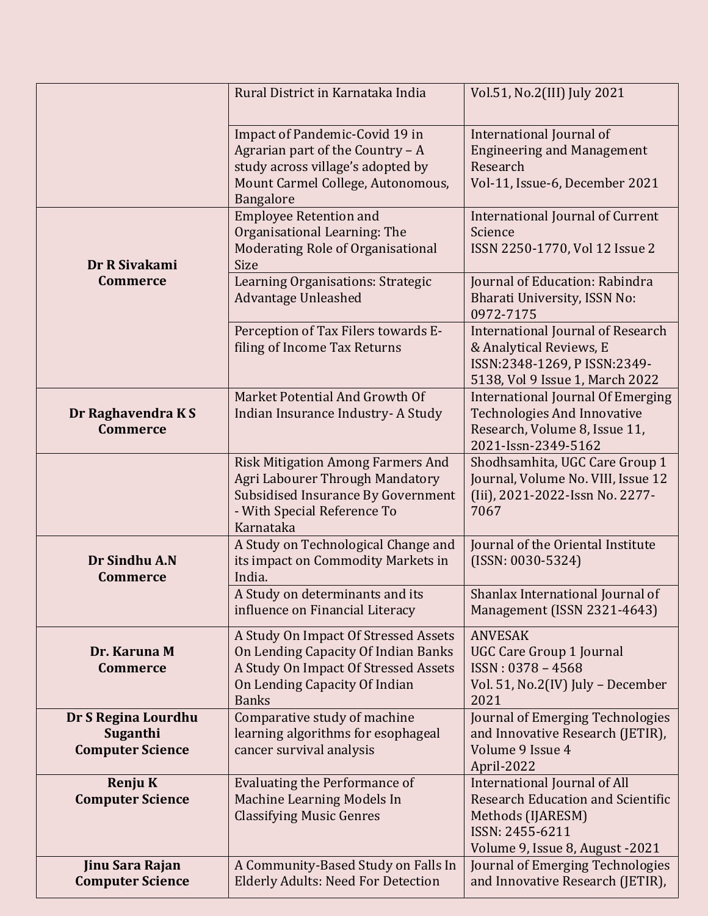| | | |
|---|---|---|
| | Rural District in Karnataka India | Vol.51, No.2(III) July 2021 |
| | Impact of Pandemic-Covid 19 in Agrarian part of the Country – A study across village's adopted by Mount Carmel College, Autonomous, Bangalore | International Journal of Engineering and Management Research<br>Vol-11, Issue-6, December 2021 |
| **Dr R Sivakami**<br>**Commerce** | Employee Retention and Organisational Learning: The Moderating Role of Organisational Size | International Journal of Current Science<br>ISSN 2250-1770, Vol 12 Issue 2 |
| | Learning Organisations: Strategic Advantage Unleashed | Journal of Education: Rabindra Bharati University, ISSN No: 0972-7175 |
| | Perception of Tax Filers towards E-filing of Income Tax Returns | International Journal of Research & Analytical Reviews, E ISSN:2348-1269, P ISSN:2349-5138, Vol 9 Issue 1, March 2022 |
| **Dr Raghavendra K S**<br>**Commerce** | Market Potential And Growth Of Indian Insurance Industry- A Study | International Journal Of Emerging Technologies And Innovative Research, Volume 8, Issue 11, 2021-Issn-2349-5162 |
| | Risk Mitigation Among Farmers And Agri Labourer Through Mandatory Subsidised Insurance By Government - With Special Reference To Karnataka | Shodhsamhita, UGC Care Group 1 Journal, Volume No. VIII, Issue 12 (Iii), 2021-2022-Issn No. 2277-7067 |
| **Dr Sindhu A.N**<br>**Commerce** | A Study on Technological Change and its impact on Commodity Markets in India. | Journal of the Oriental Institute (ISSN: 0030-5324) |
| | A Study on determinants and its influence on Financial Literacy | Shanlax International Journal of Management (ISSN 2321-4643) |
| **Dr. Karuna M**<br>**Commerce** | A Study On Impact Of Stressed Assets On Lending Capacity Of Indian Banks A Study On Impact Of Stressed Assets On Lending Capacity Of Indian Banks | ANVESAK<br>UGC Care Group 1 Journal<br>ISSN : 0378 – 4568<br>Vol. 51, No.2(IV) July – December 2021 |
| **Dr S Regina Lourdhu Suganthi**<br>**Computer Science** | Comparative study of machine learning algorithms for esophageal cancer survival analysis | Journal of Emerging Technologies and Innovative Research (JETIR), Volume 9 Issue 4<br>April-2022 |
| **Renju K**<br>**Computer Science** | Evaluating the Performance of Machine Learning Models In Classifying Music Genres | International Journal of All Research Education and Scientific Methods (IJARESM)<br>ISSN: 2455-6211<br>Volume 9, Issue 8, August -2021 |
| **Jinu Sara Rajan**<br>**Computer Science** | A Community-Based Study on Falls In Elderly Adults: Need For Detection | Journal of Emerging Technologies and Innovative Research (JETIR), |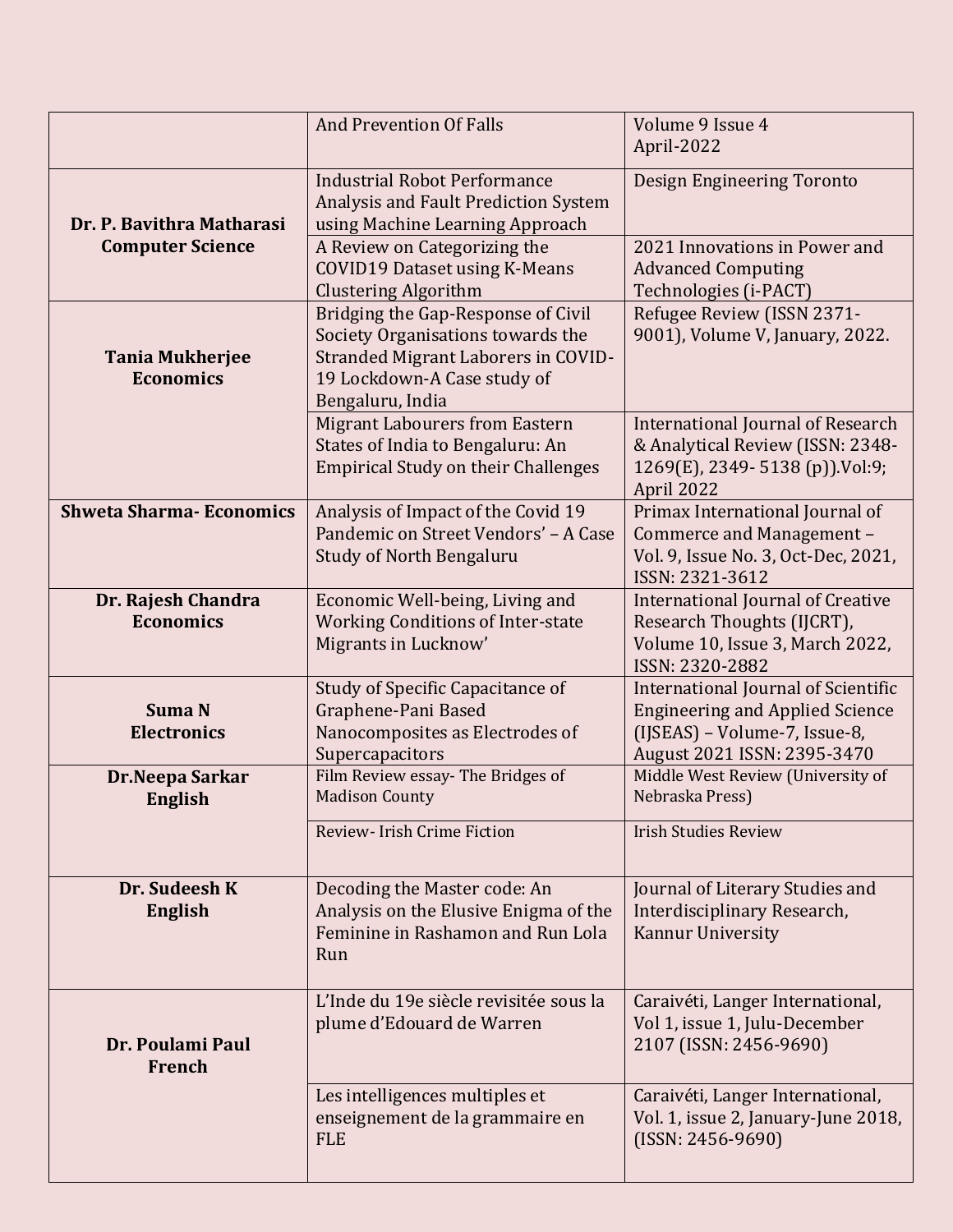| | | |
|---|---|---|
| | And Prevention Of Falls | Volume 9 Issue 4 April-2022 |
| **Dr. P. Bavithra Matharasi Computer Science** | Industrial Robot Performance Analysis and Fault Prediction System using Machine Learning Approach | Design Engineering Toronto |
| | A Review on Categorizing the COVID19 Dataset using K-Means Clustering Algorithm | 2021 Innovations in Power and Advanced Computing Technologies (i-PACT) |
| **Tania Mukherjee Economics** | Bridging the Gap-Response of Civil Society Organisations towards the Stranded Migrant Laborers in COVID-19 Lockdown-A Case study of Bengaluru, India | Refugee Review (ISSN 2371-9001), Volume V, January, 2022. |
| | Migrant Labourers from Eastern States of India to Bengaluru: An Empirical Study on their Challenges | International Journal of Research & Analytical Review (ISSN: 2348-1269(E), 2349- 5138 (p)).Vol:9; April 2022 |
| **Shweta Sharma- Economics** | Analysis of Impact of the Covid 19 Pandemic on Street Vendors' – A Case Study of North Bengaluru | Primax International Journal of Commerce and Management – Vol. 9, Issue No. 3, Oct-Dec, 2021, ISSN: 2321-3612 |
| **Dr. Rajesh Chandra Economics** | Economic Well-being, Living and Working Conditions of Inter-state Migrants in Lucknow' | International Journal of Creative Research Thoughts (IJCRT), Volume 10, Issue 3, March 2022, ISSN: 2320-2882 |
| **Suma N Electronics** | Study of Specific Capacitance of Graphene-Pani Based Nanocomposites as Electrodes of Supercapacitors | International Journal of Scientific Engineering and Applied Science (IJSEAS) – Volume-7, Issue-8, August 2021 ISSN: 2395-3470 |
| **Dr.Neepa Sarkar English** | Film Review essay- The Bridges of Madison County | Middle West Review (University of Nebraska Press) |
| | Review- Irish Crime Fiction | Irish Studies Review |
| **Dr. Sudeesh K English** | Decoding the Master code: An Analysis on the Elusive Enigma of the Feminine in Rashamon and Run Lola Run | Journal of Literary Studies and Interdisciplinary Research, Kannur University |
| **Dr. Poulami Paul French** | L'Inde du 19e siècle revisitée sous la plume d'Edouard de Warren | Caraivéti, Langer International, Vol 1, issue 1, Julu-December 2107 (ISSN: 2456-9690) |
| | Les intelligences multiples et enseignement de la grammaire en FLE | Caraivéti, Langer International, Vol. 1, issue 2, January-June 2018, (ISSN: 2456-9690) |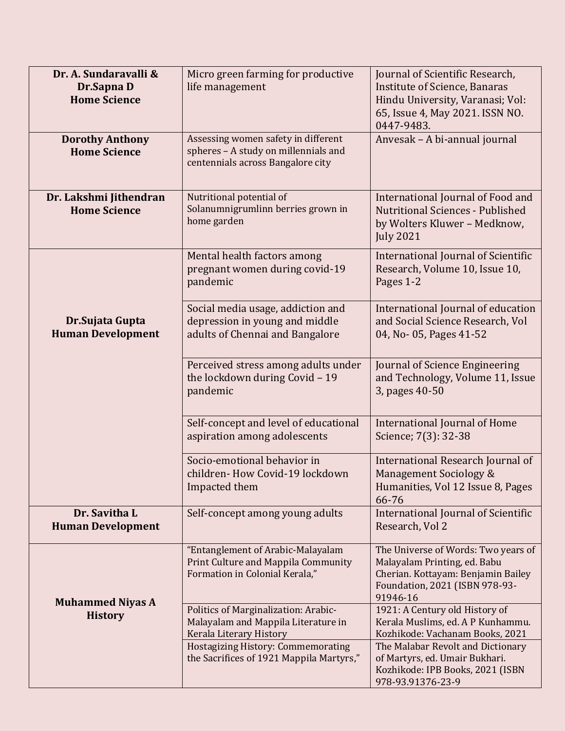| **Dr. A. Sundaravalli & Dr.Sapna D Home Science** | Micro green farming for productive life management | Journal of Scientific Research, Institute of Science, Banaras Hindu University, Varanasi; Vol: 65, Issue 4, May 2021. ISSN NO. 0447-9483. |
|---|---|---|
| **Dorothy Anthony Home Science** | Assessing women safety in different spheres – A study on millennials and centennials across Bangalore city | Anvesak – A bi-annual journal |
| **Dr. Lakshmi Jithendran Home Science** | Nutritional potential of Solanumnigrumlinn berries grown in home garden | International Journal of Food and Nutritional Sciences - Published by Wolters Kluwer – Medknow, July 2021 |
| **Dr.Sujata Gupta Human Development** | Mental health factors among pregnant women during covid-19 pandemic | International Journal of Scientific Research, Volume 10, Issue 10, Pages 1-2 |
| | Social media usage, addiction and depression in young and middle adults of Chennai and Bangalore | International Journal of education and Social Science Research, Vol 04, No- 05, Pages 41-52 |
| | Perceived stress among adults under the lockdown during Covid – 19 pandemic | Journal of Science Engineering and Technology, Volume 11, Issue 3, pages 40-50 |
| | Self-concept and level of educational aspiration among adolescents | International Journal of Home Science; 7(3): 32-38 |
| | Socio-emotional behavior in children- How Covid-19 lockdown Impacted them | International Research Journal of Management Sociology & Humanities, Vol 12 Issue 8, Pages 66-76 |
| **Dr. Savitha L Human Development** | Self-concept among young adults | International Journal of Scientific Research, Vol 2 |
| **Muhammed Niyas A History** | "Entanglement of Arabic-Malayalam Print Culture and Mappila Community Formation in Colonial Kerala," | The Universe of Words: Two years of Malayalam Printing, ed. Babu Cherian. Kottayam: Benjamin Bailey Foundation, 2021 (ISBN 978-93-91946-16 |
| | Politics of Marginalization: Arabic-Malayalam and Mappila Literature in Kerala Literary History | 1921: A Century old History of Kerala Muslims, ed. A P Kunhammu. Kozhikode: Vachanam Books, 2021 |
| | Hostagizing History: Commemorating the Sacrifices of 1921 Mappila Martyrs," | The Malabar Revolt and Dictionary of Martyrs, ed. Umair Bukhari. Kozhikode: IPB Books, 2021 (ISBN 978-93.91376-23-9 |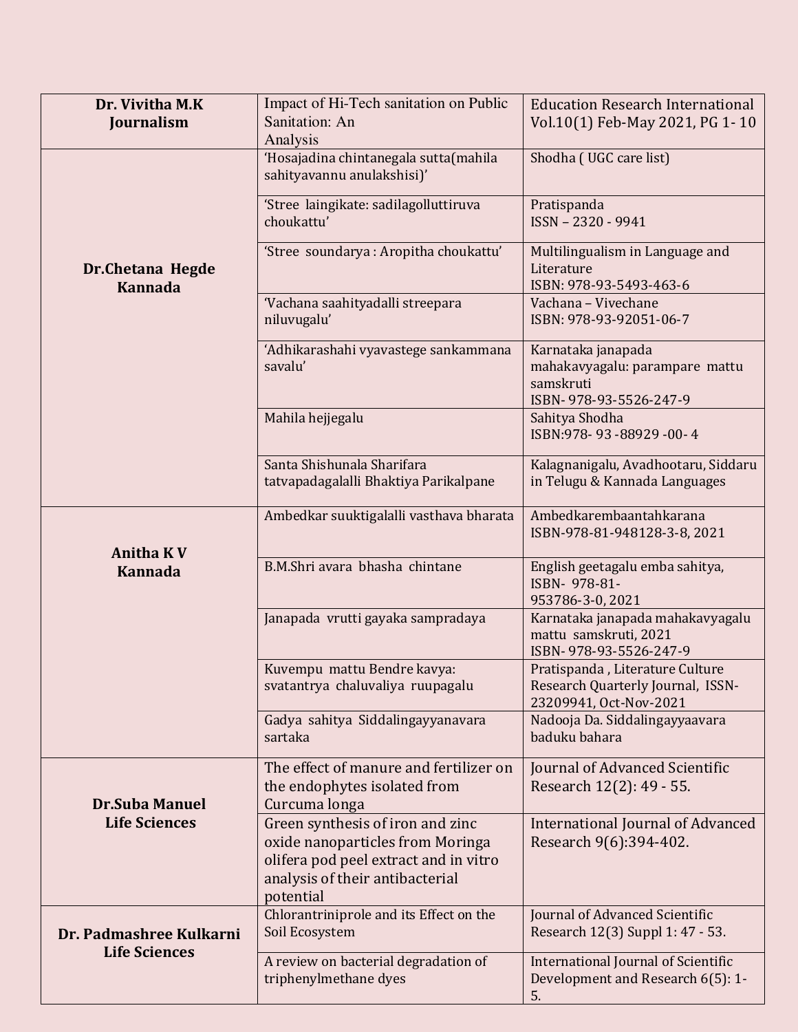| | | |
|---|---|---|
| **Dr. Vivitha M.K Journalism** | Impact of Hi-Tech sanitation on Public Sanitation: An Analysis | Education Research International Vol.10(1) Feb-May 2021, PG 1- 10 |
| **Dr.Chetana Hegde Kannada** | 'Hosajadina chintanegala sutta(mahila sahityavannu anulakshisi)' | Shodha ( UGC care list) |
| | 'Stree laingikate: sadilagolluttiruva choukattu' | Pratispanda ISSN – 2320 - 9941 |
| | 'Stree soundarya : Aropitha choukattu' | Multilingualism in Language and Literature ISBN: 978-93-5493-463-6 |
| | 'Vachana saahityadalli streepara niluvugalu' | Vachana – Vivechane ISBN: 978-93-92051-06-7 |
| | 'Adhikarashahi vyavastege sankammana savalu' | Karnataka janapada mahakavyagalu: parampare mattu samskruti ISBN- 978-93-5526-247-9 |
| | Mahila hejjegalu | Sahitya Shodha ISBN:978- 93 -88929 -00- 4 |
| | Santa Shishunala Sharifara tatvapadagalalli Bhaktiya Parikalpane | Kalagnanigalu, Avadhootaru, Siddaru in Telugu & Kannada Languages |
| **Anitha K V Kannada** | Ambedkar suuktigalalli vasthava bharata | Ambedkarembaantahkarana ISBN-978-81-948128-3-8, 2021 |
| | B.M.Shri avara bhasha chintane | English geetagalu emba sahitya, ISBN- 978-81-953786-3-0, 2021 |
| | Janapada vrutti gayaka sampradaya | Karnataka janapada mahakavyagalu mattu samskruti, 2021 ISBN- 978-93-5526-247-9 |
| | Kuvempu mattu Bendre kavya: svatantrya chaluvaliya ruupagalu | Pratispanda , Literature Culture Research Quarterly Journal, ISSN-23209941, Oct-Nov-2021 |
| | Gadya sahitya Siddalingayyanavara sartaka | Nadooja Da. Siddalingayyaavara baduku bahara |
| **Dr.Suba Manuel Life Sciences** | The effect of manure and fertilizer on the endophytes isolated from Curcuma longa | Journal of Advanced Scientific Research 12(2): 49 - 55. |
| | Green synthesis of iron and zinc oxide nanoparticles from Moringa olifera pod peel extract and in vitro analysis of their antibacterial potential | International Journal of Advanced Research 9(6):394-402. |
| **Dr. Padmashree Kulkarni Life Sciences** | Chlorantriniprole and its Effect on the Soil Ecosystem | Journal of Advanced Scientific Research 12(3) Suppl 1: 47 - 53. |
| | A review on bacterial degradation of triphenylmethane dyes | International Journal of Scientific Development and Research 6(5): 1-5. |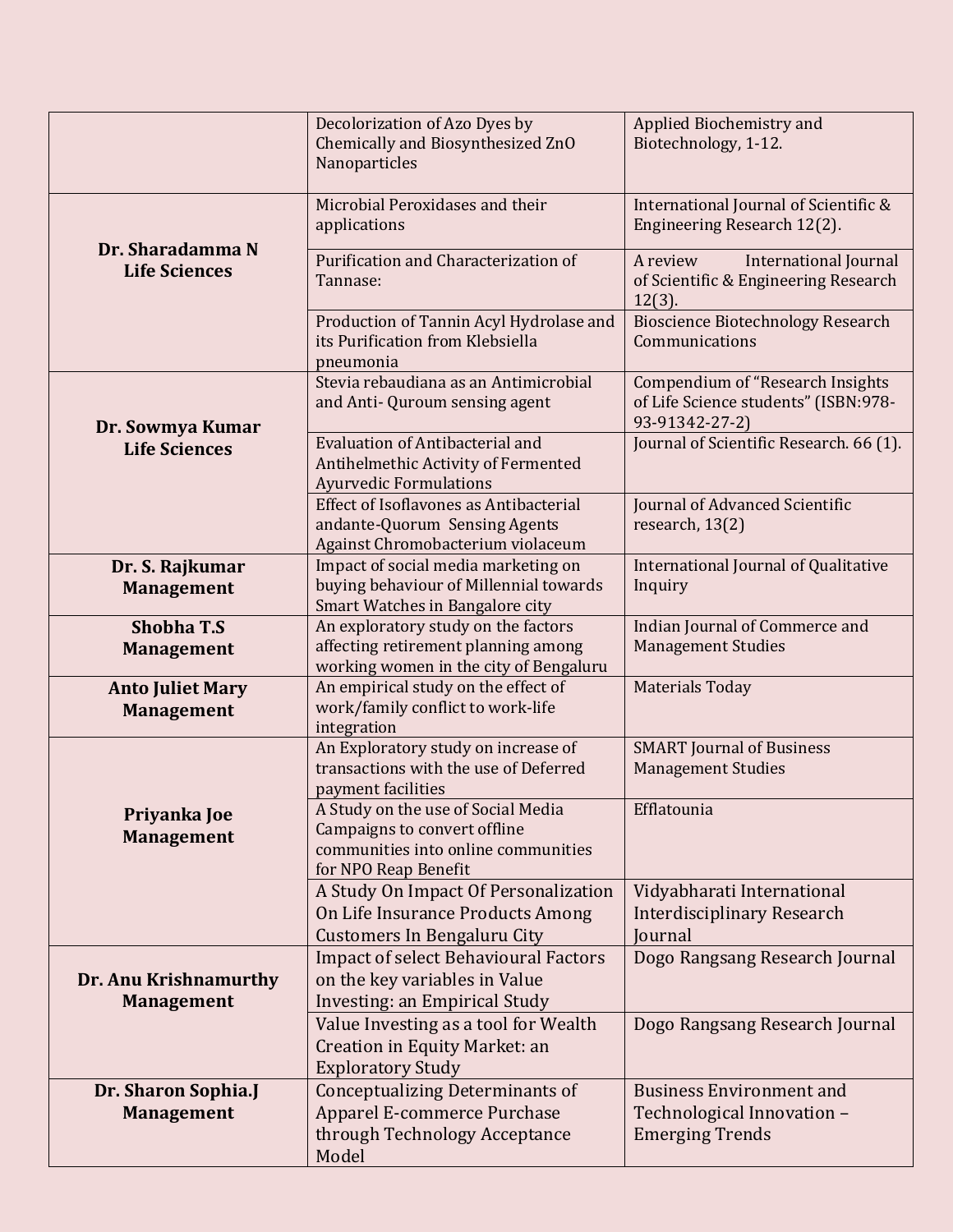| | | |
|---|---|---|
| | Decolorization of Azo Dyes by Chemically and Biosynthesized ZnO Nanoparticles | Applied Biochemistry and Biotechnology, 1-12. |
| **Dr. Sharadamma N Life Sciences** | Microbial Peroxidases and their applications | International Journal of Scientific & Engineering Research 12(2). |
| | Purification and Characterization of Tannase: | A review International Journal of Scientific & Engineering Research 12(3). |
| | Production of Tannin Acyl Hydrolase and its Purification from Klebsiella pneumonia | Bioscience Biotechnology Research Communications |
| **Dr. Sowmya Kumar Life Sciences** | Stevia rebaudiana as an Antimicrobial and Anti- Quroum sensing agent | Compendium of "Research Insights of Life Science students" (ISBN:978-93-91342-27-2) |
| | Evaluation of Antibacterial and Antihelmethic Activity of Fermented Ayurvedic Formulations | Journal of Scientific Research. 66 (1). |
| | Effect of Isoflavones as Antibacterial andante-Quorum Sensing Agents Against Chromobacterium violaceum | Journal of Advanced Scientific research, 13(2) |
| **Dr. S. Rajkumar Management** | Impact of social media marketing on buying behaviour of Millennial towards Smart Watches in Bangalore city | International Journal of Qualitative Inquiry |
| **Shobha T.S Management** | An exploratory study on the factors affecting retirement planning among working women in the city of Bengaluru | Indian Journal of Commerce and Management Studies |
| **Anto Juliet Mary Management** | An empirical study on the effect of work/family conflict to work-life integration | Materials Today |
| **Priyanka Joe Management** | An Exploratory study on increase of transactions with the use of Deferred payment facilities | SMART Journal of Business Management Studies |
| | A Study on the use of Social Media Campaigns to convert offline communities into online communities for NPO Reap Benefit | Efflatounia |
| | A Study On Impact Of Personalization On Life Insurance Products Among Customers In Bengaluru City | Vidyabharati International Interdisciplinary Research Journal |
| **Dr. Anu Krishnamurthy Management** | Impact of select Behavioural Factors on the key variables in Value Investing: an Empirical Study | Dogo Rangsang Research Journal |
| | Value Investing as a tool for Wealth Creation in Equity Market: an Exploratory Study | Dogo Rangsang Research Journal |
| **Dr. Sharon Sophia.J Management** | Conceptualizing Determinants of Apparel E-commerce Purchase through Technology Acceptance Model | Business Environment and Technological Innovation – Emerging Trends |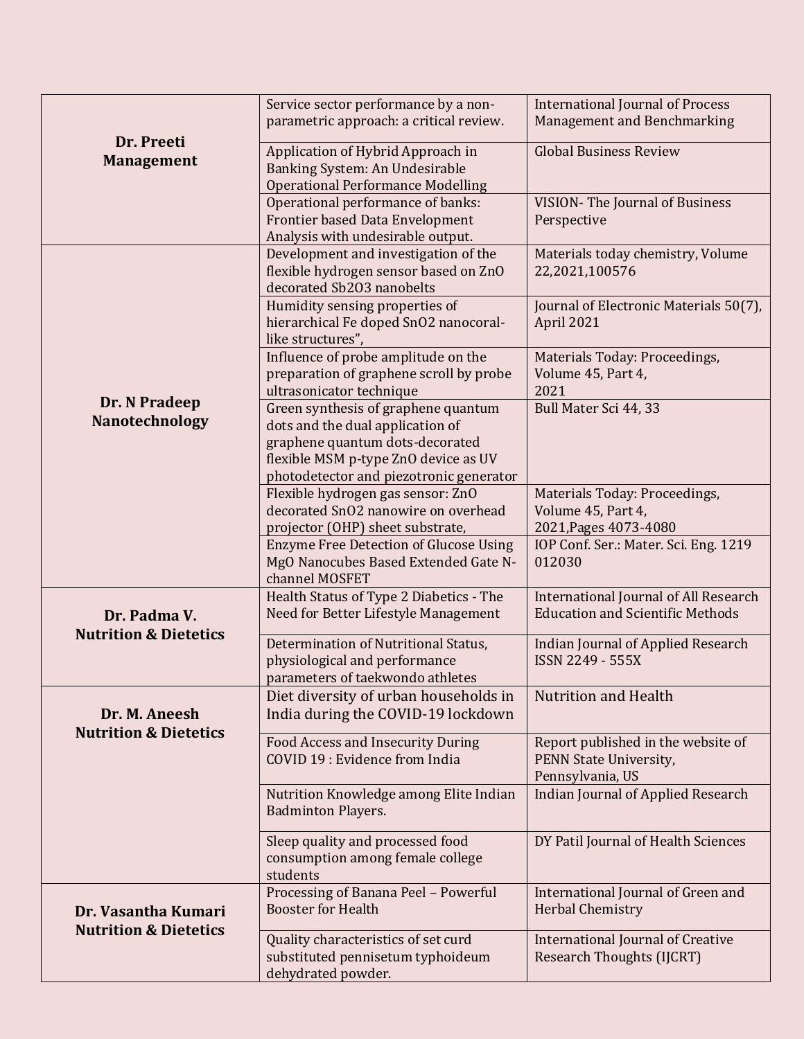| | | |
|---|---|---|
| **Dr. Preeti Management** | Service sector performance by a non-parametric approach: a critical review. | International Journal of Process Management and Benchmarking |
| | Application of Hybrid Approach in Banking System: An Undesirable Operational Performance Modelling | Global Business Review |
| | Operational performance of banks: Frontier based Data Envelopment Analysis with undesirable output. | VISION- The Journal of Business Perspective |
| **Dr. N Pradeep Nanotechnology** | Development and investigation of the flexible hydrogen sensor based on ZnO decorated $Sb_2O_3$ nanobelts | Materials today chemistry, Volume 22,2021,100576 |
| | Humidity sensing properties of hierarchical Fe doped $SnO_2$ nanocoral-like structures", | Journal of Electronic Materials 50(7), April 2021 |
| | Influence of probe amplitude on the preparation of graphene scroll by probe ultrasonicator technique | Materials Today: Proceedings, Volume 45, Part 4, 2021 |
| | Green synthesis of graphene quantum dots and the dual application of graphene quantum dots-decorated flexible MSM p-type ZnO device as UV photodetector and piezotronic generator | Bull Mater Sci 44, 33 |
| | Flexible hydrogen gas sensor: ZnO decorated $SnO_2$ nanowire on overhead projector (OHP) sheet substrate, | Materials Today: Proceedings, Volume 45, Part 4, 2021,Pages 4073-4080 |
| | Enzyme Free Detection of Glucose Using MgO Nanocubes Based Extended Gate N-channel MOSFET | IOP Conf. Ser.: Mater. Sci. Eng. 1219 012030 |
| **Dr. Padma V. Nutrition & Dietetics** | Health Status of Type 2 Diabetics - The Need for Better Lifestyle Management | International Journal of All Research Education and Scientific Methods |
| | Determination of Nutritional Status, physiological and performance parameters of taekwondo athletes | Indian Journal of Applied Research ISSN 2249 - 555X |
| **Dr. M. Aneesh Nutrition & Dietetics** | Diet diversity of urban households in India during the COVID-19 lockdown | Nutrition and Health |
| | Food Access and Insecurity During COVID 19 : Evidence from India | Report published in the website of PENN State University, Pennsylvania, US |
| | Nutrition Knowledge among Elite Indian Badminton Players. | Indian Journal of Applied Research |
| | Sleep quality and processed food consumption among female college students | DY Patil Journal of Health Sciences |
| **Dr. Vasantha Kumari Nutrition & Dietetics** | Processing of Banana Peel – Powerful Booster for Health | International Journal of Green and Herbal Chemistry |
| | Quality characteristics of set curd substituted pennisetum typhoideum dehydrated powder. | International Journal of Creative Research Thoughts (IJCRT) |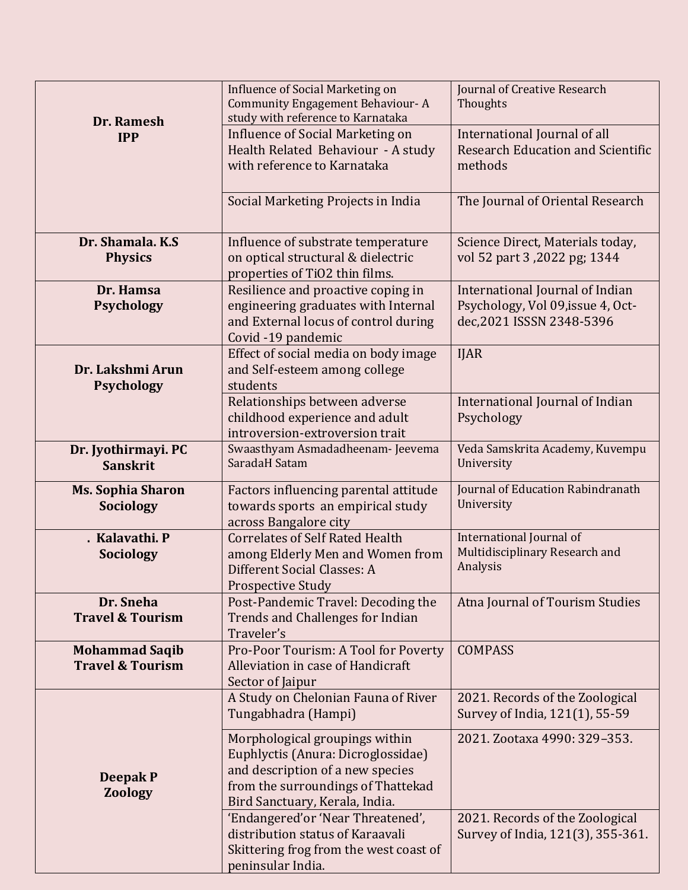| | | |
|---|---|---|
| **Dr. Ramesh IPP** | Influence of Social Marketing on Community Engagement Behaviour- A study with reference to Karnataka | Journal of Creative Research Thoughts |
| | Influence of Social Marketing on Health Related Behaviour - A study with reference to Karnataka | International Journal of all Research Education and Scientific methods |
| | Social Marketing Projects in India | The Journal of Oriental Research |
| **Dr. Shamala. K.S Physics** | Influence of substrate temperature on optical structural & dielectric properties of $TiO_2$ thin films. | Science Direct, Materials today, vol 52 part 3 ,2022 pg; 1344 |
| **Dr. Hamsa Psychology** | Resilience and proactive coping in engineering graduates with Internal and External locus of control during Covid -19 pandemic | International Journal of Indian Psychology, Vol 09,issue 4, Oct-dec,2021 ISSSN 2348-5396 |
| **Dr. Lakshmi Arun Psychology** | Effect of social media on body image and Self-esteem among college students | IJAR |
| | Relationships between adverse childhood experience and adult introversion-extroversion trait | International Journal of Indian Psychology |
| **Dr. Jyothirmayi. PC Sanskrit** | Swaasthyam Asmadadheenam- Jeevema SaradaH Satam | Veda Samskrita Academy, Kuvempu University |
| **Ms. Sophia Sharon Sociology** | Factors influencing parental attitude towards sports an empirical study across Bangalore city | Journal of Education Rabindranath University |
| **. Kalavathi. P Sociology** | Correlates of Self Rated Health among Elderly Men and Women from Different Social Classes: A Prospective Study | International Journal of Multidisciplinary Research and Analysis |
| **Dr. Sneha Travel & Tourism** | Post-Pandemic Travel: Decoding the Trends and Challenges for Indian Traveler's | Atna Journal of Tourism Studies |
| **Mohammad Saqib Travel & Tourism** | Pro-Poor Tourism: A Tool for Poverty Alleviation in case of Handicraft Sector of Jaipur | COMPASS |
| **Deepak P Zoology** | A Study on Chelonian Fauna of River Tungabhadra (Hampi) | 2021. Records of the Zoological Survey of India, 121(1), 55-59 |
| | Morphological groupings within Euphlyctis (Anura: Dicroglossidae) and description of a new species from the surroundings of Thattekad Bird Sanctuary, Kerala, India. | 2021. Zootaxa 4990: 329–353. |
| | 'Endangered'or 'Near Threatened', distribution status of Karaavali Skittering frog from the west coast of peninsular India. | 2021. Records of the Zoological Survey of India, 121(3), 355-361. |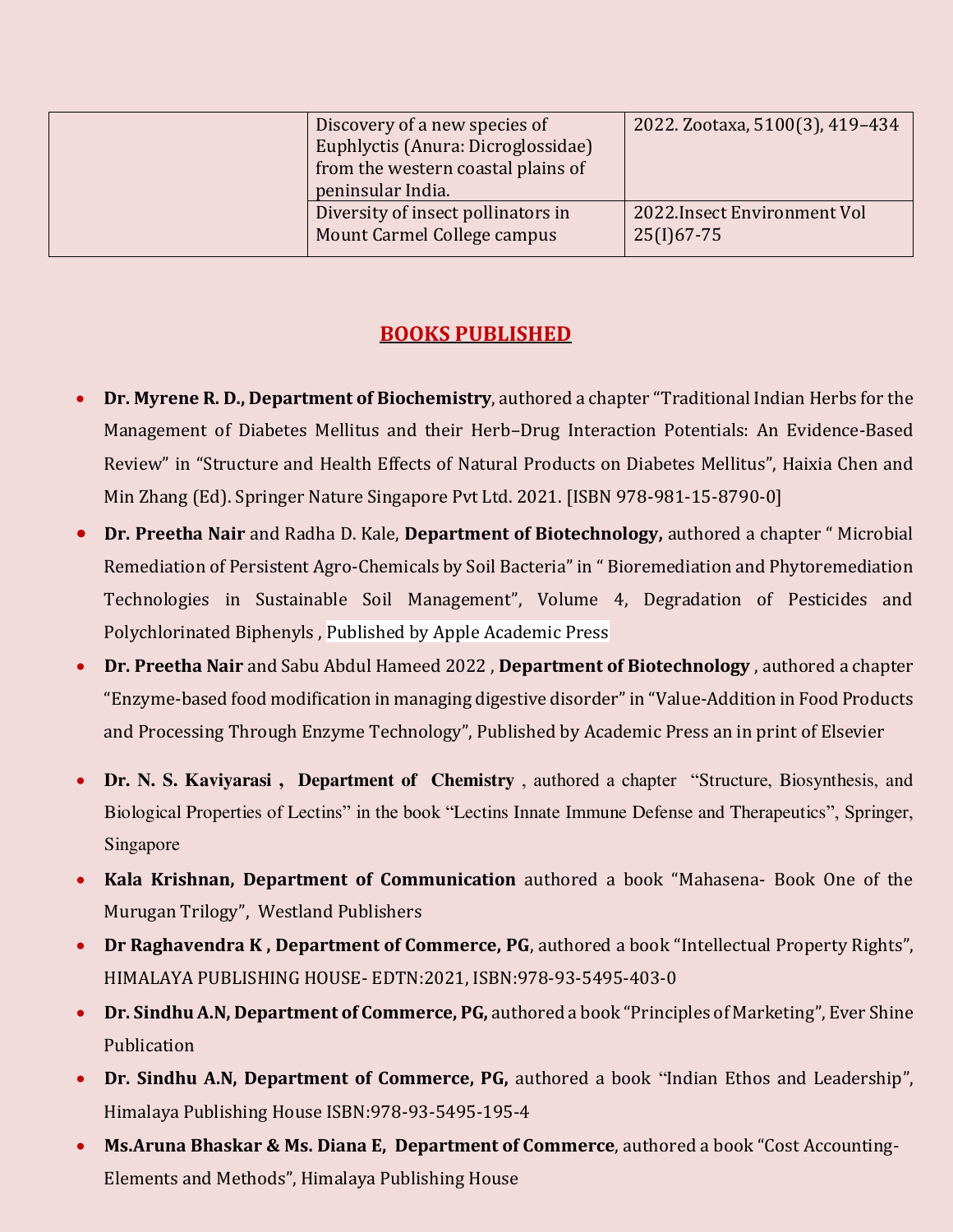| | | |
|---|---|---|
| | Discovery of a new species of Euphlyctis (Anura: Dicroglossidae) from the western coastal plains of peninsular India. | 2022. Zootaxa, 5100(3), 419–434 |
| | Diversity of insect pollinators in Mount Carmel College campus | 2022.Insect Environment Vol 25(I)67-75 |

## BOOKS PUBLISHED

- **Dr. Myrene R. D., Department of Biochemistry**, authored a chapter "Traditional Indian Herbs for the Management of Diabetes Mellitus and their Herb–Drug Interaction Potentials: An Evidence-Based Review" in "Structure and Health Effects of Natural Products on Diabetes Mellitus", Haixia Chen and Min Zhang (Ed). Springer Nature Singapore Pvt Ltd. 2021. [ISBN 978-981-15-8790-0]
- **Dr. Preetha Nair** and Radha D. Kale, **Department of Biotechnology,** authored a chapter " Microbial Remediation of Persistent Agro-Chemicals by Soil Bacteria" in " Bioremediation and Phytoremediation Technologies in Sustainable Soil Management", Volume 4, Degradation of Pesticides and Polychlorinated Biphenyls , Published by Apple Academic Press
- **Dr. Preetha Nair** and Sabu Abdul Hameed 2022 , **Department of Biotechnology** , authored a chapter "Enzyme-based food modification in managing digestive disorder" in "Value-Addition in Food Products and Processing Through Enzyme Technology", Published by Academic Press an in print of Elsevier
- **Dr. N. S. Kaviyarasi , Department of Chemistry** , authored a chapter "Structure, Biosynthesis, and Biological Properties of Lectins" in the book "Lectins Innate Immune Defense and Therapeutics", Springer, Singapore
- **Kala Krishnan, Department of Communication** authored a book "Mahasena- Book One of the Murugan Trilogy", Westland Publishers
- **Dr Raghavendra K , Department of Commerce, PG**, authored a book "Intellectual Property Rights", HIMALAYA PUBLISHING HOUSE- EDTN:2021, ISBN:978-93-5495-403-0
- **Dr. Sindhu A.N, Department of Commerce, PG,** authored a book "Principles of Marketing", Ever Shine Publication
- **Dr. Sindhu A.N, Department of Commerce, PG,** authored a book "Indian Ethos and Leadership", Himalaya Publishing House ISBN:978-93-5495-195-4
- **Ms.Aruna Bhaskar & Ms. Diana E, Department of Commerce**, authored a book "Cost Accounting-Elements and Methods", Himalaya Publishing House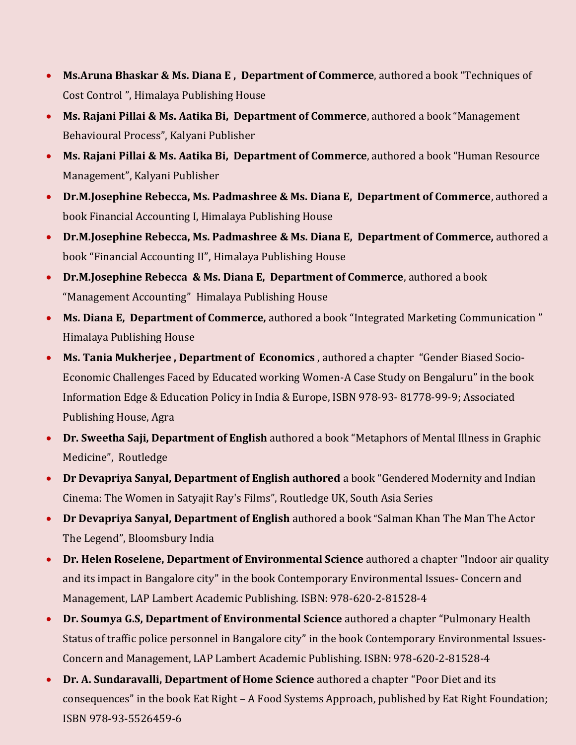- **Ms.Aruna Bhaskar & Ms. Diana E , Department of Commerce**, authored a book "Techniques of Cost Control ", Himalaya Publishing House
- **Ms. Rajani Pillai & Ms. Aatika Bi, Department of Commerce**, authored a book "Management Behavioural Process", Kalyani Publisher
- **Ms. Rajani Pillai & Ms. Aatika Bi, Department of Commerce**, authored a book "Human Resource Management", Kalyani Publisher
- **Dr.M.Josephine Rebecca, Ms. Padmashree & Ms. Diana E, Department of Commerce**, authored a book Financial Accounting I, Himalaya Publishing House
- **Dr.M.Josephine Rebecca, Ms. Padmashree & Ms. Diana E, Department of Commerce,** authored a book "Financial Accounting II", Himalaya Publishing House
- **Dr.M.Josephine Rebecca & Ms. Diana E, Department of Commerce**, authored a book "Management Accounting" Himalaya Publishing House
- **Ms. Diana E, Department of Commerce,** authored a book "Integrated Marketing Communication " Himalaya Publishing House
- **Ms. Tania Mukherjee , Department of Economics** , authored a chapter "Gender Biased Socio-Economic Challenges Faced by Educated working Women-A Case Study on Bengaluru" in the book Information Edge & Education Policy in India & Europe, ISBN 978-93- 81778-99-9; Associated Publishing House, Agra
- **Dr. Sweetha Saji, Department of English** authored a book "Metaphors of Mental Illness in Graphic Medicine", Routledge
- **Dr Devapriya Sanyal, Department of English authored** a book "Gendered Modernity and Indian Cinema: The Women in Satyajit Ray's Films", Routledge UK, South Asia Series
- **Dr Devapriya Sanyal, Department of English** authored a book "Salman Khan The Man The Actor The Legend", Bloomsbury India
- **Dr. Helen Roselene, Department of Environmental Science** authored a chapter "Indoor air quality and its impact in Bangalore city" in the book Contemporary Environmental Issues- Concern and Management, LAP Lambert Academic Publishing. ISBN: 978-620-2-81528-4
- **Dr. Soumya G.S, Department of Environmental Science** authored a chapter "Pulmonary Health Status of traffic police personnel in Bangalore city" in the book Contemporary Environmental Issues- Concern and Management, LAP Lambert Academic Publishing. ISBN: 978-620-2-81528-4
- **Dr. A. Sundaravalli, Department of Home Science** authored a chapter "Poor Diet and its consequences" in the book Eat Right – A Food Systems Approach, published by Eat Right Foundation; ISBN 978-93-5526459-6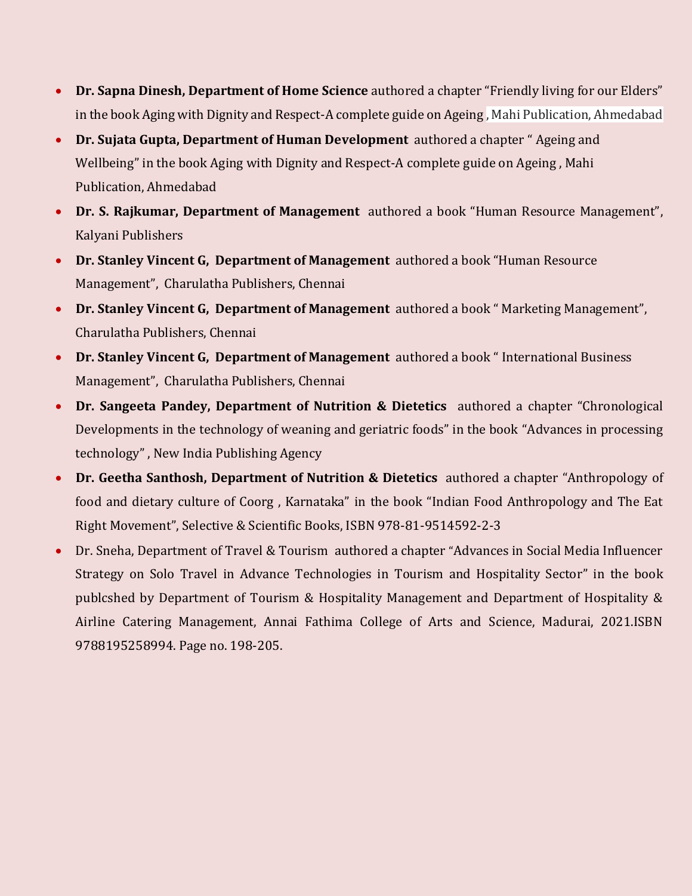- **Dr. Sapna Dinesh, Department of Home Science** authored a chapter "Friendly living for our Elders" in the book Aging with Dignity and Respect-A complete guide on Ageing , Mahi Publication, Ahmedabad
- **Dr. Sujata Gupta, Department of Human Development** authored a chapter " Ageing and Wellbeing" in the book Aging with Dignity and Respect-A complete guide on Ageing , Mahi Publication, Ahmedabad
- **Dr. S. Rajkumar, Department of Management** authored a book "Human Resource Management", Kalyani Publishers
- **Dr. Stanley Vincent G, Department of Management** authored a book "Human Resource Management", Charulatha Publishers, Chennai
- **Dr. Stanley Vincent G, Department of Management** authored a book " Marketing Management", Charulatha Publishers, Chennai
- **Dr. Stanley Vincent G, Department of Management** authored a book " International Business Management", Charulatha Publishers, Chennai
- **Dr. Sangeeta Pandey, Department of Nutrition & Dietetics** authored a chapter "Chronological Developments in the technology of weaning and geriatric foods" in the book "Advances in processing technology" , New India Publishing Agency
- **Dr. Geetha Santhosh, Department of Nutrition & Dietetics** authored a chapter "Anthropology of food and dietary culture of Coorg , Karnataka" in the book "Indian Food Anthropology and The Eat Right Movement", Selective & Scientific Books, ISBN 978-81-9514592-2-3
- Dr. Sneha, Department of Travel & Tourism authored a chapter "Advances in Social Media Influencer Strategy on Solo Travel in Advance Technologies in Tourism and Hospitality Sector" in the book publcshed by Department of Tourism & Hospitality Management and Department of Hospitality & Airline Catering Management, Annai Fathima College of Arts and Science, Madurai, 2021.ISBN 9788195258994. Page no. 198-205.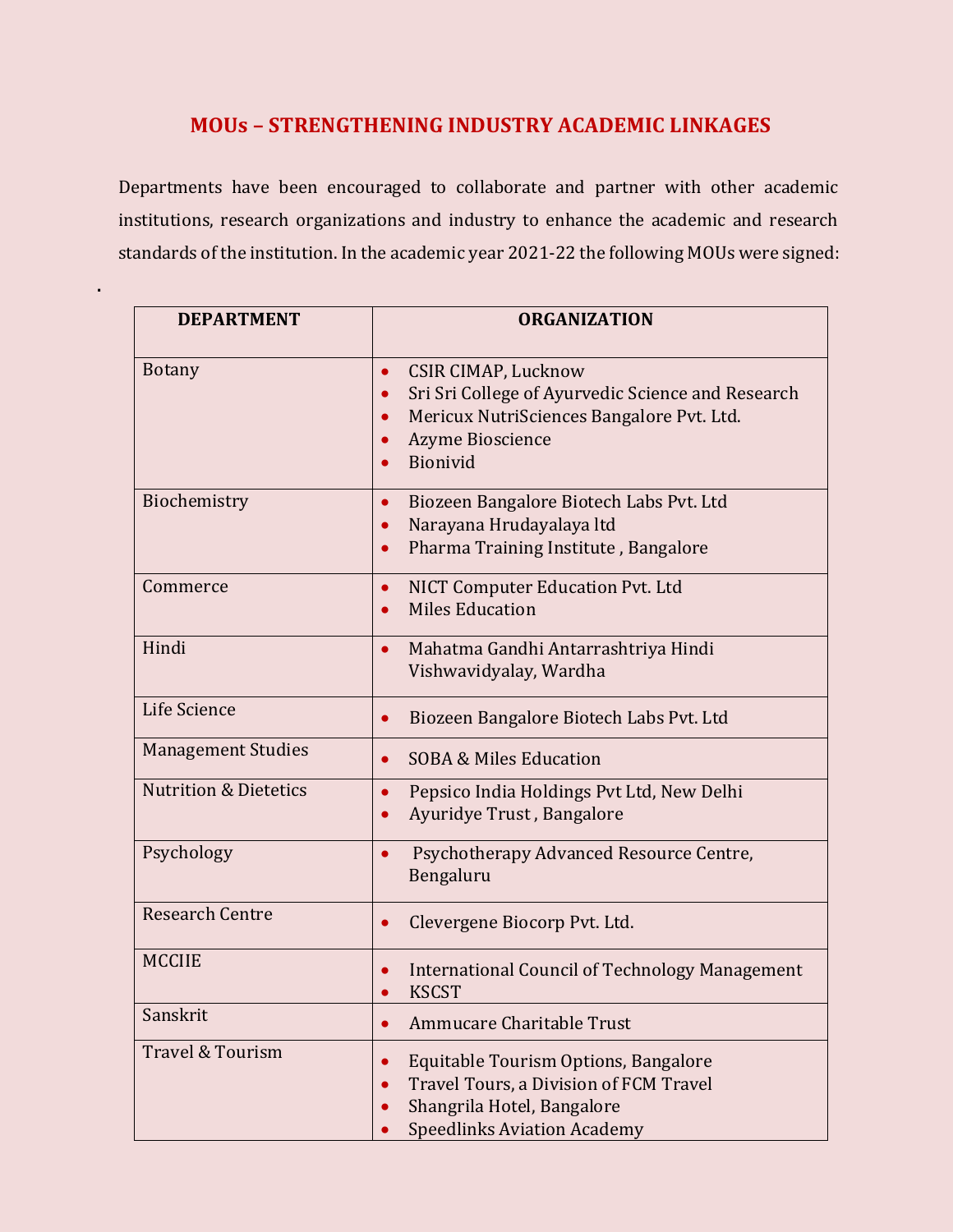## MOUs – STRENGTHENING INDUSTRY ACADEMIC LINKAGES

Departments have been encouraged to collaborate and partner with other academic institutions, research organizations and industry to enhance the academic and research standards of the institution. In the academic year 2021-22 the following MOUs were signed:

| DEPARTMENT | ORGANIZATION |
|---|---|
| Botany | • CSIR CIMAP, Lucknow<br>• Sri Sri College of Ayurvedic Science and Research<br>• Mericux NutriSciences Bangalore Pvt. Ltd.<br>• Azyme Bioscience<br>• Bionivid |
| Biochemistry | • Biozeen Bangalore Biotech Labs Pvt. Ltd<br>• Narayana Hrudayalaya ltd<br>• Pharma Training Institute , Bangalore |
| Commerce | • NICT Computer Education Pvt. Ltd<br>• Miles Education |
| Hindi | • Mahatma Gandhi Antarrashtriya Hindi Vishwavidyalay, Wardha |
| Life Science | • Biozeen Bangalore Biotech Labs Pvt. Ltd |
| Management Studies | • SOBA & Miles Education |
| Nutrition & Dietetics | • Pepsico India Holdings Pvt Ltd, New Delhi<br>• Ayuridye Trust , Bangalore |
| Psychology | • Psychotherapy Advanced Resource Centre, Bengaluru |
| Research Centre | • Clevergene Biocorp Pvt. Ltd. |
| MCCIIE | • International Council of Technology Management<br>• KSCST |
| Sanskrit | • Ammucare Charitable Trust |
| Travel & Tourism | • Equitable Tourism Options, Bangalore<br>• Travel Tours, a Division of FCM Travel<br>• Shangrila Hotel, Bangalore<br>• Speedlinks Aviation Academy |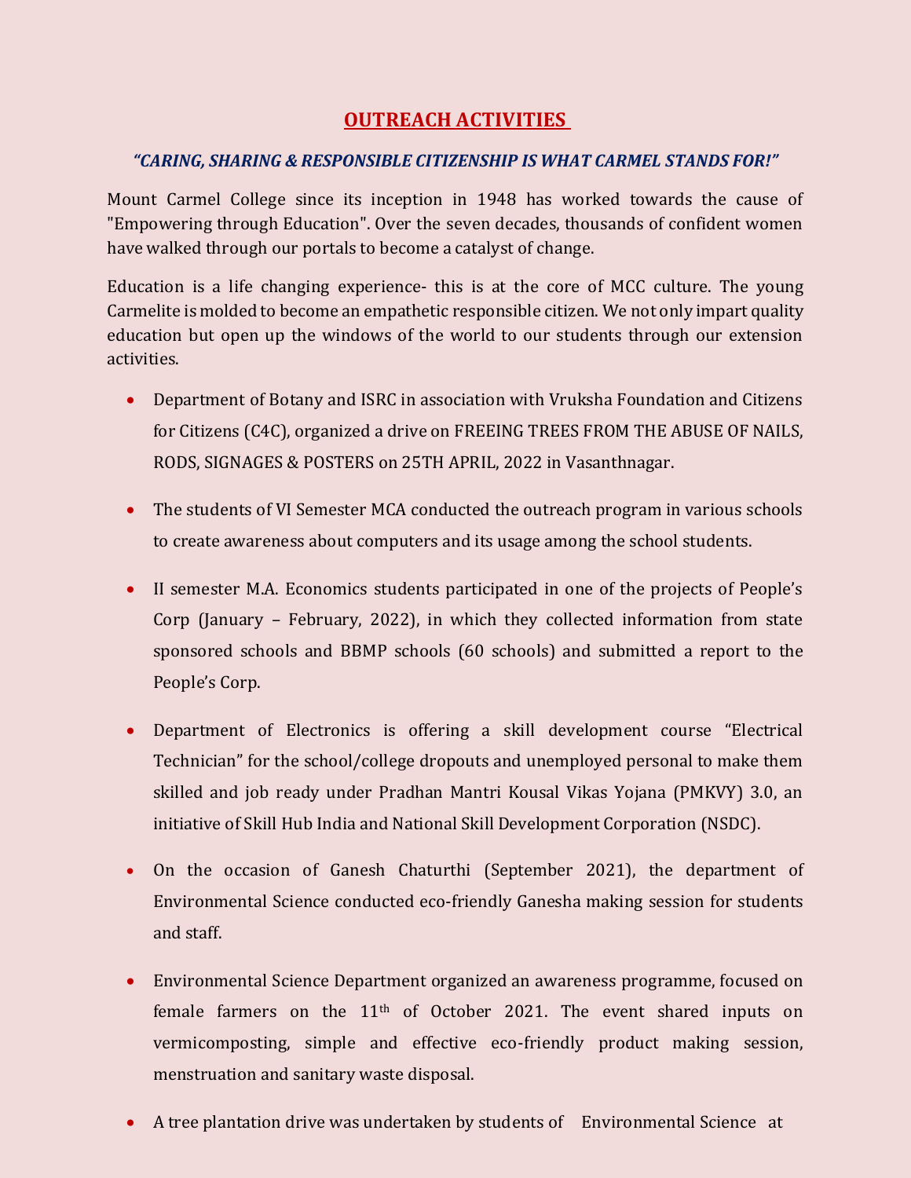# OUTREACH ACTIVITIES

***"CARING, SHARING & RESPONSIBLE CITIZENSHIP IS WHAT CARMEL STANDS FOR!"***

Mount Carmel College since its inception in 1948 has worked towards the cause of "Empowering through Education". Over the seven decades, thousands of confident women have walked through our portals to become a catalyst of change.

Education is a life changing experience- this is at the core of MCC culture. The young Carmelite is molded to become an empathetic responsible citizen. We not only impart quality education but open up the windows of the world to our students through our extension activities.

- Department of Botany and ISRC in association with Vruksha Foundation and Citizens for Citizens (C4C), organized a drive on FREEING TREES FROM THE ABUSE OF NAILS, RODS, SIGNAGES & POSTERS on 25TH APRIL, 2022 in Vasanthnagar.
- The students of VI Semester MCA conducted the outreach program in various schools to create awareness about computers and its usage among the school students.
- II semester M.A. Economics students participated in one of the projects of People's Corp (January – February, 2022), in which they collected information from state sponsored schools and BBMP schools (60 schools) and submitted a report to the People's Corp.
- Department of Electronics is offering a skill development course "Electrical Technician" for the school/college dropouts and unemployed personal to make them skilled and job ready under Pradhan Mantri Kousal Vikas Yojana (PMKVY) 3.0, an initiative of Skill Hub India and National Skill Development Corporation (NSDC).
- On the occasion of Ganesh Chaturthi (September 2021), the department of Environmental Science conducted eco-friendly Ganesha making session for students and staff.
- Environmental Science Department organized an awareness programme, focused on female farmers on the 11th of October 2021. The event shared inputs on vermicomposting, simple and effective eco-friendly product making session, menstruation and sanitary waste disposal.
- A tree plantation drive was undertaken by students of Environmental Science at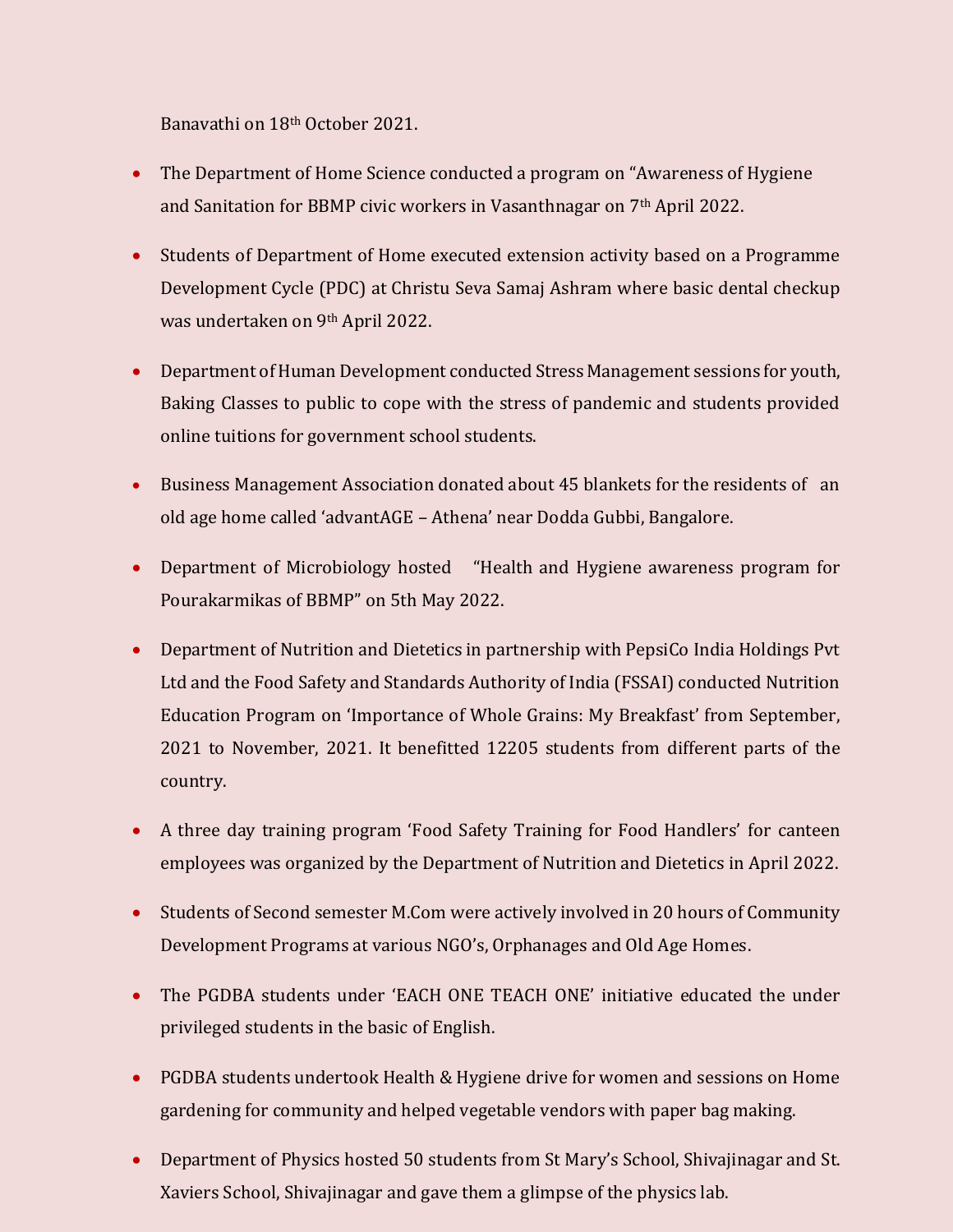Banavathi on 18th October 2021.

- The Department of Home Science conducted a program on "Awareness of Hygiene and Sanitation for BBMP civic workers in Vasanthnagar on 7th April 2022.
- Students of Department of Home executed extension activity based on a Programme Development Cycle (PDC) at Christu Seva Samaj Ashram where basic dental checkup was undertaken on 9th April 2022.
- Department of Human Development conducted Stress Management sessions for youth, Baking Classes to public to cope with the stress of pandemic and students provided online tuitions for government school students.
- Business Management Association donated about 45 blankets for the residents of an old age home called 'advantAGE – Athena' near Dodda Gubbi, Bangalore.
- Department of Microbiology hosted "Health and Hygiene awareness program for Pourakarmikas of BBMP" on 5th May 2022.
- Department of Nutrition and Dietetics in partnership with PepsiCo India Holdings Pvt Ltd and the Food Safety and Standards Authority of India (FSSAI) conducted Nutrition Education Program on 'Importance of Whole Grains: My Breakfast' from September, 2021 to November, 2021. It benefitted 12205 students from different parts of the country.
- A three day training program 'Food Safety Training for Food Handlers' for canteen employees was organized by the Department of Nutrition and Dietetics in April 2022.
- Students of Second semester M.Com were actively involved in 20 hours of Community Development Programs at various NGO's, Orphanages and Old Age Homes.
- The PGDBA students under 'EACH ONE TEACH ONE' initiative educated the under privileged students in the basic of English.
- PGDBA students undertook Health & Hygiene drive for women and sessions on Home gardening for community and helped vegetable vendors with paper bag making.
- Department of Physics hosted 50 students from St Mary's School, Shivajinagar and St. Xaviers School, Shivajinagar and gave them a glimpse of the physics lab.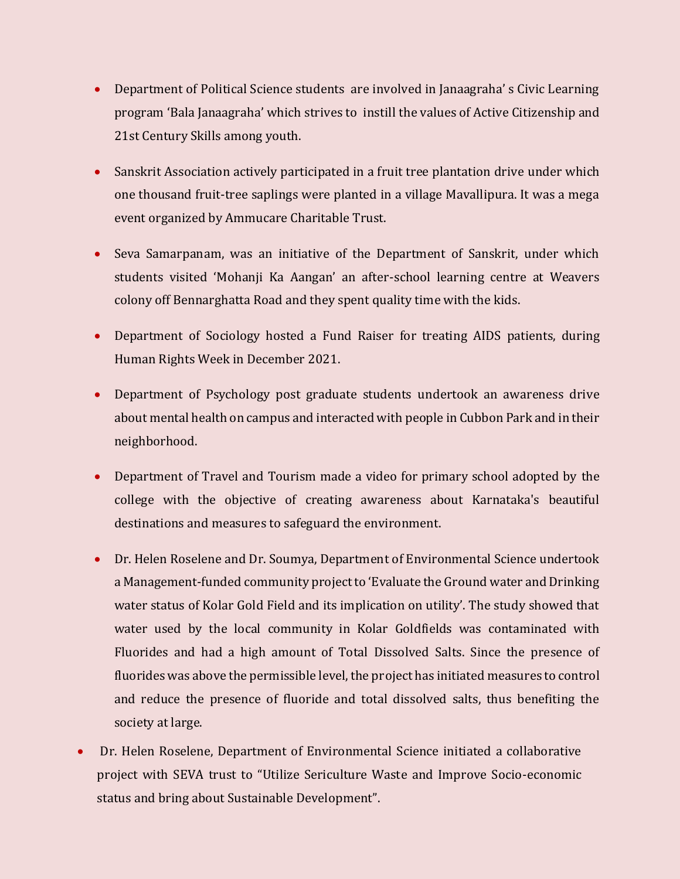- Department of Political Science students are involved in Janaagraha' s Civic Learning program 'Bala Janaagraha' which strives to instill the values of Active Citizenship and 21st Century Skills among youth.
- Sanskrit Association actively participated in a fruit tree plantation drive under which one thousand fruit-tree saplings were planted in a village Mavallipura. It was a mega event organized by Ammucare Charitable Trust.
- Seva Samarpanam, was an initiative of the Department of Sanskrit, under which students visited 'Mohanji Ka Aangan' an after-school learning centre at Weavers colony off Bennarghatta Road and they spent quality time with the kids.
- Department of Sociology hosted a Fund Raiser for treating AIDS patients, during Human Rights Week in December 2021.
- Department of Psychology post graduate students undertook an awareness drive about mental health on campus and interacted with people in Cubbon Park and in their neighborhood.
- Department of Travel and Tourism made a video for primary school adopted by the college with the objective of creating awareness about Karnataka's beautiful destinations and measures to safeguard the environment.
- Dr. Helen Roselene and Dr. Soumya, Department of Environmental Science undertook a Management-funded community project to 'Evaluate the Ground water and Drinking water status of Kolar Gold Field and its implication on utility'. The study showed that water used by the local community in Kolar Goldfields was contaminated with Fluorides and had a high amount of Total Dissolved Salts. Since the presence of fluorides was above the permissible level, the project has initiated measures to control and reduce the presence of fluoride and total dissolved salts, thus benefiting the society at large.
- Dr. Helen Roselene, Department of Environmental Science initiated a collaborative project with SEVA trust to "Utilize Sericulture Waste and Improve Socio-economic status and bring about Sustainable Development".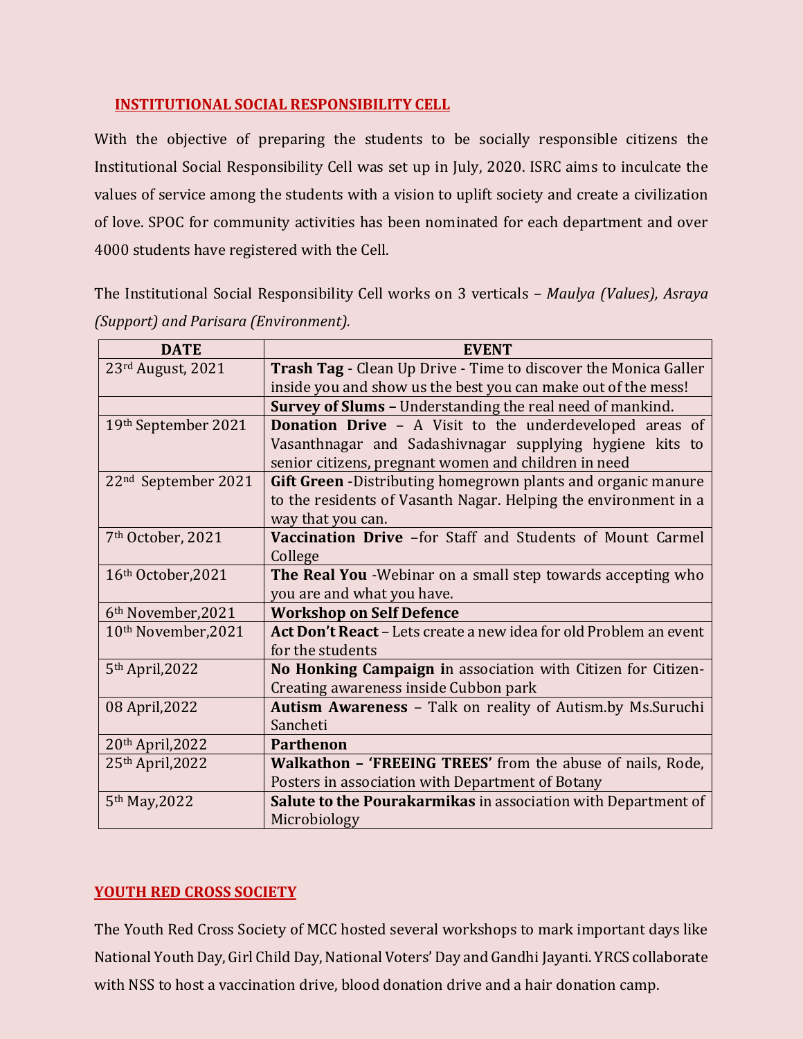## INSTITUTIONAL SOCIAL RESPONSIBILITY CELL

With the objective of preparing the students to be socially responsible citizens the Institutional Social Responsibility Cell was set up in July, 2020. ISRC aims to inculcate the values of service among the students with a vision to uplift society and create a civilization of love. SPOC for community activities has been nominated for each department and over 4000 students have registered with the Cell.

The Institutional Social Responsibility Cell works on 3 verticals – *Maulya (Values), Asraya (Support) and Parisara (Environment).*

| DATE | EVENT |
|---|---|
| 23rd August, 2021 | **Trash Tag** - Clean Up Drive - Time to discover the Monica Galler inside you and show us the best you can make out of the mess! |
| | **Survey of Slums –** Understanding the real need of mankind. |
| 19th September 2021 | **Donation Drive** – A Visit to the underdeveloped areas of Vasanthnagar and Sadashivnagar supplying hygiene kits to senior citizens, pregnant women and children in need |
| 22nd September 2021 | **Gift Green** -Distributing homegrown plants and organic manure to the residents of Vasanth Nagar. Helping the environment in a way that you can. |
| 7th October, 2021 | **Vaccination Drive** –for Staff and Students of Mount Carmel College |
| 16th October,2021 | **The Real You** -Webinar on a small step towards accepting who you are and what you have. |
| 6th November,2021 | **Workshop on Self Defence** |
| 10th November,2021 | **Act Don't React** – Lets create a new idea for old Problem an event for the students |
| 5th April,2022 | **No Honking Campaign i**n association with Citizen for Citizen-Creating awareness inside Cubbon park |
| 08 April,2022 | **Autism Awareness** – Talk on reality of Autism.by Ms.Suruchi Sancheti |
| 20th April,2022 | **Parthenon** |
| 25th April,2022 | **Walkathon – 'FREEING TREES'** from the abuse of nails, Rode, Posters in association with Department of Botany |
| 5th May,2022 | **Salute to the Pourakarmikas** in association with Department of Microbiology |

## YOUTH RED CROSS SOCIETY

The Youth Red Cross Society of MCC hosted several workshops to mark important days like National Youth Day, Girl Child Day, National Voters' Day and Gandhi Jayanti. YRCS collaborate with NSS to host a vaccination drive, blood donation drive and a hair donation camp.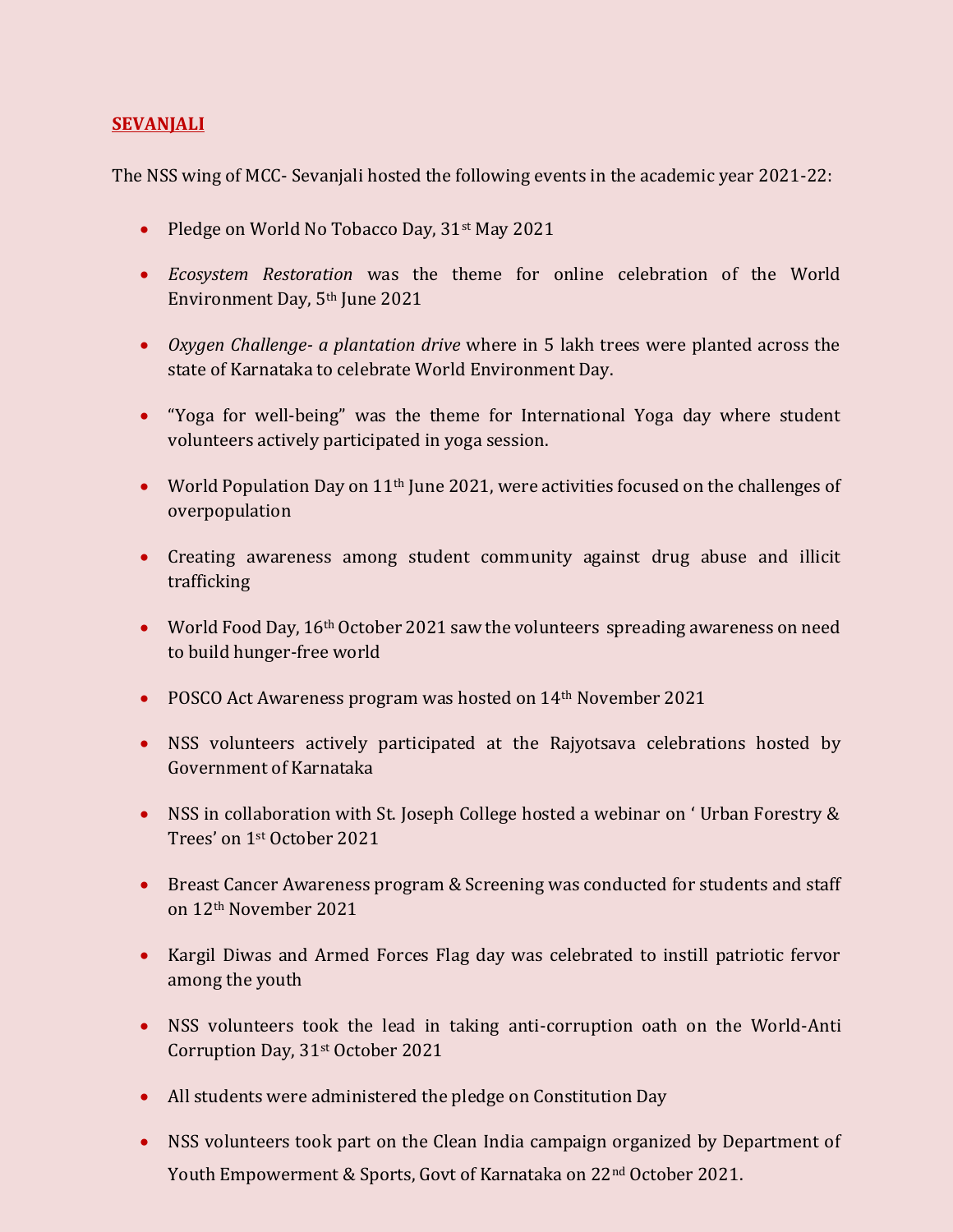**SEVANJALI**

The NSS wing of MCC- Sevanjali hosted the following events in the academic year 2021-22:

- Pledge on World No Tobacco Day, 31st May 2021
- *Ecosystem Restoration* was the theme for online celebration of the World Environment Day, 5th June 2021
- *Oxygen Challenge- a plantation drive* where in 5 lakh trees were planted across the state of Karnataka to celebrate World Environment Day.
- "Yoga for well-being" was the theme for International Yoga day where student volunteers actively participated in yoga session.
- World Population Day on 11th June 2021, were activities focused on the challenges of overpopulation
- Creating awareness among student community against drug abuse and illicit trafficking
- World Food Day, 16th October 2021 saw the volunteers spreading awareness on need to build hunger-free world
- POSCO Act Awareness program was hosted on 14th November 2021
- NSS volunteers actively participated at the Rajyotsava celebrations hosted by Government of Karnataka
- NSS in collaboration with St. Joseph College hosted a webinar on ' Urban Forestry & Trees' on 1st October 2021
- Breast Cancer Awareness program & Screening was conducted for students and staff on 12th November 2021
- Kargil Diwas and Armed Forces Flag day was celebrated to instill patriotic fervor among the youth
- NSS volunteers took the lead in taking anti-corruption oath on the World-Anti Corruption Day, 31st October 2021
- All students were administered the pledge on Constitution Day
- NSS volunteers took part on the Clean India campaign organized by Department of Youth Empowerment & Sports, Govt of Karnataka on 22nd October 2021.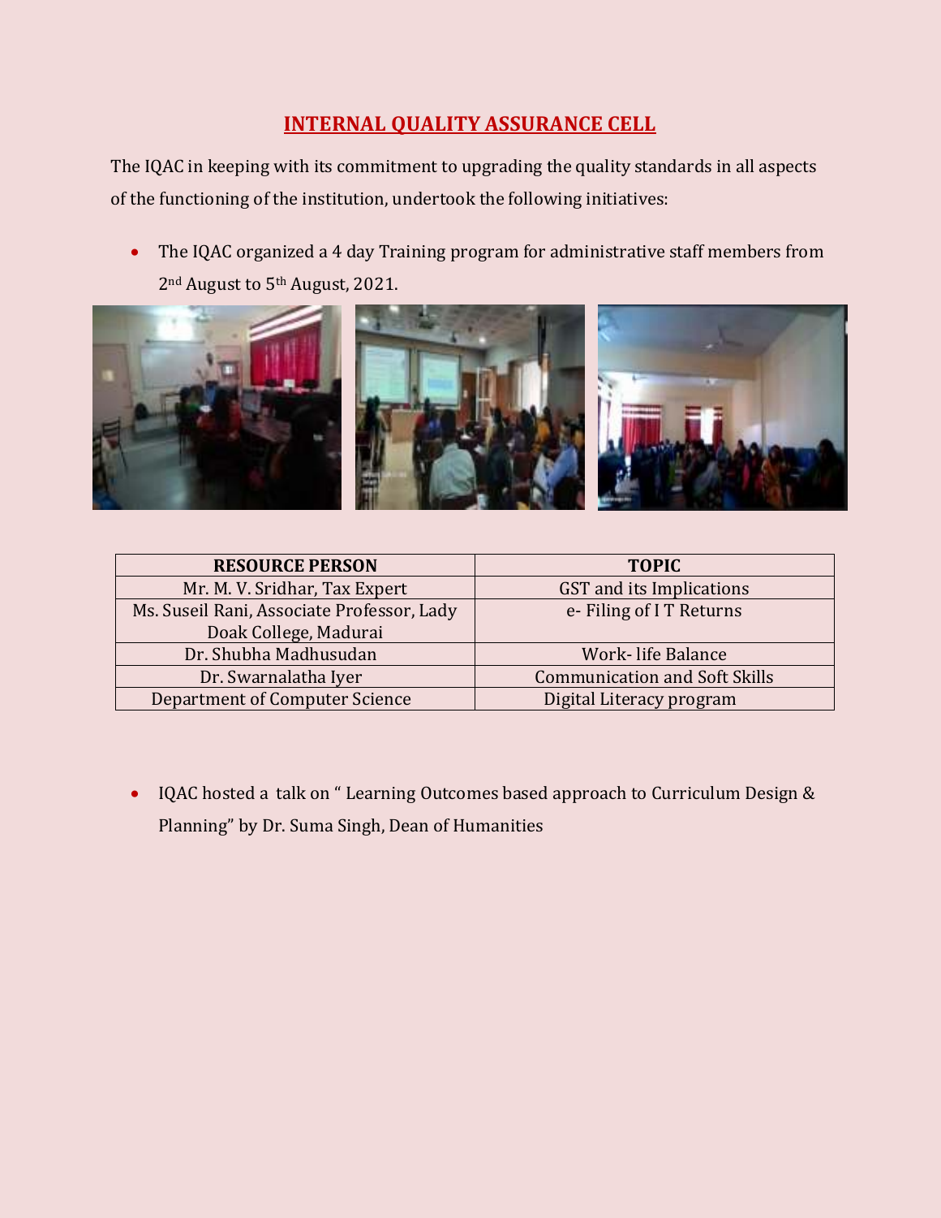## INTERNAL QUALITY ASSURANCE CELL

The IQAC in keeping with its commitment to upgrading the quality standards in all aspects of the functioning of the institution, undertook the following initiatives:

- The IQAC organized a 4 day Training program for administrative staff members from 2nd August to 5th August, 2021.

| RESOURCE PERSON | TOPIC |
|---|---|
| Mr. M. V. Sridhar, Tax Expert | GST and its Implications |
| Ms. Suseil Rani, Associate Professor, Lady Doak College, Madurai | e- Filing of I T Returns |
| Dr. Shubha Madhusudan | Work- life Balance |
| Dr. Swarnalatha Iyer | Communication and Soft Skills |
| Department of Computer Science | Digital Literacy program |

- IQAC hosted a talk on " Learning Outcomes based approach to Curriculum Design & Planning" by Dr. Suma Singh, Dean of Humanities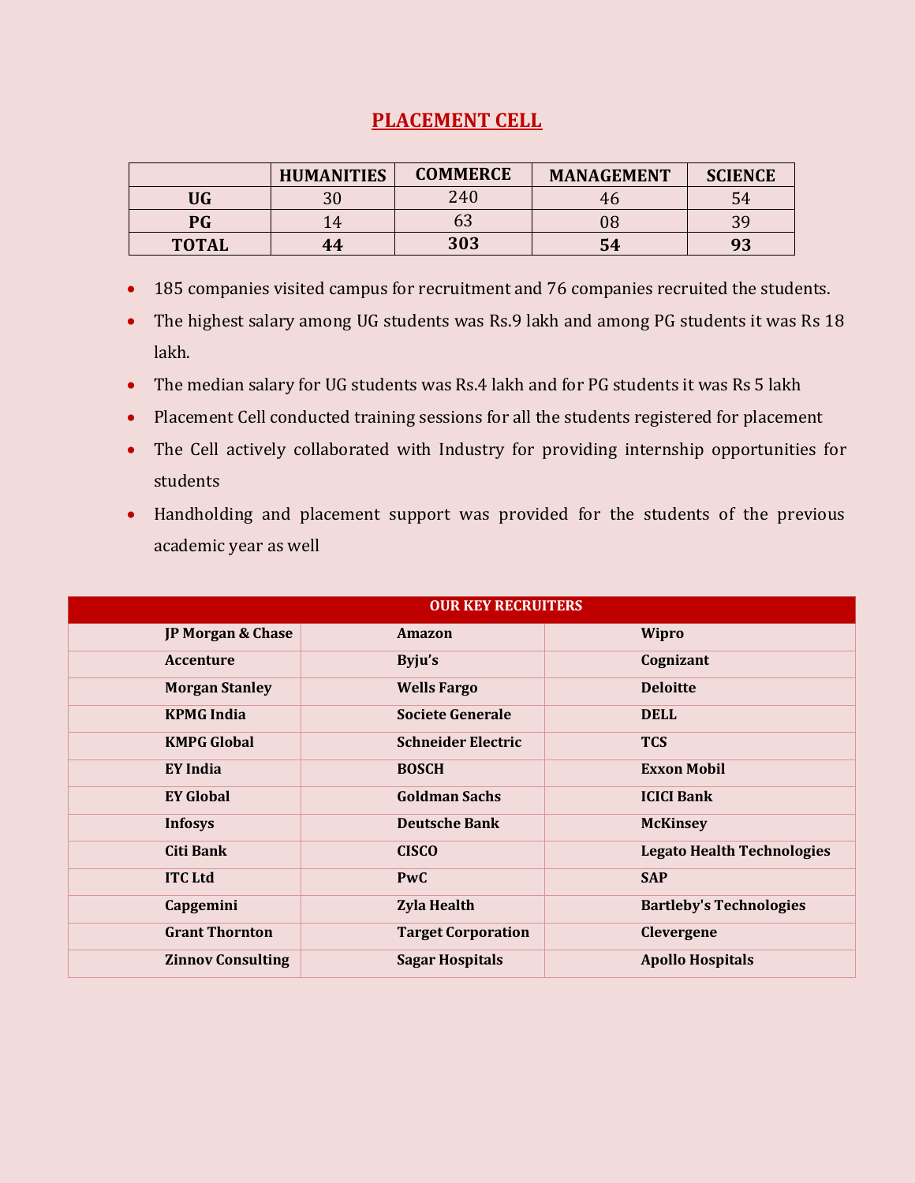# PLACEMENT CELL

| | HUMANITIES | COMMERCE | MANAGEMENT | SCIENCE |
|---|---|---|---|---|
| **UG** | 30 | 240 | 46 | 54 |
| **PG** | 14 | 63 | 08 | 39 |
| **TOTAL** | **44** | **303** | **54** | **93** |

- 185 companies visited campus for recruitment and 76 companies recruited the students.
- The highest salary among UG students was Rs.9 lakh and among PG students it was Rs 18 lakh.
- The median salary for UG students was Rs.4 lakh and for PG students it was Rs 5 lakh
- Placement Cell conducted training sessions for all the students registered for placement
- The Cell actively collaborated with Industry for providing internship opportunities for students
- Handholding and placement support was provided for the students of the previous academic year as well

| OUR KEY RECRUITERS | | |
|---|---|---|
| **JP Morgan & Chase** | **Amazon** | **Wipro** |
| **Accenture** | **Byju's** | **Cognizant** |
| **Morgan Stanley** | **Wells Fargo** | **Deloitte** |
| **KPMG India** | **Societe Generale** | **DELL** |
| **KMPG Global** | **Schneider Electric** | **TCS** |
| **EY India** | **BOSCH** | **Exxon Mobil** |
| **EY Global** | **Goldman Sachs** | **ICICI Bank** |
| **Infosys** | **Deutsche Bank** | **McKinsey** |
| **Citi Bank** | **CISCO** | **Legato Health Technologies** |
| **ITC Ltd** | **PwC** | **SAP** |
| **Capgemini** | **Zyla Health** | **Bartleby's Technologies** |
| **Grant Thornton** | **Target Corporation** | **Clevergene** |
| **Zinnov Consulting** | **Sagar Hospitals** | **Apollo Hospitals** |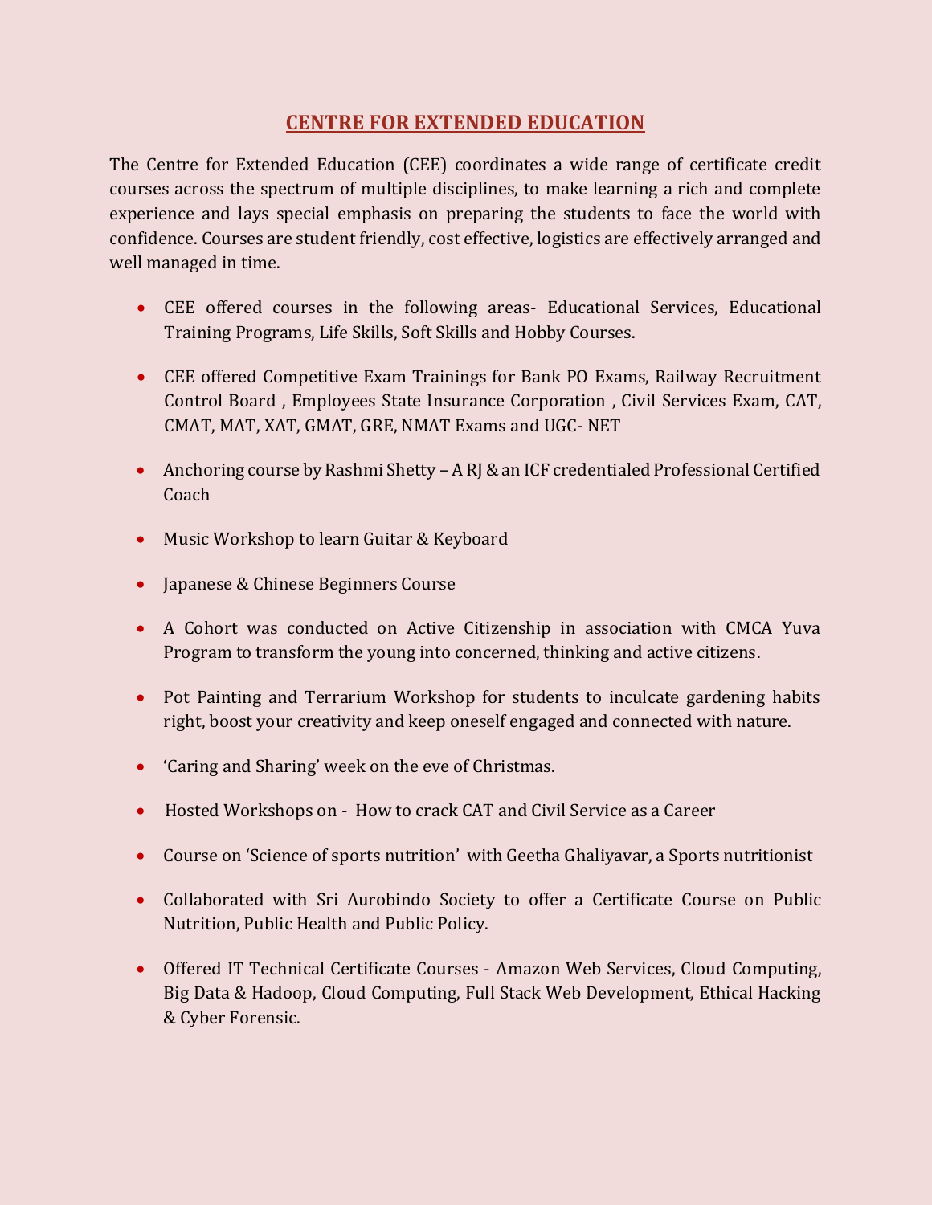# CENTRE FOR EXTENDED EDUCATION

The Centre for Extended Education (CEE) coordinates a wide range of certificate credit courses across the spectrum of multiple disciplines, to make learning a rich and complete experience and lays special emphasis on preparing the students to face the world with confidence. Courses are student friendly, cost effective, logistics are effectively arranged and well managed in time.

- CEE offered courses in the following areas- Educational Services, Educational Training Programs, Life Skills, Soft Skills and Hobby Courses.
- CEE offered Competitive Exam Trainings for Bank PO Exams, Railway Recruitment Control Board , Employees State Insurance Corporation , Civil Services Exam, CAT, CMAT, MAT, XAT, GMAT, GRE, NMAT Exams and UGC- NET
- Anchoring course by Rashmi Shetty – A RJ & an ICF credentialed Professional Certified Coach
- Music Workshop to learn Guitar & Keyboard
- Japanese & Chinese Beginners Course
- A Cohort was conducted on Active Citizenship in association with CMCA Yuva Program to transform the young into concerned, thinking and active citizens.
- Pot Painting and Terrarium Workshop for students to inculcate gardening habits right, boost your creativity and keep oneself engaged and connected with nature.
- 'Caring and Sharing' week on the eve of Christmas.
- Hosted Workshops on - How to crack CAT and Civil Service as a Career
- Course on 'Science of sports nutrition' with Geetha Ghaliyavar, a Sports nutritionist
- Collaborated with Sri Aurobindo Society to offer a Certificate Course on Public Nutrition, Public Health and Public Policy.
- Offered IT Technical Certificate Courses - Amazon Web Services, Cloud Computing, Big Data & Hadoop, Cloud Computing, Full Stack Web Development, Ethical Hacking & Cyber Forensic.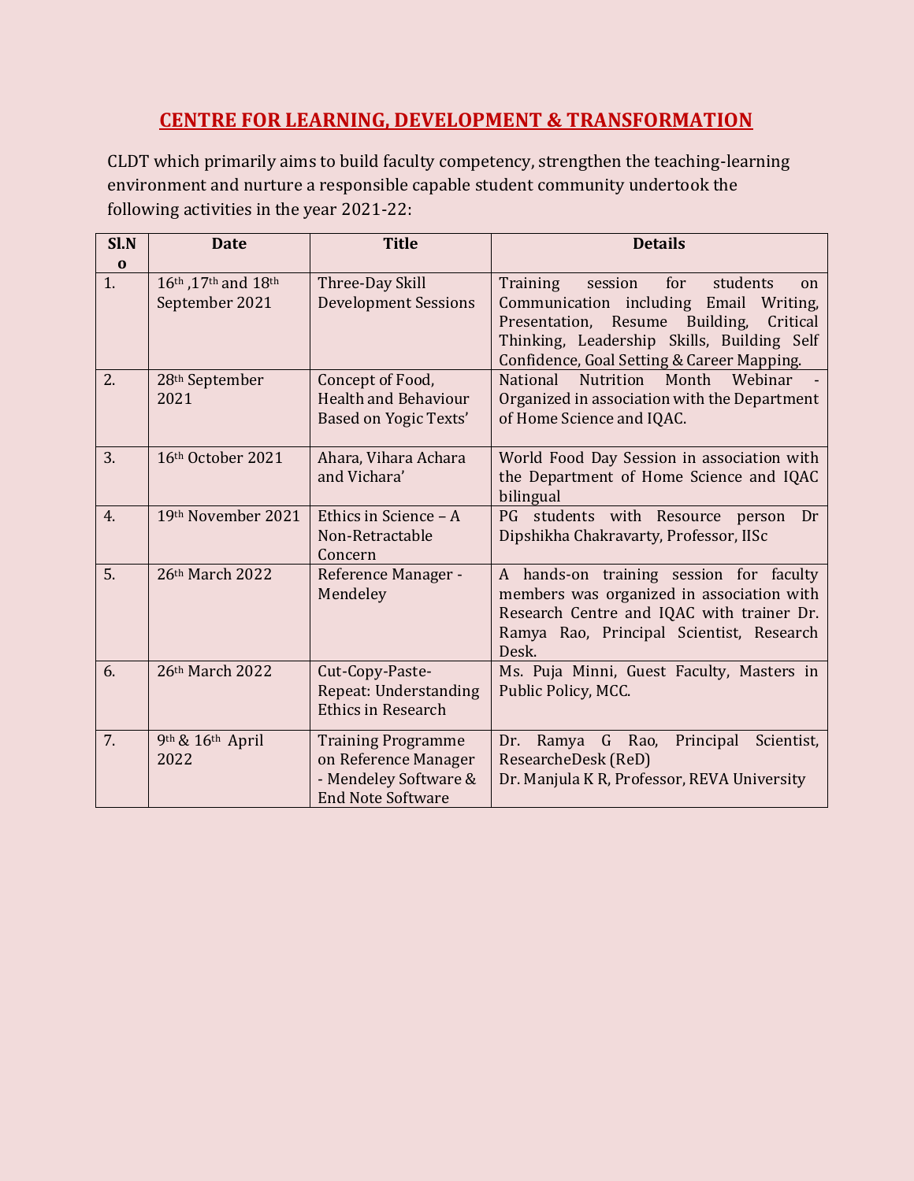# CENTRE FOR LEARNING, DEVELOPMENT & TRANSFORMATION

CLDT which primarily aims to build faculty competency, strengthen the teaching-learning environment and nurture a responsible capable student community undertook the following activities in the year 2021-22:

| Sl.No | Date | Title | Details |
|---|---|---|---|
| 1. | 16th ,17th and 18th September 2021 | Three-Day Skill Development Sessions | Training session for students on Communication including Email Writing, Presentation, Resume Building, Critical Thinking, Leadership Skills, Building Self Confidence, Goal Setting & Career Mapping. |
| 2. | 28th September 2021 | Concept of Food, Health and Behaviour Based on Yogic Texts' | National Nutrition Month Webinar - Organized in association with the Department of Home Science and IQAC. |
| 3. | 16th October 2021 | Ahara, Vihara Achara and Vichara' | World Food Day Session in association with the Department of Home Science and IQAC bilingual |
| 4. | 19th November 2021 | Ethics in Science – A Non-Retractable Concern | PG students with Resource person Dr Dipshikha Chakravarty, Professor, IISc |
| 5. | 26th March 2022 | Reference Manager - Mendeley | A hands-on training session for faculty members was organized in association with Research Centre and IQAC with trainer Dr. Ramya Rao, Principal Scientist, Research Desk. |
| 6. | 26th March 2022 | Cut-Copy-Paste-Repeat: Understanding Ethics in Research | Ms. Puja Minni, Guest Faculty, Masters in Public Policy, MCC. |
| 7. | 9th & 16th April 2022 | Training Programme on Reference Manager - Mendeley Software & End Note Software | Dr. Ramya G Rao, Principal Scientist, ResearcheDesk (ReD)<br>Dr. Manjula K R, Professor, REVA University |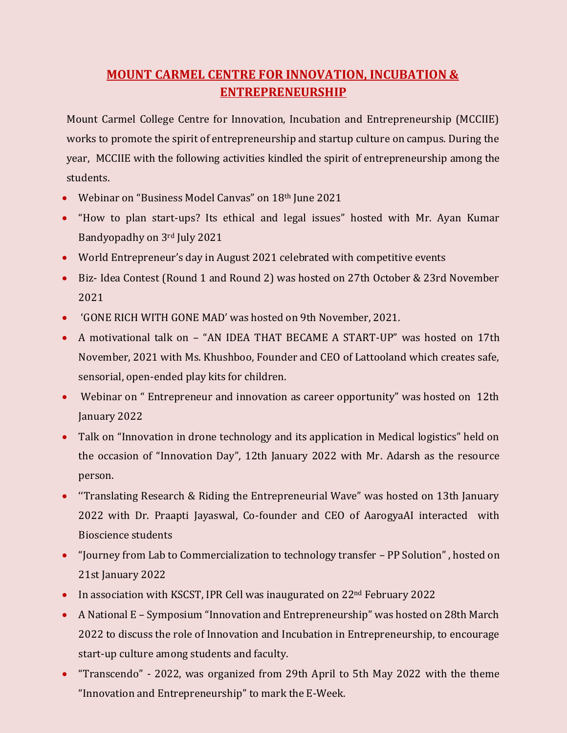# MOUNT CARMEL CENTRE FOR INNOVATION, INCUBATION & ENTREPRENEURSHIP

Mount Carmel College Centre for Innovation, Incubation and Entrepreneurship (MCCIIE) works to promote the spirit of entrepreneurship and startup culture on campus. During the year, MCCIIE with the following activities kindled the spirit of entrepreneurship among the students.

- Webinar on "Business Model Canvas" on 18th June 2021
- "How to plan start-ups? Its ethical and legal issues" hosted with Mr. Ayan Kumar Bandyopadhy on 3rd July 2021
- World Entrepreneur's day in August 2021 celebrated with competitive events
- Biz- Idea Contest (Round 1 and Round 2) was hosted on 27th October & 23rd November 2021
- 'GONE RICH WITH GONE MAD' was hosted on 9th November, 2021.
- A motivational talk on – "AN IDEA THAT BECAME A START-UP" was hosted on 17th November, 2021 with Ms. Khushboo, Founder and CEO of Lattooland which creates safe, sensorial, open-ended play kits for children.
- Webinar on " Entrepreneur and innovation as career opportunity" was hosted on 12th January 2022
- Talk on "Innovation in drone technology and its application in Medical logistics" held on the occasion of "Innovation Day", 12th January 2022 with Mr. Adarsh as the resource person.
- ''Translating Research & Riding the Entrepreneurial Wave" was hosted on 13th January 2022 with Dr. Praapti Jayaswal, Co-founder and CEO of AarogyaAI interacted with Bioscience students
- "Journey from Lab to Commercialization to technology transfer – PP Solution" , hosted on 21st January 2022
- In association with KSCST, IPR Cell was inaugurated on 22nd February 2022
- A National E – Symposium "Innovation and Entrepreneurship" was hosted on 28th March 2022 to discuss the role of Innovation and Incubation in Entrepreneurship, to encourage start-up culture among students and faculty.
- "Transcendo" - 2022, was organized from 29th April to 5th May 2022 with the theme "Innovation and Entrepreneurship" to mark the E-Week.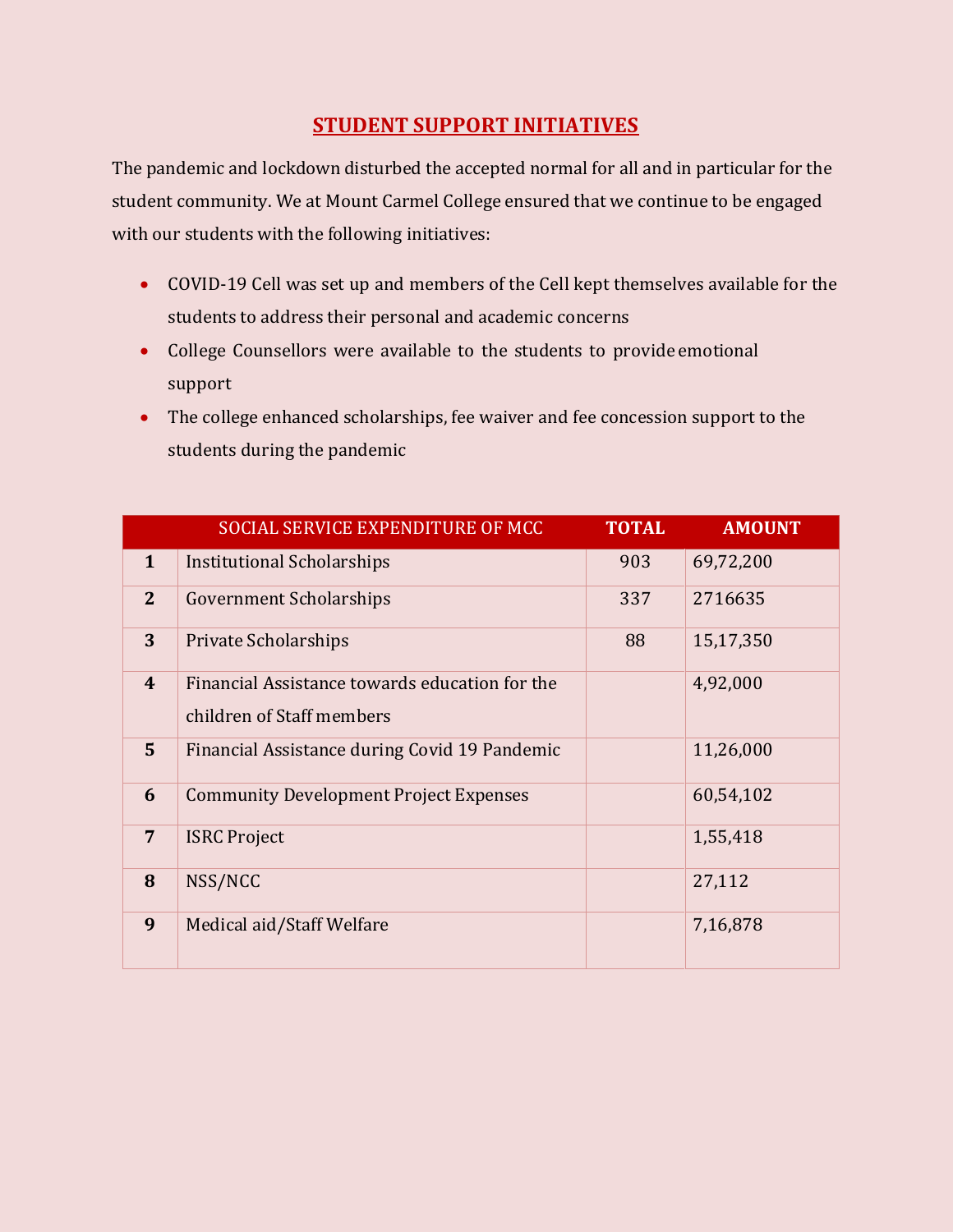## STUDENT SUPPORT INITIATIVES

The pandemic and lockdown disturbed the accepted normal for all and in particular for the student community. We at Mount Carmel College ensured that we continue to be engaged with our students with the following initiatives:

- COVID-19 Cell was set up and members of the Cell kept themselves available for the students to address their personal and academic concerns
- College Counsellors were available to the students to provide emotional support
- The college enhanced scholarships, fee waiver and fee concession support to the students during the pandemic

| | SOCIAL SERVICE EXPENDITURE OF MCC | TOTAL | AMOUNT |
|---|---|---|---|
| **1** | Institutional Scholarships | 903 | 69,72,200 |
| **2** | Government Scholarships | 337 | 2716635 |
| **3** | Private Scholarships | 88 | 15,17,350 |
| **4** | Financial Assistance towards education for the children of Staff members | | 4,92,000 |
| **5** | Financial Assistance during Covid 19 Pandemic | | 11,26,000 |
| **6** | Community Development Project Expenses | | 60,54,102 |
| **7** | ISRC Project | | 1,55,418 |
| **8** | NSS/NCC | | 27,112 |
| **9** | Medical aid/Staff Welfare | | 7,16,878 |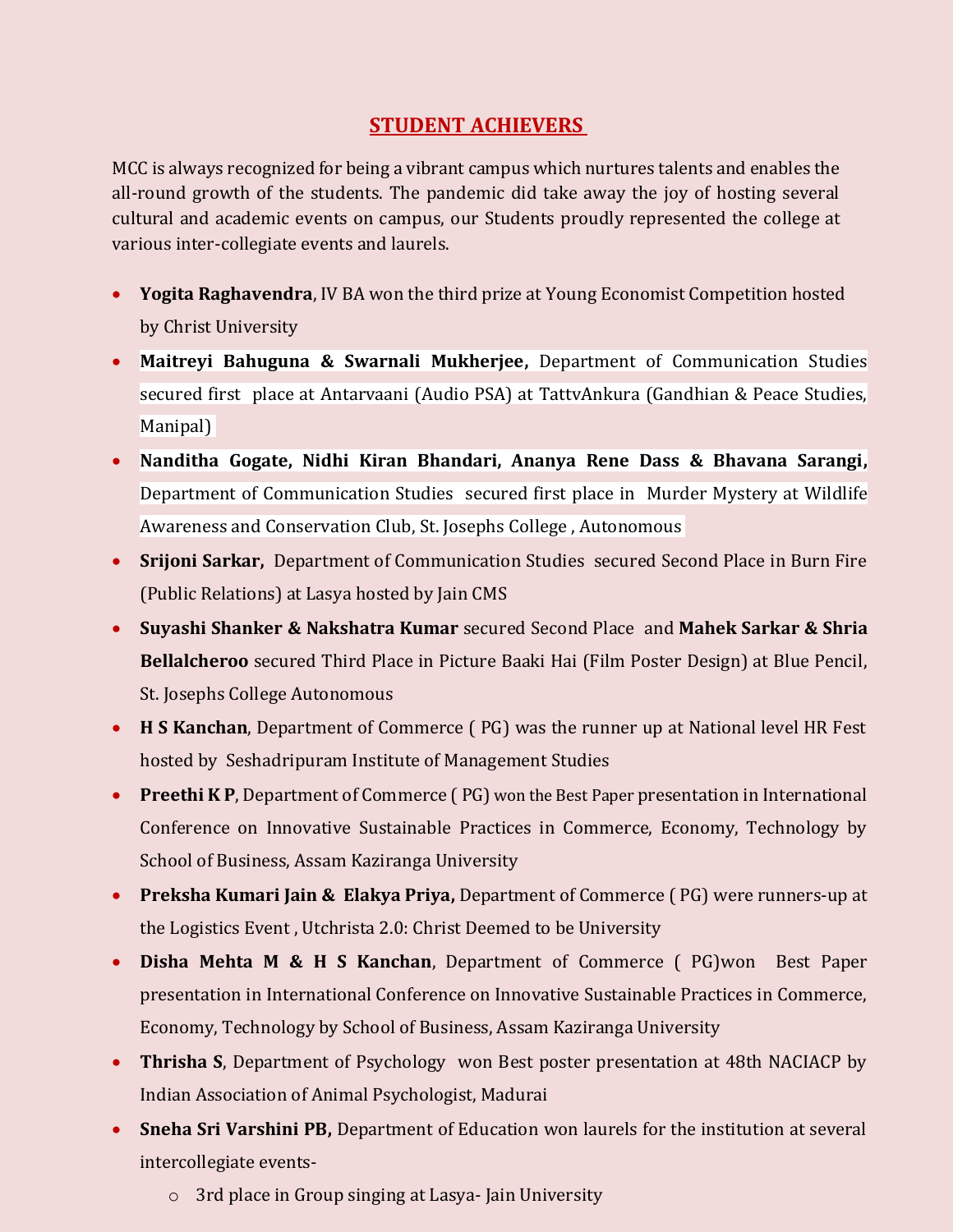## STUDENT ACHIEVERS

MCC is always recognized for being a vibrant campus which nurtures talents and enables the all-round growth of the students. The pandemic did take away the joy of hosting several cultural and academic events on campus, our Students proudly represented the college at various inter-collegiate events and laurels.

- **Yogita Raghavendra**, IV BA won the third prize at Young Economist Competition hosted by Christ University
- **Maitreyi Bahuguna & Swarnali Mukherjee,** Department of Communication Studies secured first place at Antarvaani (Audio PSA) at TattvAnkura (Gandhian & Peace Studies, Manipal)
- **Nanditha Gogate, Nidhi Kiran Bhandari, Ananya Rene Dass & Bhavana Sarangi,** Department of Communication Studies secured first place in Murder Mystery at Wildlife Awareness and Conservation Club, St. Josephs College , Autonomous
- **Srijoni Sarkar,** Department of Communication Studies secured Second Place in Burn Fire (Public Relations) at Lasya hosted by Jain CMS
- **Suyashi Shanker & Nakshatra Kumar** secured Second Place and **Mahek Sarkar & Shria Bellalcheroo** secured Third Place in Picture Baaki Hai (Film Poster Design) at Blue Pencil, St. Josephs College Autonomous
- **H S Kanchan**, Department of Commerce ( PG) was the runner up at National level HR Fest hosted by Seshadripuram Institute of Management Studies
- **Preethi K P**, Department of Commerce ( PG) won the Best Paper presentation in International Conference on Innovative Sustainable Practices in Commerce, Economy, Technology by School of Business, Assam Kaziranga University
- **Preksha Kumari Jain & Elakya Priya,** Department of Commerce ( PG) were runners-up at the Logistics Event , Utchrista 2.0: Christ Deemed to be University
- **Disha Mehta M & H S Kanchan**, Department of Commerce ( PG)won Best Paper presentation in International Conference on Innovative Sustainable Practices in Commerce, Economy, Technology by School of Business, Assam Kaziranga University
- **Thrisha S**, Department of Psychology won Best poster presentation at 48th NACIACP by Indian Association of Animal Psychologist, Madurai
- **Sneha Sri Varshini PB,** Department of Education won laurels for the institution at several intercollegiate events-
  - 3rd place in Group singing at Lasya- Jain University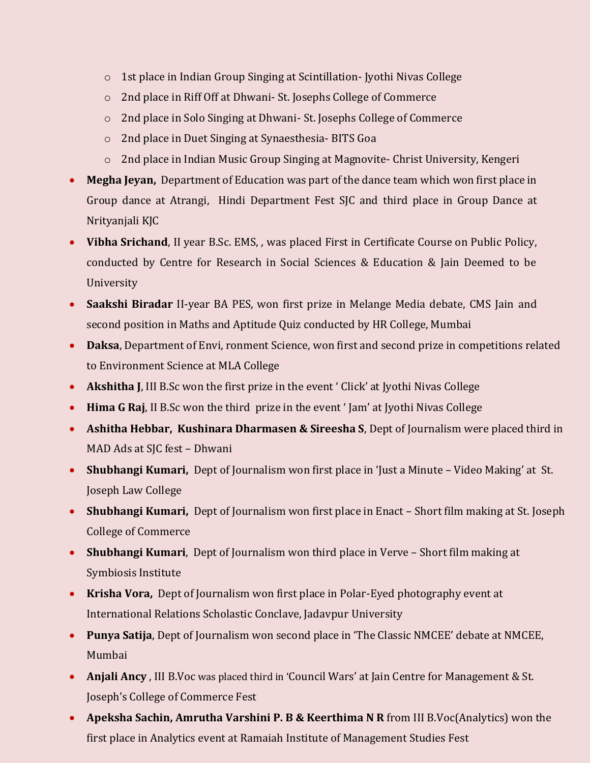- 1st place in Indian Group Singing at Scintillation- Jyothi Nivas College
  - 2nd place in Riff Off at Dhwani- St. Josephs College of Commerce
  - 2nd place in Solo Singing at Dhwani- St. Josephs College of Commerce
  - 2nd place in Duet Singing at Synaesthesia- BITS Goa
  - 2nd place in Indian Music Group Singing at Magnovite- Christ University, Kengeri
- **Megha Jeyan,** Department of Education was part of the dance team which won first place in Group dance at Atrangi, Hindi Department Fest SJC and third place in Group Dance at Nrityanjali KJC
- **Vibha Srichand**, II year B.Sc. EMS, , was placed First in Certificate Course on Public Policy, conducted by Centre for Research in Social Sciences & Education & Jain Deemed to be University
- **Saakshi Biradar** II-year BA PES, won first prize in Melange Media debate, CMS Jain and second position in Maths and Aptitude Quiz conducted by HR College, Mumbai
- **Daksa**, Department of Envi, ronment Science, won first and second prize in competitions related to Environment Science at MLA College
- **Akshitha J**, III B.Sc won the first prize in the event ' Click' at Jyothi Nivas College
- **Hima G Raj**, II B.Sc won the third prize in the event ' Jam' at Jyothi Nivas College
- **Ashitha Hebbar, Kushinara Dharmasen & Sireesha S**, Dept of Journalism were placed third in MAD Ads at SJC fest – Dhwani
- **Shubhangi Kumari,** Dept of Journalism won first place in 'Just a Minute – Video Making' at St. Joseph Law College
- **Shubhangi Kumari,** Dept of Journalism won first place in Enact – Short film making at St. Joseph College of Commerce
- **Shubhangi Kumari**, Dept of Journalism won third place in Verve – Short film making at Symbiosis Institute
- **Krisha Vora,** Dept of Journalism won first place in Polar-Eyed photography event at International Relations Scholastic Conclave, Jadavpur University
- **Punya Satija**, Dept of Journalism won second place in 'The Classic NMCEE' debate at NMCEE, Mumbai
- **Anjali Ancy** , III B.Voc was placed third in 'Council Wars' at Jain Centre for Management & St. Joseph's College of Commerce Fest
- **Apeksha Sachin, Amrutha Varshini P. B & Keerthima N R** from III B.Voc(Analytics) won the first place in Analytics event at Ramaiah Institute of Management Studies Fest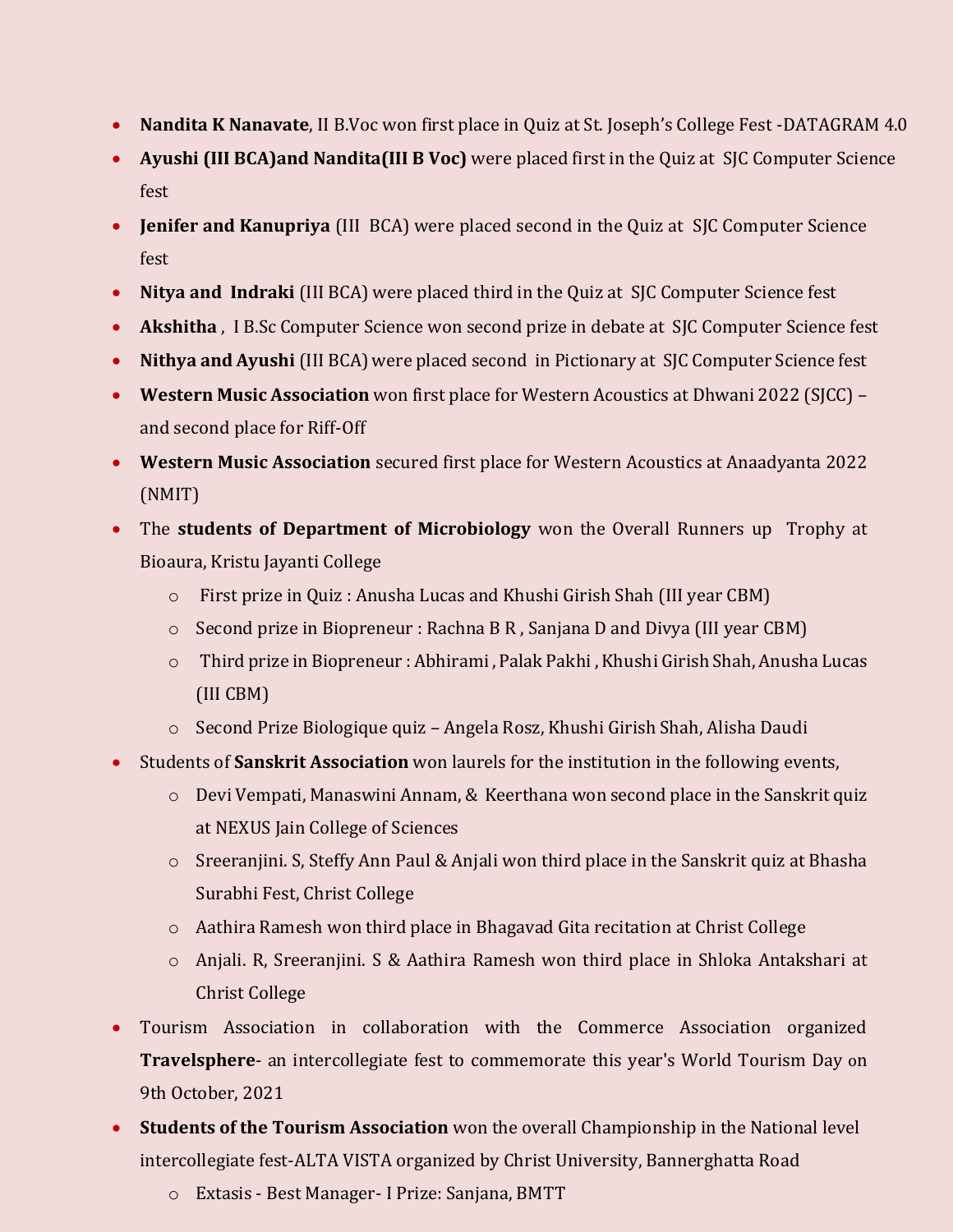- **Nandita K Nanavate**, II B.Voc won first place in Quiz at St. Joseph's College Fest -DATAGRAM 4.0
- **Ayushi (III BCA)and Nandita(III B Voc)** were placed first in the Quiz at SJC Computer Science fest
- **Jenifer and Kanupriya** (III BCA) were placed second in the Quiz at SJC Computer Science fest
- **Nitya and Indraki** (III BCA) were placed third in the Quiz at SJC Computer Science fest
- **Akshitha** , I B.Sc Computer Science won second prize in debate at SJC Computer Science fest
- **Nithya and Ayushi** (III BCA) were placed second in Pictionary at SJC Computer Science fest
- **Western Music Association** won first place for Western Acoustics at Dhwani 2022 (SJCC) – and second place for Riff-Off
- **Western Music Association** secured first place for Western Acoustics at Anaadyanta 2022 (NMIT)
- The **students of Department of Microbiology** won the Overall Runners up Trophy at Bioaura, Kristu Jayanti College
    - First prize in Quiz : Anusha Lucas and Khushi Girish Shah (III year CBM)
    - Second prize in Biopreneur : Rachna B R , Sanjana D and Divya (III year CBM)
    - Third prize in Biopreneur : Abhirami , Palak Pakhi , Khushi Girish Shah, Anusha Lucas (III CBM)
    - Second Prize Biologique quiz – Angela Rosz, Khushi Girish Shah, Alisha Daudi
- Students of **Sanskrit Association** won laurels for the institution in the following events,
    - Devi Vempati, Manaswini Annam, & Keerthana won second place in the Sanskrit quiz at NEXUS Jain College of Sciences
    - Sreeranjini. S, Steffy Ann Paul & Anjali won third place in the Sanskrit quiz at Bhasha Surabhi Fest, Christ College
    - Aathira Ramesh won third place in Bhagavad Gita recitation at Christ College
    - Anjali. R, Sreeranjini. S & Aathira Ramesh won third place in Shloka Antakshari at Christ College
- Tourism Association in collaboration with the Commerce Association organized **Travelsphere**- an intercollegiate fest to commemorate this year's World Tourism Day on 9th October, 2021
- **Students of the Tourism Association** won the overall Championship in the National level intercollegiate fest-ALTA VISTA organized by Christ University, Bannerghatta Road
    - Extasis - Best Manager- I Prize: Sanjana, BMTT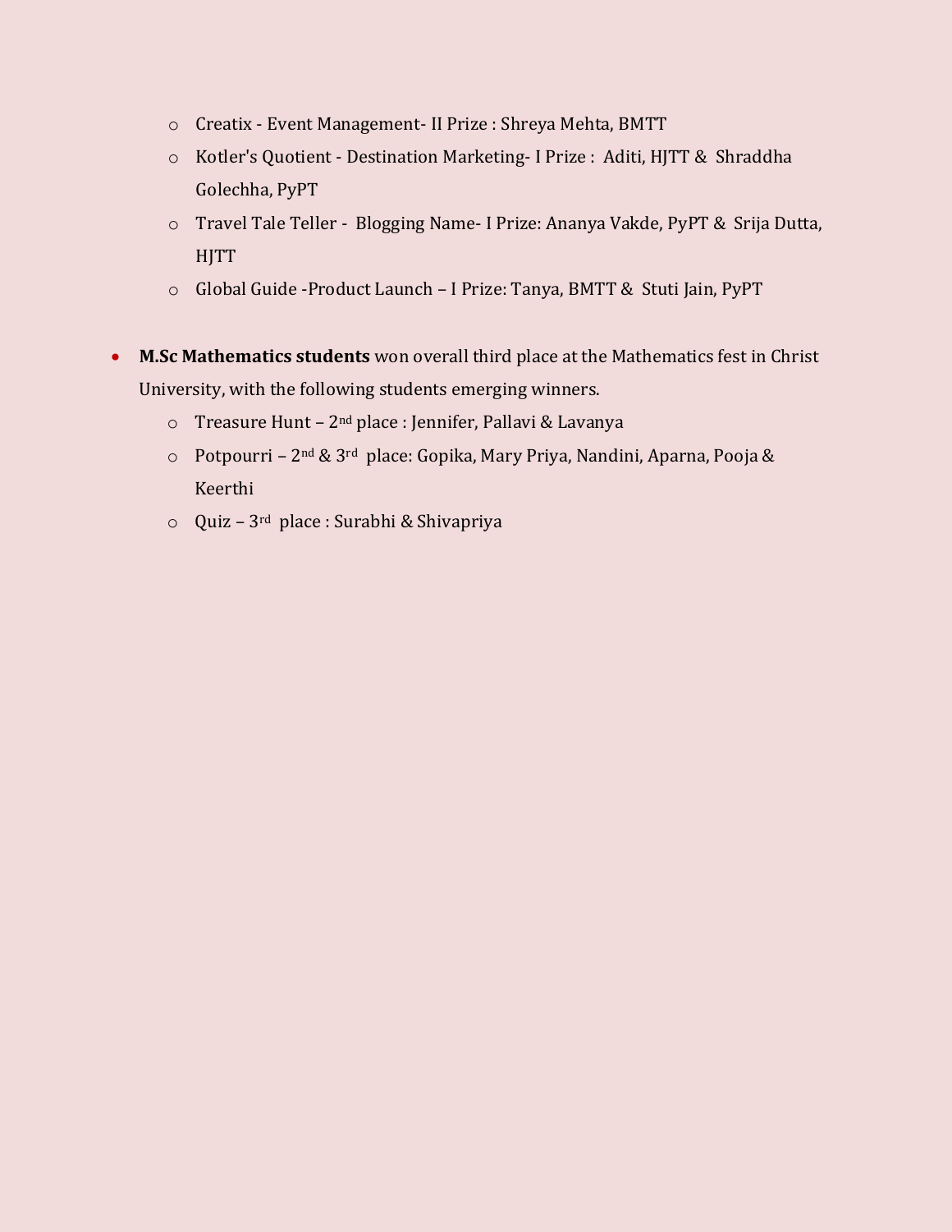- Creatix - Event Management- II Prize : Shreya Mehta, BMTT
  - Kotler's Quotient - Destination Marketing- I Prize : Aditi, HJTT & Shraddha Golechha, PyPT
  - Travel Tale Teller - Blogging Name- I Prize: Ananya Vakde, PyPT & Srija Dutta, HJTT
  - Global Guide -Product Launch – I Prize: Tanya, BMTT & Stuti Jain, PyPT

- **M.Sc Mathematics students** won overall third place at the Mathematics fest in Christ University, with the following students emerging winners.
  - Treasure Hunt – 2nd place : Jennifer, Pallavi & Lavanya
  - Potpourri – 2nd & 3rd place: Gopika, Mary Priya, Nandini, Aparna, Pooja & Keerthi
  - Quiz – 3rd place : Surabhi & Shivapriya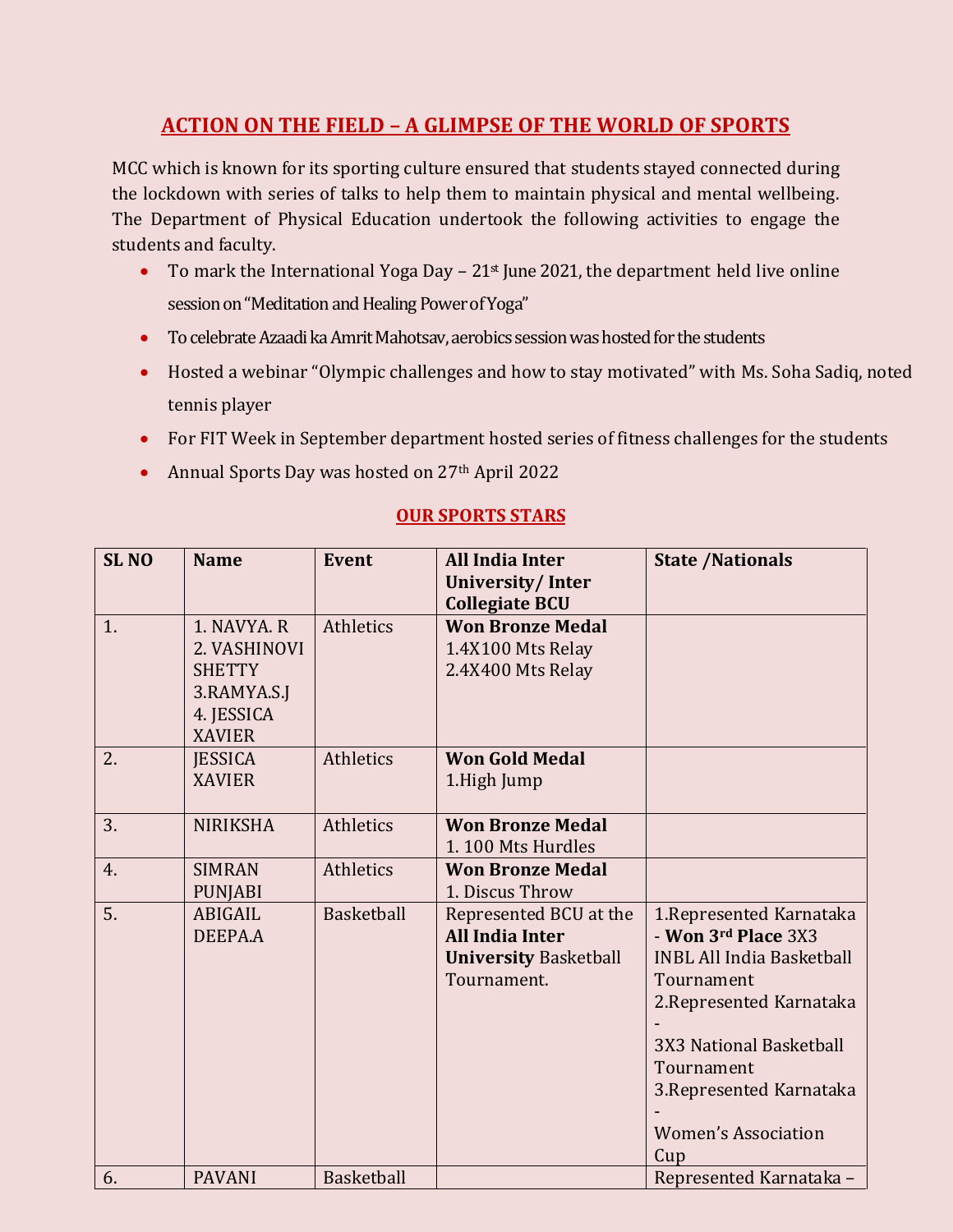## ACTION ON THE FIELD – A GLIMPSE OF THE WORLD OF SPORTS

MCC which is known for its sporting culture ensured that students stayed connected during the lockdown with series of talks to help them to maintain physical and mental wellbeing. The Department of Physical Education undertook the following activities to engage the students and faculty.

- To mark the International Yoga Day – 21st June 2021, the department held live online session on "Meditation and Healing Power of Yoga"
- To celebrate Azaadi ka Amrit Mahotsav, aerobics session was hosted for the students
- Hosted a webinar "Olympic challenges and how to stay motivated" with Ms. Soha Sadiq, noted tennis player
- For FIT Week in September department hosted series of fitness challenges for the students
- Annual Sports Day was hosted on 27th April 2022

### OUR SPORTS STARS

| SL NO | Name | Event | All India Inter University/ Inter Collegiate BCU | State /Nationals |
|---|---|---|---|---|
| 1. | 1. NAVYA. R<br>2. VASHINOVI SHETTY<br>3.RAMYA.S.J<br>4. JESSICA XAVIER | Athletics | **Won Bronze Medal**<br>1.4X100 Mts Relay<br>2.4X400 Mts Relay | |
| 2. | JESSICA XAVIER | Athletics | **Won Gold Medal**<br>1.High Jump | |
| 3. | NIRIKSHA | Athletics | **Won Bronze Medal**<br>1. 100 Mts Hurdles | |
| 4. | SIMRAN PUNJABI | Athletics | **Won Bronze Medal**<br>1. Discus Throw | |
| 5. | ABIGAIL DEEPA.A | Basketball | Represented BCU at the **All India Inter University** Basketball Tournament. | 1.Represented Karnataka - **Won 3rd Place** 3X3 INBL All India Basketball Tournament<br>2.Represented Karnataka - 3X3 National Basketball Tournament<br>3.Represented Karnataka - Women's Association Cup |
| 6. | PAVANI | Basketball | | Represented Karnataka – |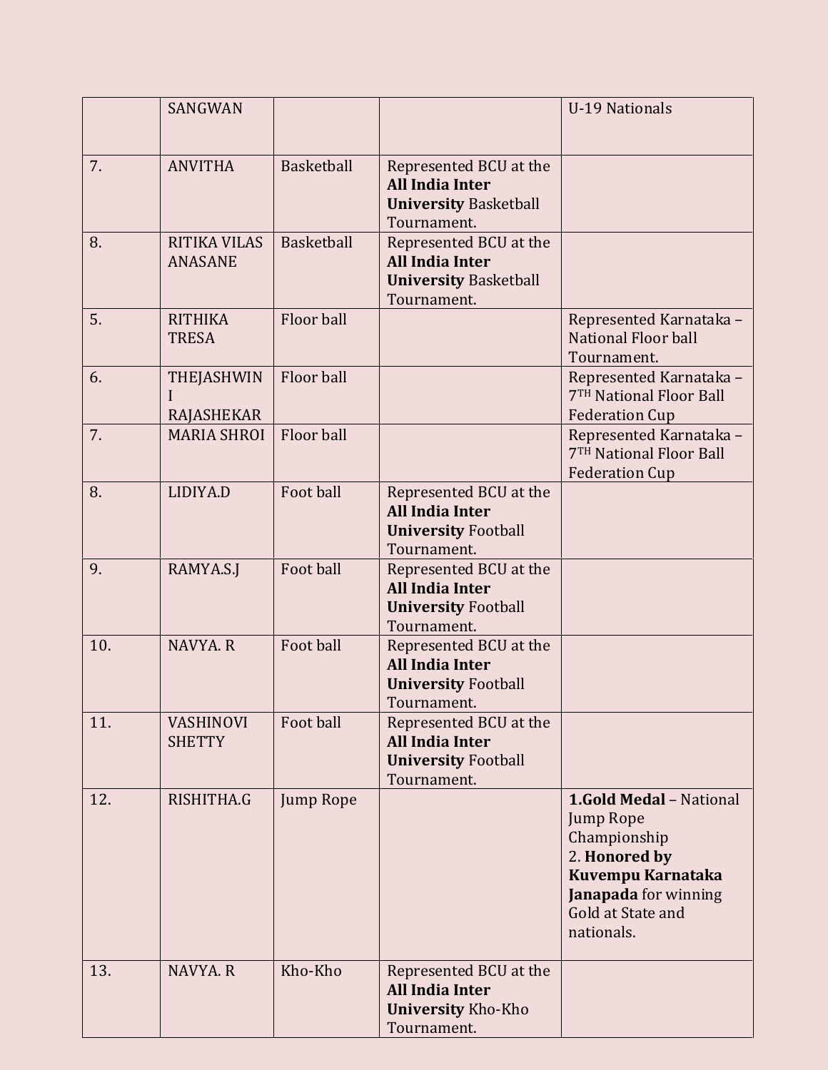| | | | | |
|---|---|---|---|---|
| | SANGWAN | | | U-19 Nationals |
| 7. | ANVITHA | Basketball | Represented BCU at the **All India Inter University** Basketball Tournament. | |
| 8. | RITIKA VILAS ANASANE | Basketball | Represented BCU at the **All India Inter University** Basketball Tournament. | |
| 5. | RITHIKA TRESA | Floor ball | | Represented Karnataka – National Floor ball Tournament. |
| 6. | THEJASHWINI RAJASHEKAR | Floor ball | | Represented Karnataka – 7[TH] National Floor Ball Federation Cup |
| 7. | MARIA SHROI | Floor ball | | Represented Karnataka – 7[TH] National Floor Ball Federation Cup |
| 8. | LIDIYA.D | Foot ball | Represented BCU at the **All India Inter University** Football Tournament. | |
| 9. | RAMYA.S.J | Foot ball | Represented BCU at the **All India Inter University** Football Tournament. | |
| 10. | NAVYA. R | Foot ball | Represented BCU at the **All India Inter University** Football Tournament. | |
| 11. | VASHINOVI SHETTY | Foot ball | Represented BCU at the **All India Inter University** Football Tournament. | |
| 12. | RISHITHA.G | Jump Rope | | **1.Gold Medal** – National Jump Rope Championship<br>2. **Honored by Kuvempu Karnataka Janapada** for winning Gold at State and nationals. |
| 13. | NAVYA. R | Kho-Kho | Represented BCU at the **All India Inter University** Kho-Kho Tournament. | |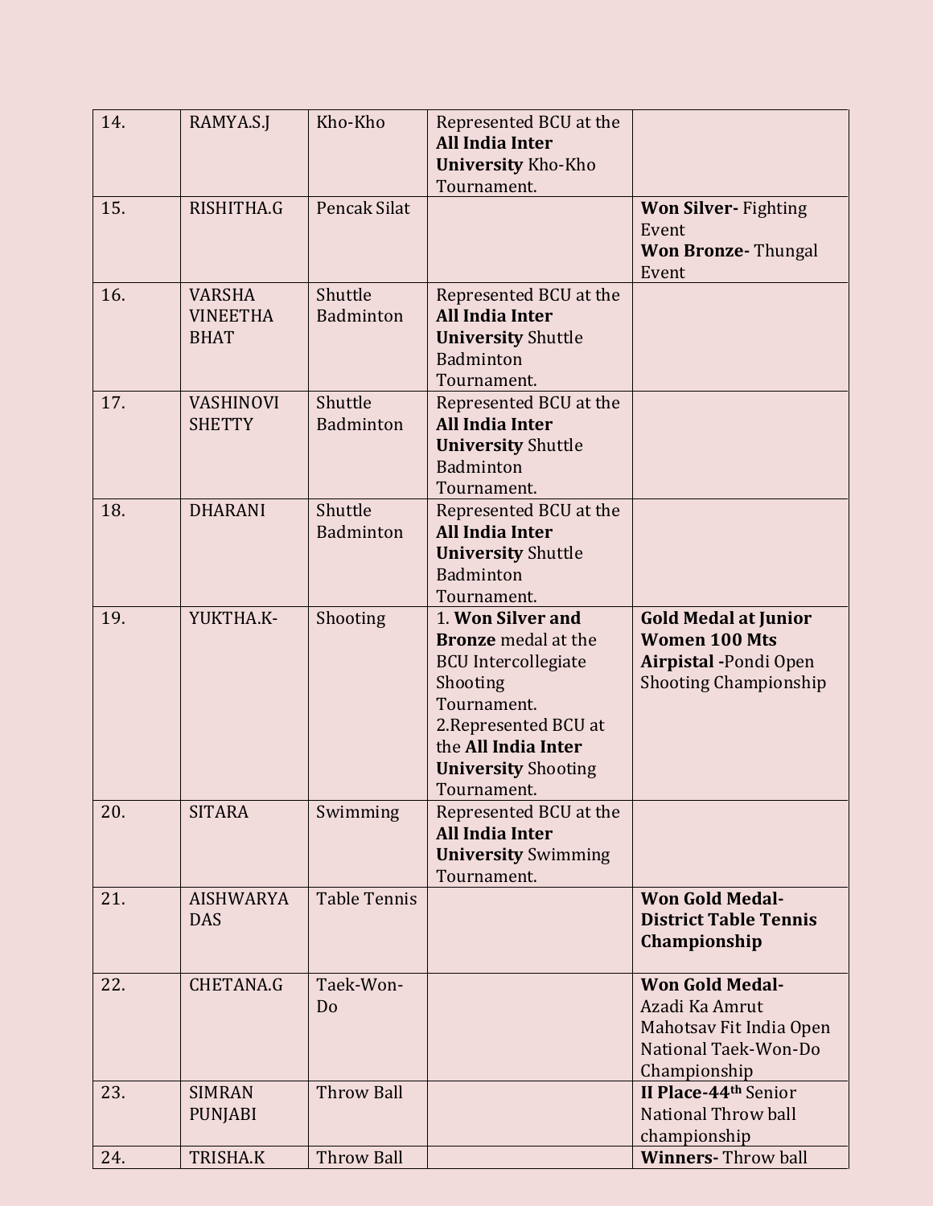| 14. | RAMYA.S.J | Kho-Kho | Represented BCU at the **All India Inter University** Kho-Kho Tournament. | |
|---|---|---|---|---|
| 15. | RISHITHA.G | Pencak Silat | | **Won Silver-** Fighting Event **Won Bronze-** Thungal Event |
| 16. | VARSHA VINEETHA BHAT | Shuttle Badminton | Represented BCU at the **All India Inter University** Shuttle Badminton Tournament. | |
| 17. | VASHINOVI SHETTY | Shuttle Badminton | Represented BCU at the **All India Inter University** Shuttle Badminton Tournament. | |
| 18. | DHARANI | Shuttle Badminton | Represented BCU at the **All India Inter University** Shuttle Badminton Tournament. | |
| 19. | YUKTHA.K- | Shooting | 1. **Won Silver and Bronze** medal at the BCU Intercollegiate Shooting Tournament. 2.Represented BCU at the **All India Inter University** Shooting Tournament. | **Gold Medal at Junior Women 100 Mts Airpistal -**Pondi Open Shooting Championship |
| 20. | SITARA | Swimming | Represented BCU at the **All India Inter University** Swimming Tournament. | |
| 21. | AISHWARYA DAS | Table Tennis | | **Won Gold Medal- District Table Tennis Championship** |
| 22. | CHETANA.G | Taek-Won-Do | | **Won Gold Medal-** Azadi Ka Amrut Mahotsav Fit India Open National Taek-Won-Do Championship |
| 23. | SIMRAN PUNJABI | Throw Ball | | **II Place-44th** Senior National Throw ball championship |
| 24. | TRISHA.K | Throw Ball | | **Winners-** Throw ball |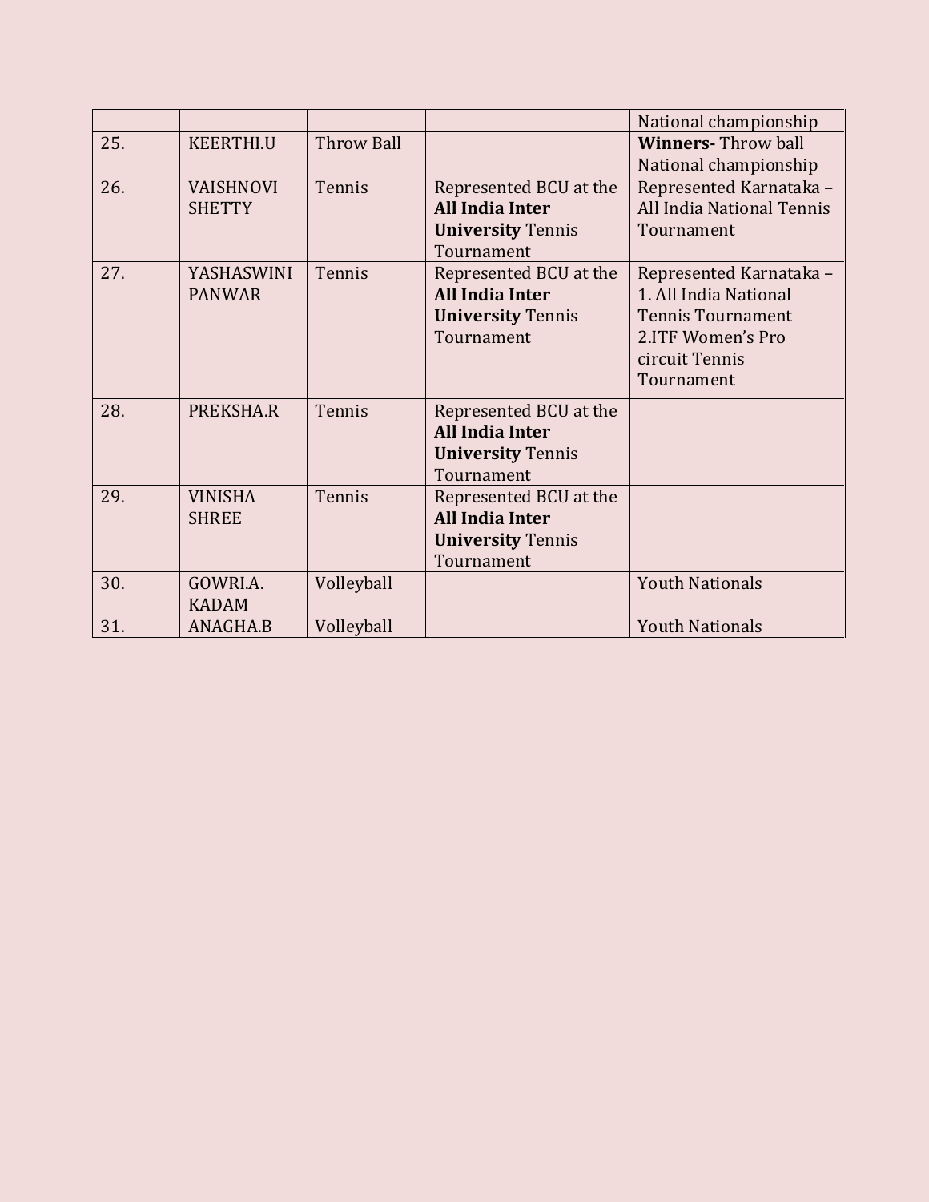| | | | | |
|---|---|---|---|---|
| | | | | National championship |
| 25. | KEERTHI.U | Throw Ball | | **Winners-** Throw ball National championship |
| 26. | VAISHNOVI SHETTY | Tennis | Represented BCU at the **All India Inter University** Tennis Tournament | Represented Karnataka – All India National Tennis Tournament |
| 27. | YASHASWINI PANWAR | Tennis | Represented BCU at the **All India Inter University** Tennis Tournament | Represented Karnataka – 1. All India National Tennis Tournament 2.ITF Women's Pro circuit Tennis Tournament |
| 28. | PREKSHA.R | Tennis | Represented BCU at the **All India Inter University** Tennis Tournament | |
| 29. | VINISHA SHREE | Tennis | Represented BCU at the **All India Inter University** Tennis Tournament | |
| 30. | GOWRI.A. KADAM | Volleyball | | Youth Nationals |
| 31. | ANAGHA.B | Volleyball | | Youth Nationals |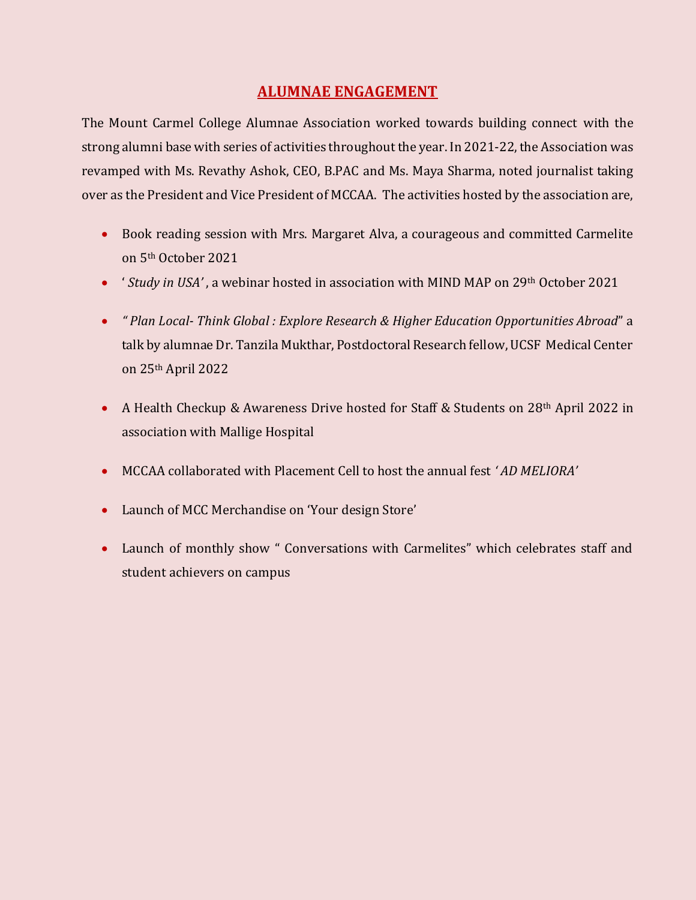## ALUMNAE ENGAGEMENT

The Mount Carmel College Alumnae Association worked towards building connect with the strong alumni base with series of activities throughout the year. In 2021-22, the Association was revamped with Ms. Revathy Ashok, CEO, B.PAC and Ms. Maya Sharma, noted journalist taking over as the President and Vice President of MCCAA. The activities hosted by the association are,

- Book reading session with Mrs. Margaret Alva, a courageous and committed Carmelite on 5th October 2021
- ' *Study in USA'* , a webinar hosted in association with MIND MAP on 29th October 2021
- *" Plan Local- Think Global : Explore Research & Higher Education Opportunities Abroad*" a talk by alumnae Dr. Tanzila Mukthar, Postdoctoral Research fellow, UCSF Medical Center on 25th April 2022
- A Health Checkup & Awareness Drive hosted for Staff & Students on 28th April 2022 in association with Mallige Hospital
- MCCAA collaborated with Placement Cell to host the annual fest ' *AD MELIORA'*
- Launch of MCC Merchandise on 'Your design Store'
- Launch of monthly show " Conversations with Carmelites" which celebrates staff and student achievers on campus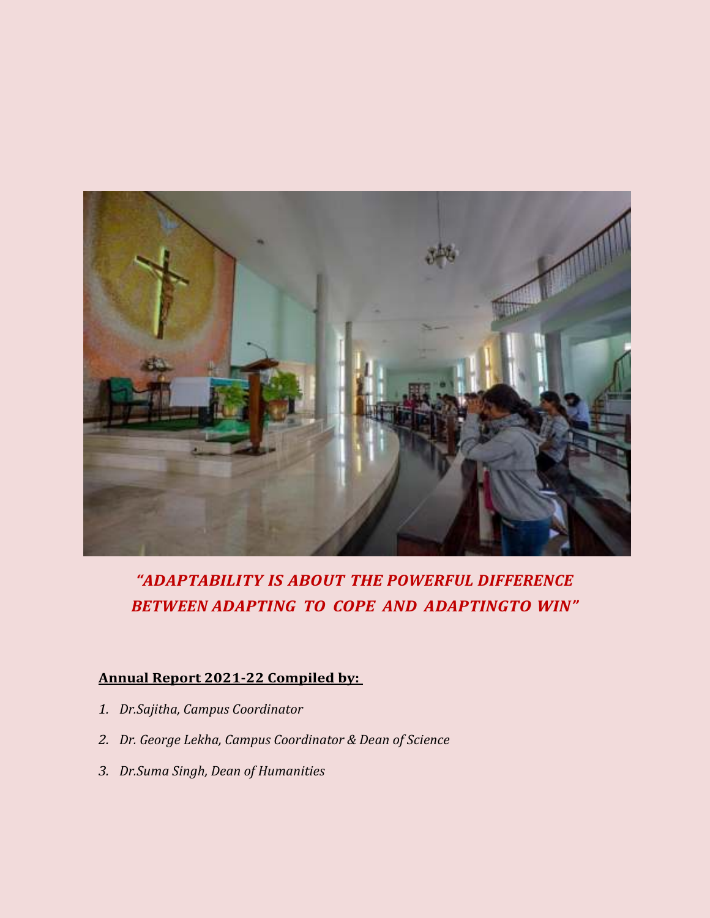*"ADAPTABILITY IS ABOUT THE POWERFUL DIFFERENCE BETWEEN ADAPTING TO COPE AND ADAPTINGTO WIN"*

**Annual Report 2021-22 Compiled by:**

1. *Dr.Sajitha, Campus Coordinator*
2. *Dr. George Lekha, Campus Coordinator & Dean of Science*
3. *Dr.Suma Singh, Dean of Humanities*